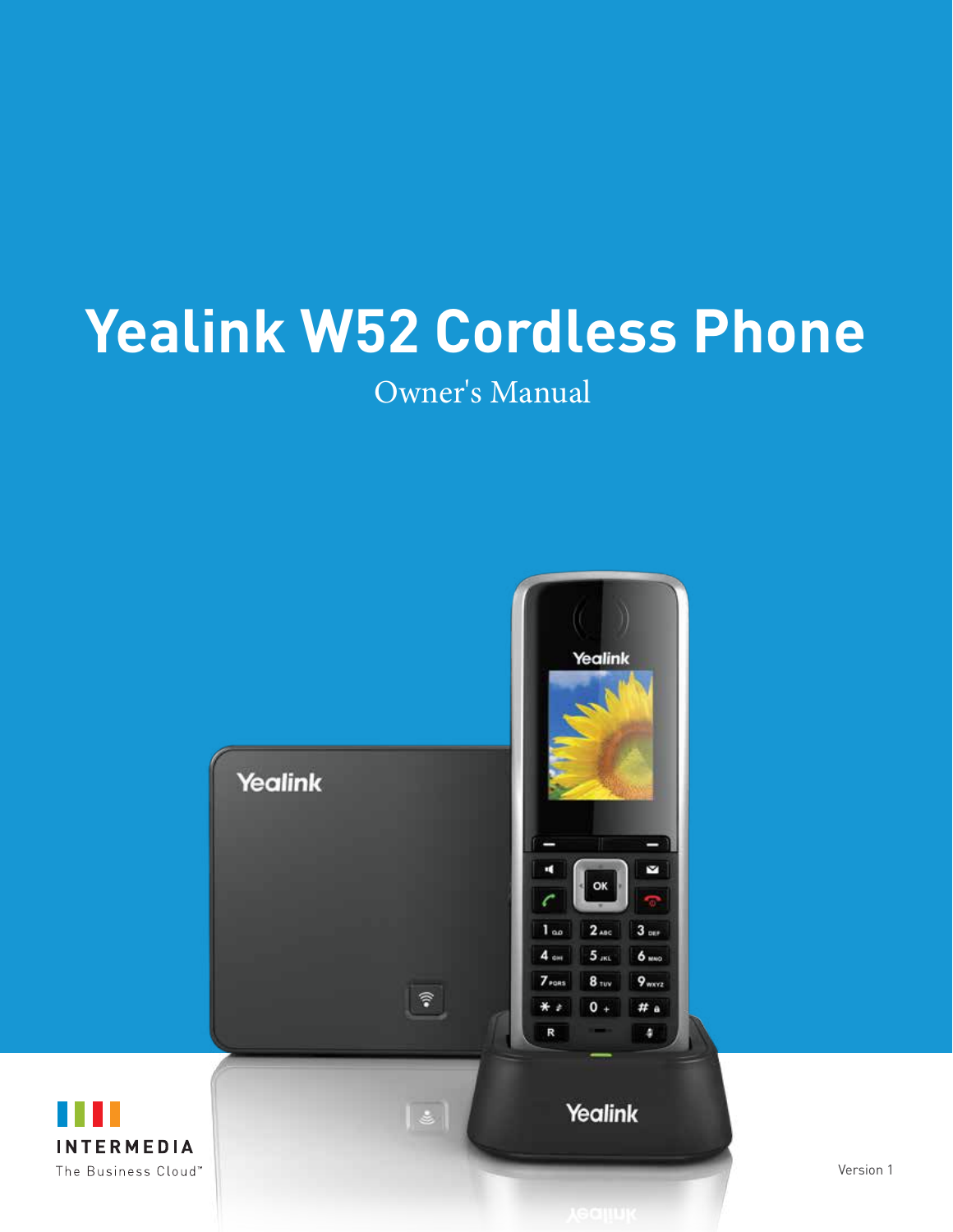# Yealink W52 Cordless Phone

Owner's Manual

INTERMEDIA

The Business Cloud™

Version 1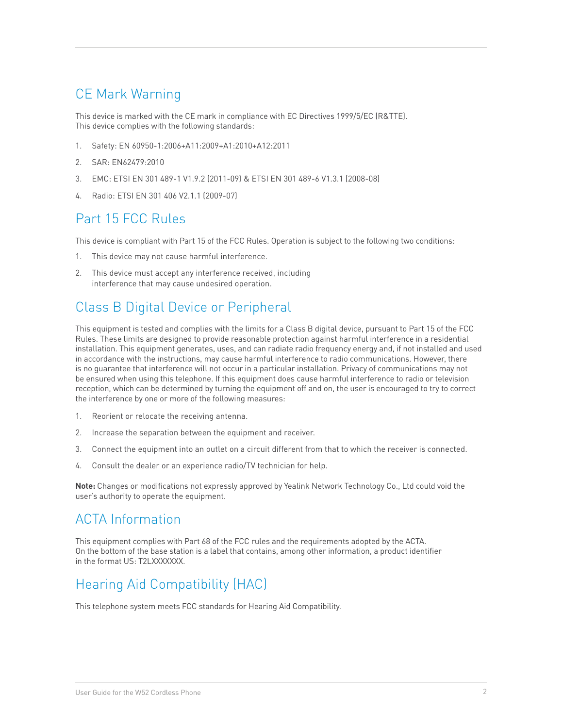## CE Mark Warning

This device is marked with the CE mark in compliance with EC Directives 1999/5/EC (R&TTE).
This device complies with the following standards:

1. Safety: EN 60950-1:2006+A11:2009+A1:2010+A12:2011
2. SAR: EN62479:2010
3. EMC: ETSI EN 301 489-1 V1.9.2 (2011-09) & ETSI EN 301 489-6 V1.3.1 (2008-08)
4. Radio: ETSI EN 301 406 V2.1.1 (2009-07)

## Part 15 FCC Rules

This device is compliant with Part 15 of the FCC Rules. Operation is subject to the following two conditions:

1. This device may not cause harmful interference.
2. This device must accept any interference received, including interference that may cause undesired operation.

## Class B Digital Device or Peripheral

This equipment is tested and complies with the limits for a Class B digital device, pursuant to Part 15 of the FCC Rules. These limits are designed to provide reasonable protection against harmful interference in a residential installation. This equipment generates, uses, and can radiate radio frequency energy and, if not installed and used in accordance with the instructions, may cause harmful interference to radio communications. However, there is no guarantee that interference will not occur in a particular installation. Privacy of communications may not be ensured when using this telephone. If this equipment does cause harmful interference to radio or television reception, which can be determined by turning the equipment off and on, the user is encouraged to try to correct the interference by one or more of the following measures:

1. Reorient or relocate the receiving antenna.
2. Increase the separation between the equipment and receiver.
3. Connect the equipment into an outlet on a circuit different from that to which the receiver is connected.
4. Consult the dealer or an experience radio/TV technician for help.

**Note:** Changes or modifications not expressly approved by Yealink Network Technology Co., Ltd could void the user's authority to operate the equipment.

## ACTA Information

This equipment complies with Part 68 of the FCC rules and the requirements adopted by the ACTA.
On the bottom of the base station is a label that contains, among other information, a product identifier in the format US: T2LXXXXXXX.

## Hearing Aid Compatibility (HAC)

This telephone system meets FCC standards for Hearing Aid Compatibility.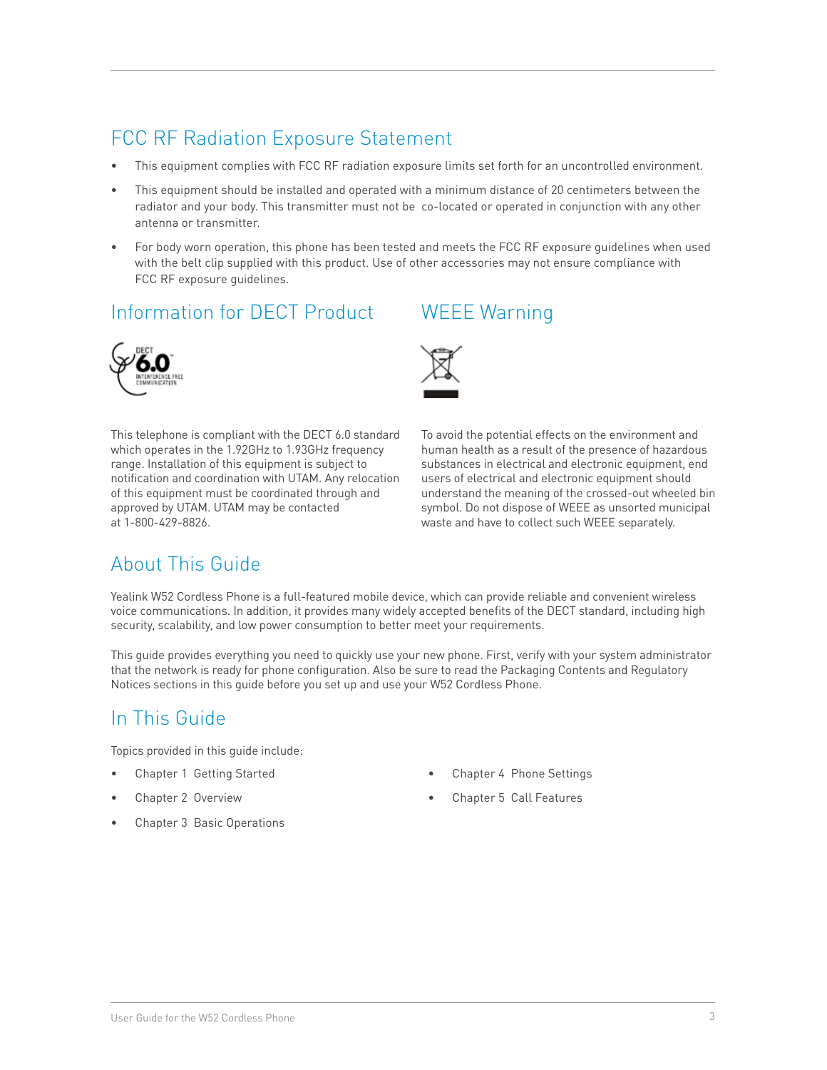## FCC RF Radiation Exposure Statement

- This equipment complies with FCC RF radiation exposure limits set forth for an uncontrolled environment.
- This equipment should be installed and operated with a minimum distance of 20 centimeters between the radiator and your body. This transmitter must not be co-located or operated in conjunction with any other antenna or transmitter.
- For body worn operation, this phone has been tested and meets the FCC RF exposure guidelines when used with the belt clip supplied with this product. Use of other accessories may not ensure compliance with FCC RF exposure guidelines.

## Information for DECT Product

This telephone is compliant with the DECT 6.0 standard which operates in the 1.92GHz to 1.93GHz frequency range. Installation of this equipment is subject to notification and coordination with UTAM. Any relocation of this equipment must be coordinated through and approved by UTAM. UTAM may be contacted at 1-800-429-8826.

## WEEE Warning

To avoid the potential effects on the environment and human health as a result of the presence of hazardous substances in electrical and electronic equipment, end users of electrical and electronic equipment should understand the meaning of the crossed-out wheeled bin symbol. Do not dispose of WEEE as unsorted municipal waste and have to collect such WEEE separately.

## About This Guide

Yealink W52 Cordless Phone is a full-featured mobile device, which can provide reliable and convenient wireless voice communications. In addition, it provides many widely accepted benefits of the DECT standard, including high security, scalability, and low power consumption to better meet your requirements.

This guide provides everything you need to quickly use your new phone. First, verify with your system administrator that the network is ready for phone configuration. Also be sure to read the Packaging Contents and Regulatory Notices sections in this guide before you set up and use your W52 Cordless Phone.

## In This Guide

Topics provided in this guide include:

- Chapter 1 Getting Started
- Chapter 2 Overview
- Chapter 3 Basic Operations
- Chapter 4 Phone Settings
- Chapter 5 Call Features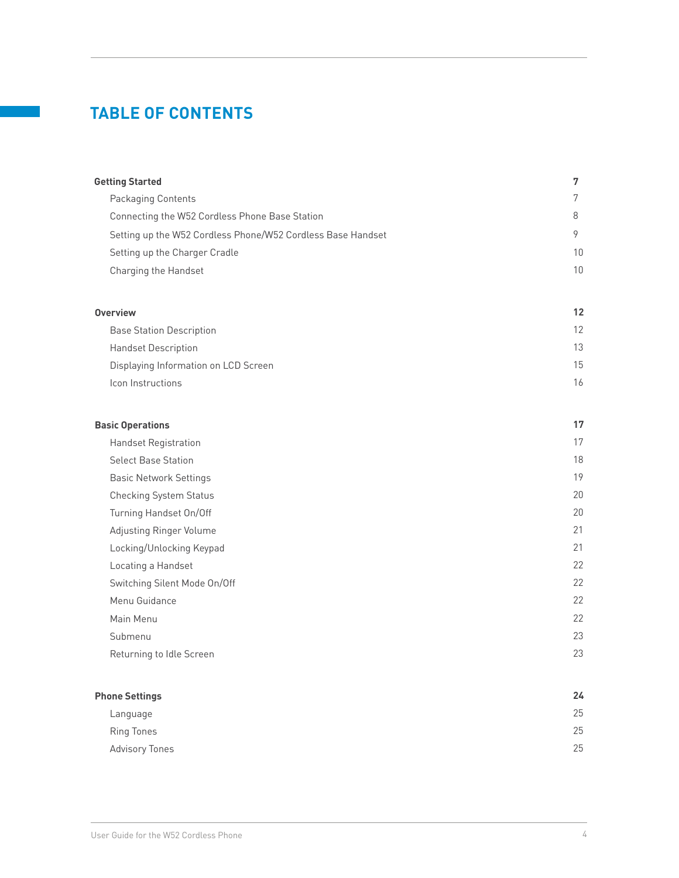# TABLE OF CONTENTS

| | |
|---|---|
| **Getting Started** | **7** |
| Packaging Contents | 7 |
| Connecting the W52 Cordless Phone Base Station | 8 |
| Setting up the W52 Cordless Phone/W52 Cordless Base Handset | 9 |
| Setting up the Charger Cradle | 10 |
| Charging the Handset | 10 |
| **Overview** | **12** |
| Base Station Description | 12 |
| Handset Description | 13 |
| Displaying Information on LCD Screen | 15 |
| Icon Instructions | 16 |
| **Basic Operations** | **17** |
| Handset Registration | 17 |
| Select Base Station | 18 |
| Basic Network Settings | 19 |
| Checking System Status | 20 |
| Turning Handset On/Off | 20 |
| Adjusting Ringer Volume | 21 |
| Locking/Unlocking Keypad | 21 |
| Locating a Handset | 22 |
| Switching Silent Mode On/Off | 22 |
| Menu Guidance | 22 |
| Main Menu | 22 |
| Submenu | 23 |
| Returning to Idle Screen | 23 |
| **Phone Settings** | **24** |
| Language | 25 |
| Ring Tones | 25 |
| Advisory Tones | 25 |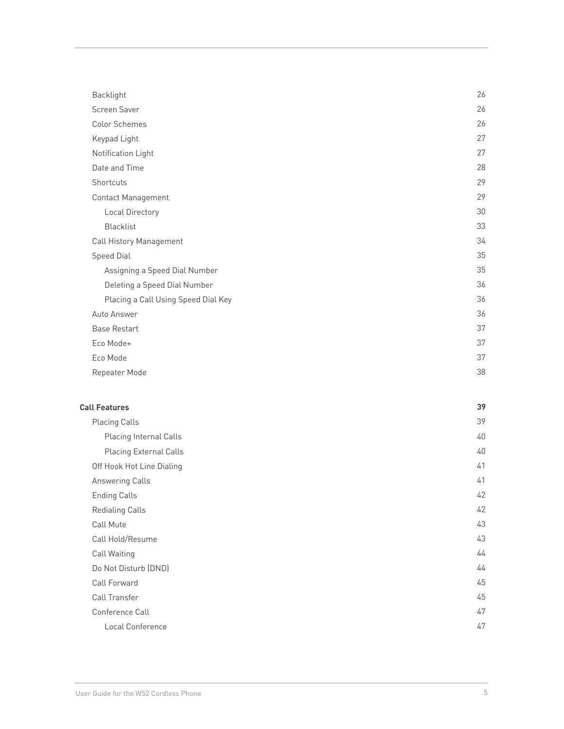- Backlight 26
- Screen Saver 26
- Color Schemes 26
- Keypad Light 27
- Notification Light 27
- Date and Time 28
- Shortcuts 29
- Contact Management 29
  - Local Directory 30
  - Blacklist 33
- Call History Management 34
- Speed Dial 35
  - Assigning a Speed Dial Number 35
  - Deleting a Speed Dial Number 36
  - Placing a Call Using Speed Dial Key 36
- Auto Answer 36
- Base Restart 37
- Eco Mode+ 37
- Eco Mode 37
- Repeater Mode 38

**Call Features 39**

- Placing Calls 39
  - Placing Internal Calls 40
  - Placing External Calls 40
- Off Hook Hot Line Dialing 41
- Answering Calls 41
- Ending Calls 42
- Redialing Calls 42
- Call Mute 43
- Call Hold/Resume 43
- Call Waiting 44
- Do Not Disturb (DND) 44
- Call Forward 45
- Call Transfer 45
- Conference Call 47
  - Local Conference 47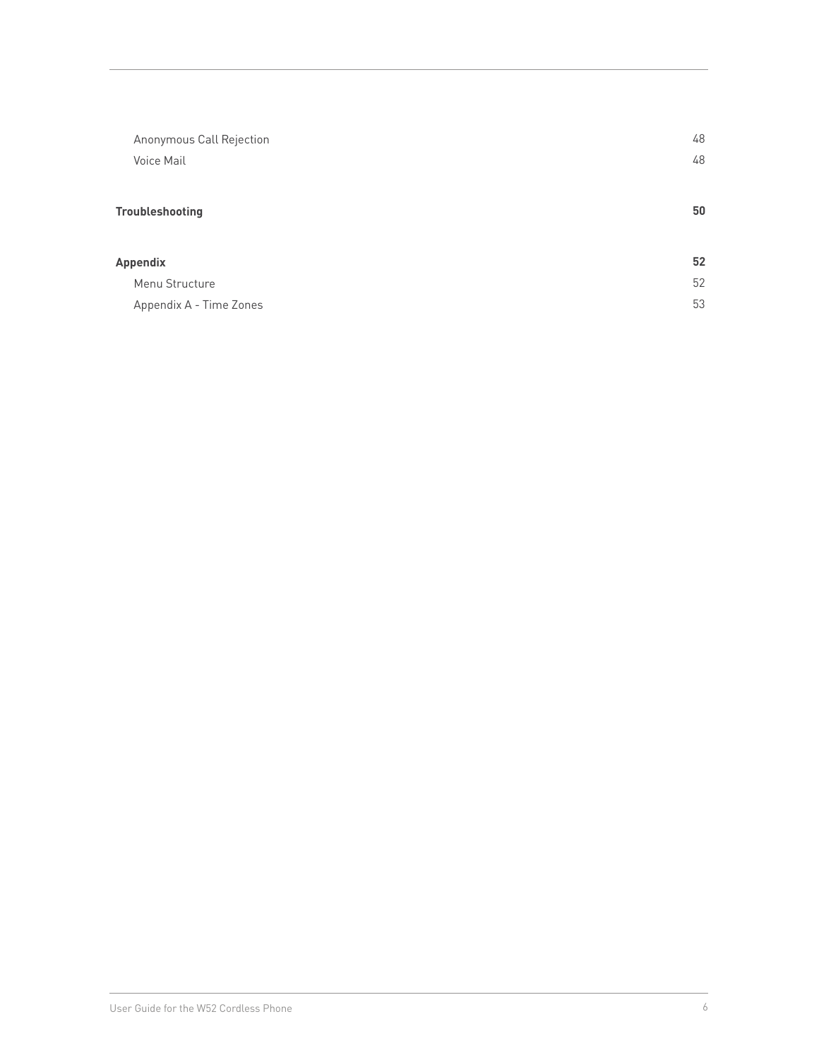| | |
|---|---|
| Anonymous Call Rejection | 48 |
| Voice Mail | 48 |
| **Troubleshooting** | **50** |
| **Appendix** | **52** |
| Menu Structure | 52 |
| Appendix A - Time Zones | 53 |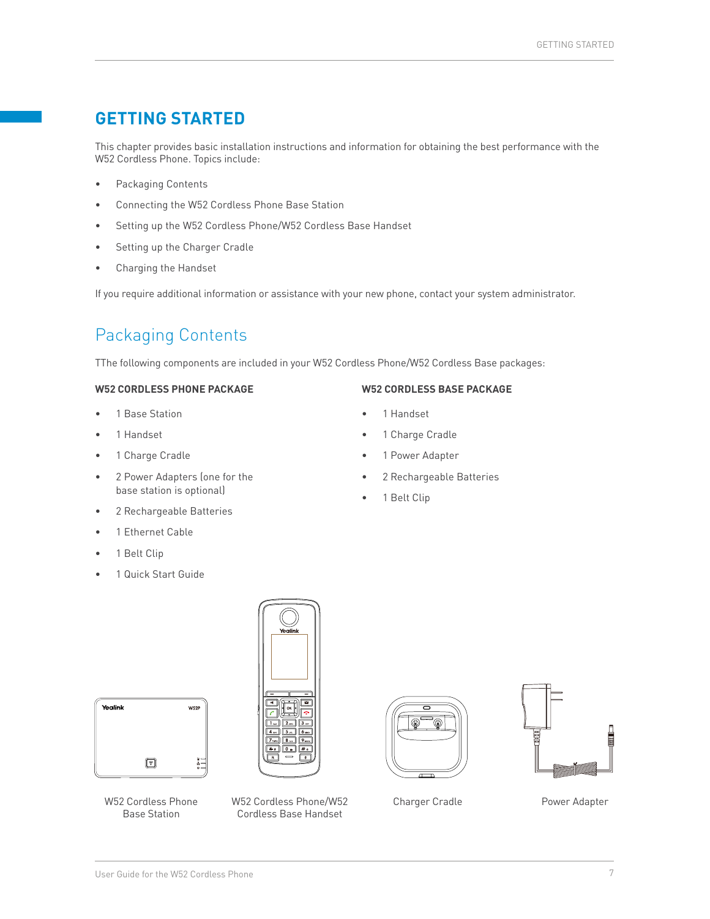# GETTING STARTED

This chapter provides basic installation instructions and information for obtaining the best performance with the W52 Cordless Phone. Topics include:

- Packaging Contents
- Connecting the W52 Cordless Phone Base Station
- Setting up the W52 Cordless Phone/W52 Cordless Base Handset
- Setting up the Charger Cradle
- Charging the Handset

If you require additional information or assistance with your new phone, contact your system administrator.

## Packaging Contents

TThe following components are included in your W52 Cordless Phone/W52 Cordless Base packages:

### W52 CORDLESS PHONE PACKAGE

- 1 Base Station
- 1 Handset
- 1 Charge Cradle
- 2 Power Adapters (one for the base station is optional)
- 2 Rechargeable Batteries
- 1 Ethernet Cable
- 1 Belt Clip
- 1 Quick Start Guide

### W52 CORDLESS BASE PACKAGE

- 1 Handset
- 1 Charge Cradle
- 1 Power Adapter
- 2 Rechargeable Batteries
- 1 Belt Clip

W52 Cordless Phone Base Station

W52 Cordless Phone/W52 Cordless Base Handset

Charger Cradle

Power Adapter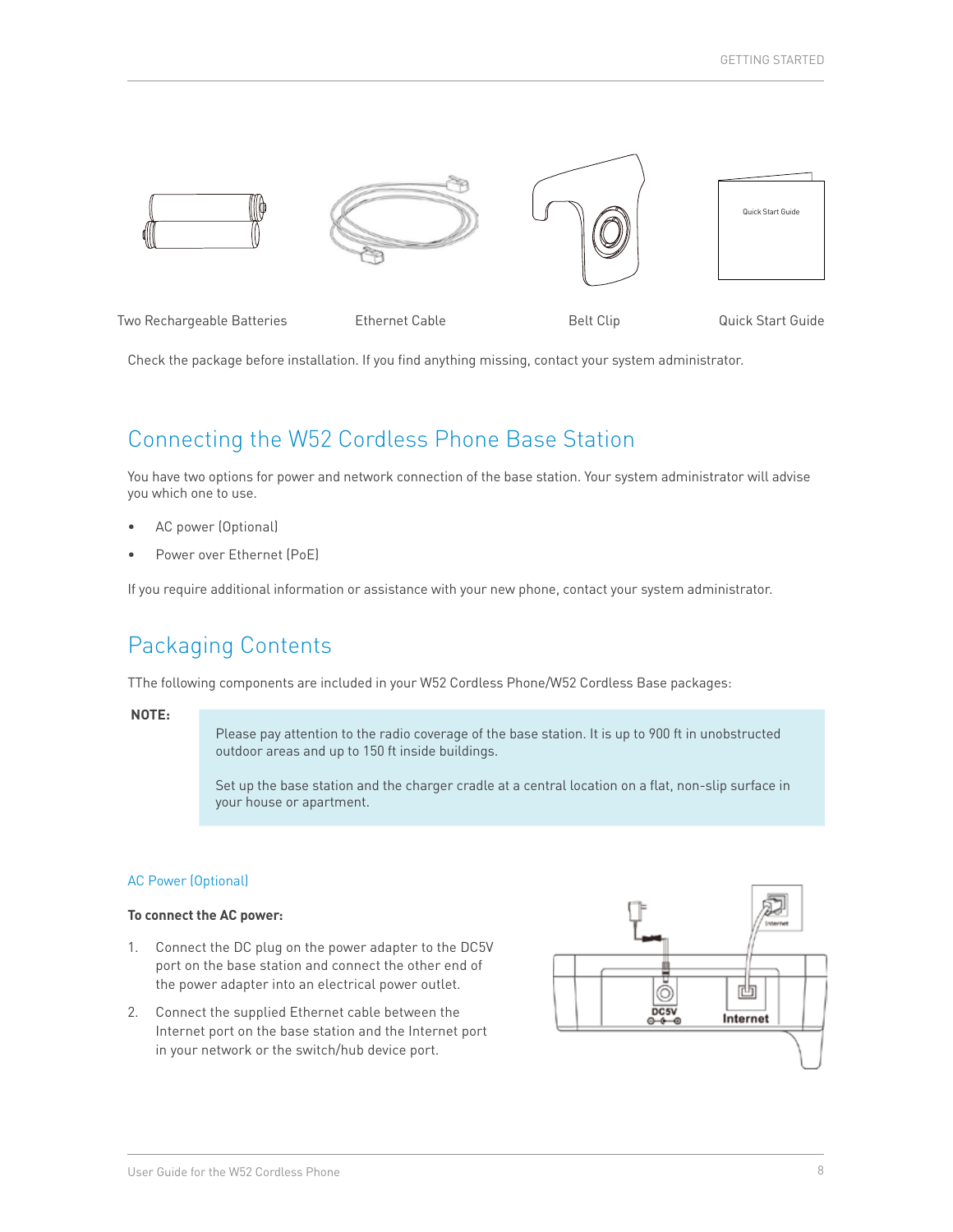Two Rechargeable Batteries

Ethernet Cable

Belt Clip

Quick Start Guide

Check the package before installation. If you find anything missing, contact your system administrator.

## Connecting the W52 Cordless Phone Base Station

You have two options for power and network connection of the base station. Your system administrator will advise you which one to use.

- AC power (Optional)
- Power over Ethernet (PoE)

If you require additional information or assistance with your new phone, contact your system administrator.

## Packaging Contents

TThe following components are included in your W52 Cordless Phone/W52 Cordless Base packages:

**NOTE:**

> Please pay attention to the radio coverage of the base station. It is up to 900 ft in unobstructed outdoor areas and up to 150 ft inside buildings.
>
> Set up the base station and the charger cradle at a central location on a flat, non-slip surface in your house or apartment.

### AC Power (Optional)

**To connect the AC power:**

1. Connect the DC plug on the power adapter to the DC5V port on the base station and connect the other end of the power adapter into an electrical power outlet.
2. Connect the supplied Ethernet cable between the Internet port on the base station and the Internet port in your network or the switch/hub device port.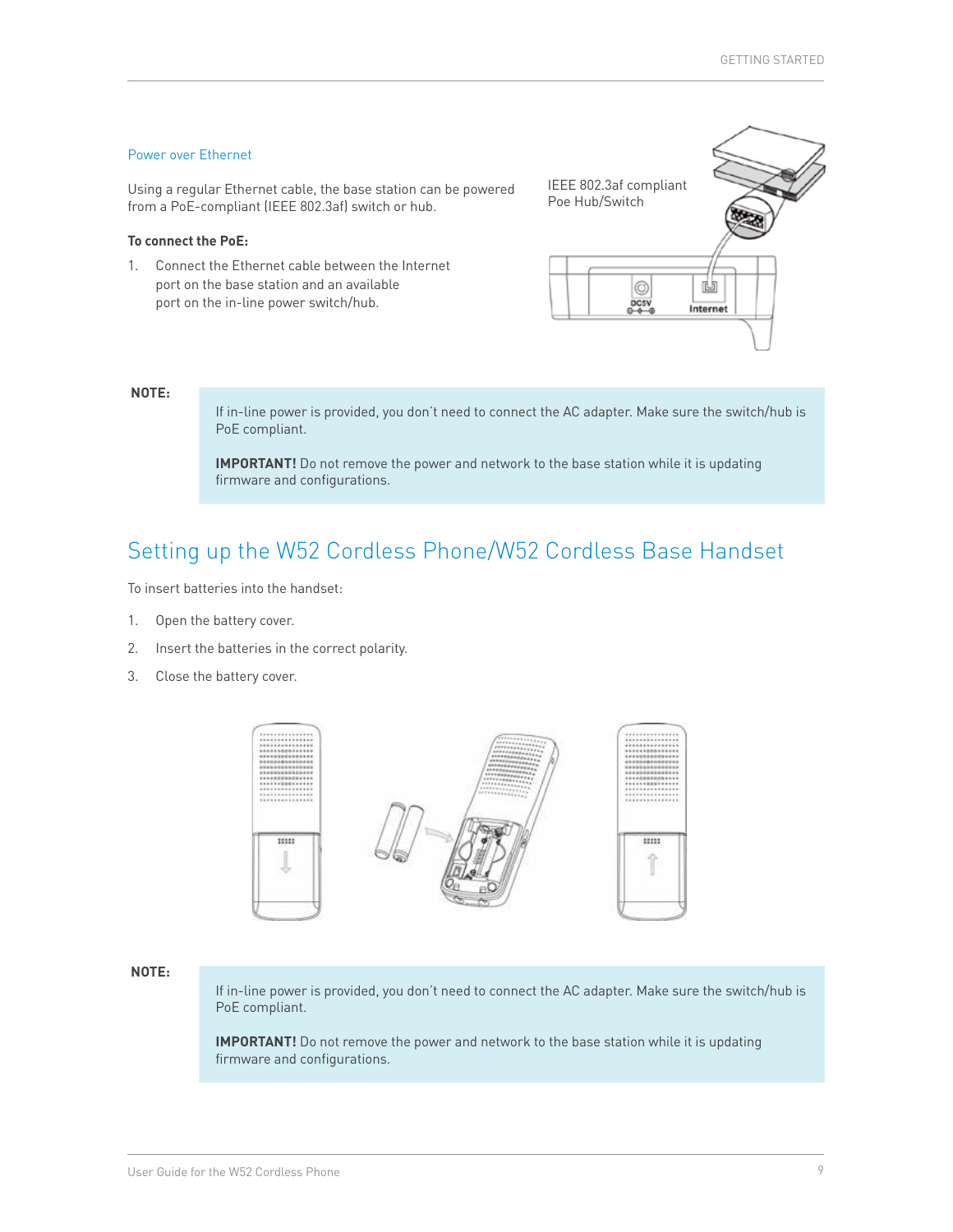### Power over Ethernet

Using a regular Ethernet cable, the base station can be powered from a PoE-compliant (IEEE 802.3af) switch or hub.

**To connect the PoE:**

1. Connect the Ethernet cable between the Internet port on the base station and an available port on the in-line power switch/hub.

IEEE 802.3af compliant Poe Hub/Switch

DC5V

Internet

**NOTE:**

> If in-line power is provided, you don't need to connect the AC adapter. Make sure the switch/hub is PoE compliant.
>
> **IMPORTANT!** Do not remove the power and network to the base station while it is updating firmware and configurations.

## Setting up the W52 Cordless Phone/W52 Cordless Base Handset

To insert batteries into the handset:

1. Open the battery cover.
2. Insert the batteries in the correct polarity.
3. Close the battery cover.

**NOTE:**

> If in-line power is provided, you don't need to connect the AC adapter. Make sure the switch/hub is PoE compliant.
>
> **IMPORTANT!** Do not remove the power and network to the base station while it is updating firmware and configurations.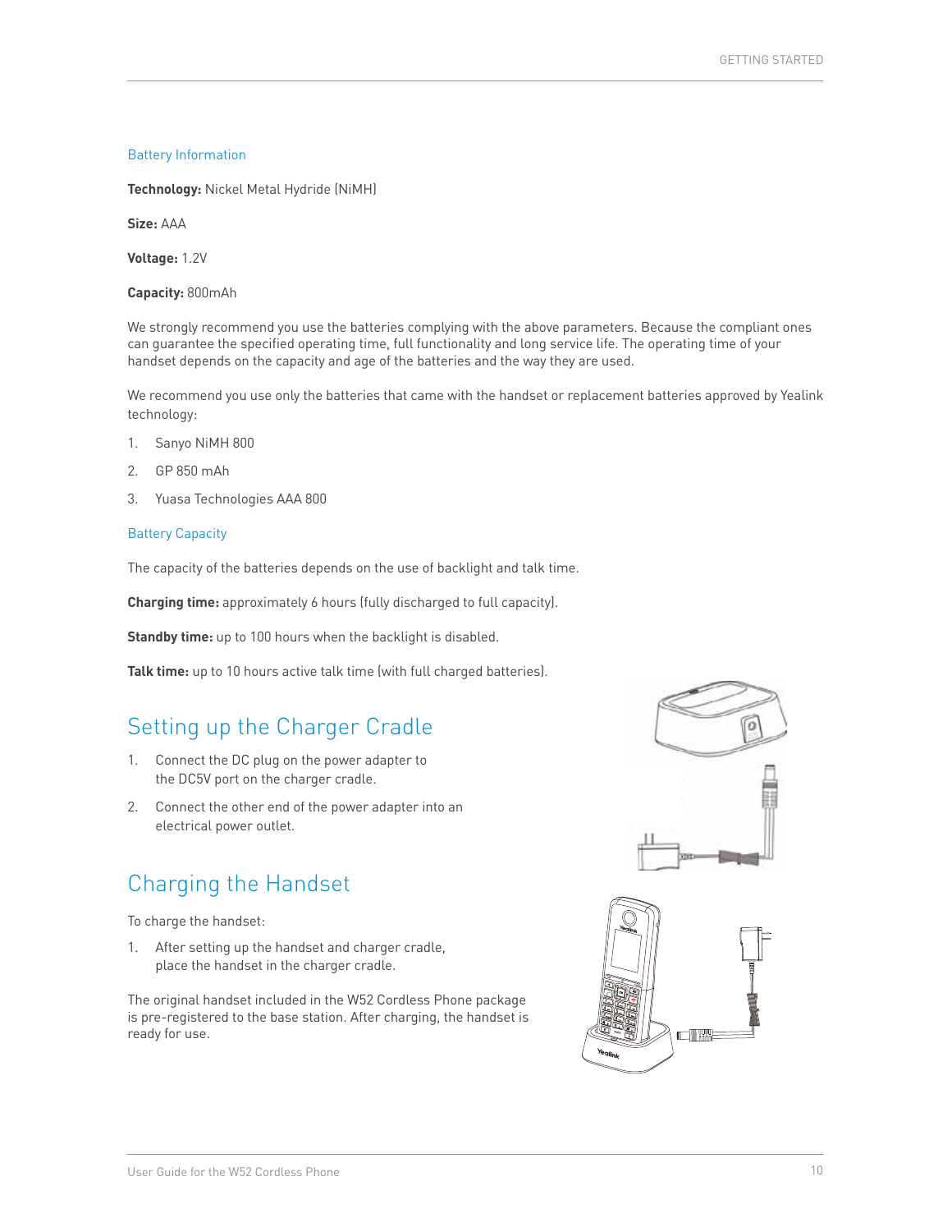### Battery Information

**Technology:** Nickel Metal Hydride (NiMH)

**Size:** AAA

**Voltage:** 1.2V

**Capacity:** 800mAh

We strongly recommend you use the batteries complying with the above parameters. Because the compliant ones can guarantee the specified operating time, full functionality and long service life. The operating time of your handset depends on the capacity and age of the batteries and the way they are used.

We recommend you use only the batteries that came with the handset or replacement batteries approved by Yealink technology:

1. Sanyo NiMH 800
2. GP 850 mAh
3. Yuasa Technologies AAA 800

### Battery Capacity

The capacity of the batteries depends on the use of backlight and talk time.

**Charging time:** approximately 6 hours (fully discharged to full capacity).

**Standby time:** up to 100 hours when the backlight is disabled.

**Talk time:** up to 10 hours active talk time (with full charged batteries).

## Setting up the Charger Cradle

1. Connect the DC plug on the power adapter to the DC5V port on the charger cradle.
2. Connect the other end of the power adapter into an electrical power outlet.

## Charging the Handset

To charge the handset:

1. After setting up the handset and charger cradle, place the handset in the charger cradle.

The original handset included in the W52 Cordless Phone package is pre-registered to the base station. After charging, the handset is ready for use.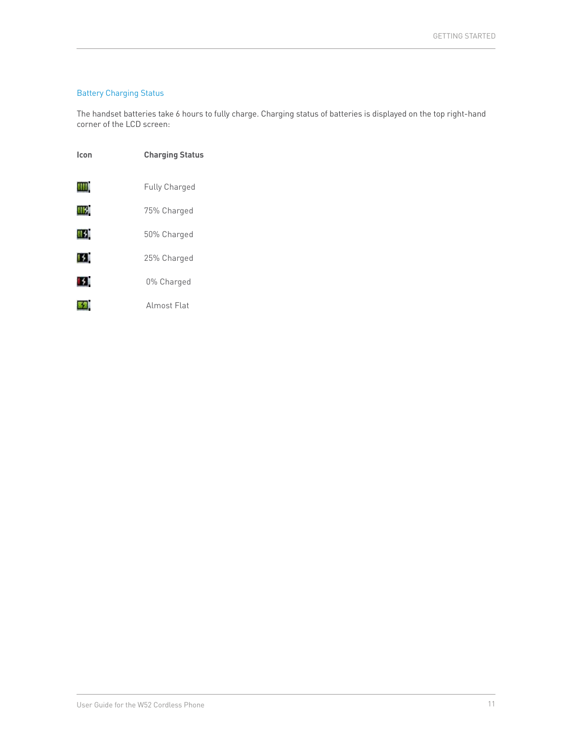## Battery Charging Status

The handset batteries take 6 hours to fully charge. Charging status of batteries is displayed on the top right-hand corner of the LCD screen:

| Icon | Charging Status |
| --- | --- |
| | Fully Charged |
| | 75% Charged |
| | 50% Charged |
| | 25% Charged |
| | 0% Charged |
| | Almost Flat |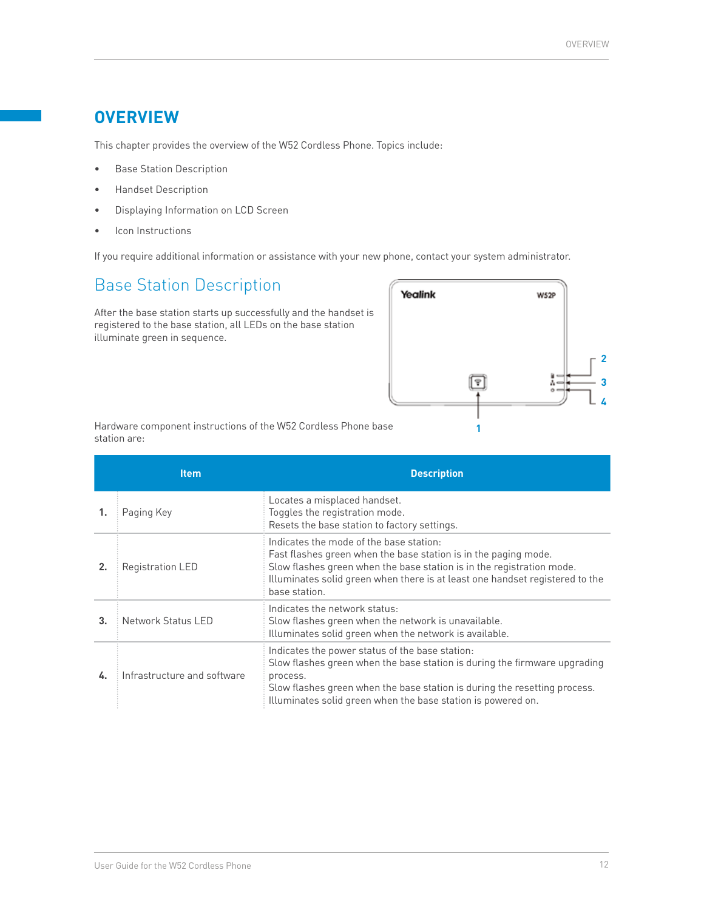# OVERVIEW

This chapter provides the overview of the W52 Cordless Phone. Topics include:

- Base Station Description
- Handset Description
- Displaying Information on LCD Screen
- Icon Instructions

If you require additional information or assistance with your new phone, contact your system administrator.

## Base Station Description

After the base station starts up successfully and the handset is registered to the base station, all LEDs on the base station illuminate green in sequence.

Hardware component instructions of the W52 Cordless Phone base station are:

| | Item | Description |
|---|---|---|
| 1. | Paging Key | Locates a misplaced handset.<br>Toggles the registration mode.<br>Resets the base station to factory settings. |
| 2. | Registration LED | Indicates the mode of the base station:<br>Fast flashes green when the base station is in the paging mode.<br>Slow flashes green when the base station is in the registration mode.<br>Illuminates solid green when there is at least one handset registered to the base station. |
| 3. | Network Status LED | Indicates the network status:<br>Slow flashes green when the network is unavailable.<br>Illuminates solid green when the network is available. |
| 4. | Infrastructure and software | Indicates the power status of the base station:<br>Slow flashes green when the base station is during the firmware upgrading process.<br>Slow flashes green when the base station is during the resetting process.<br>Illuminates solid green when the base station is powered on. |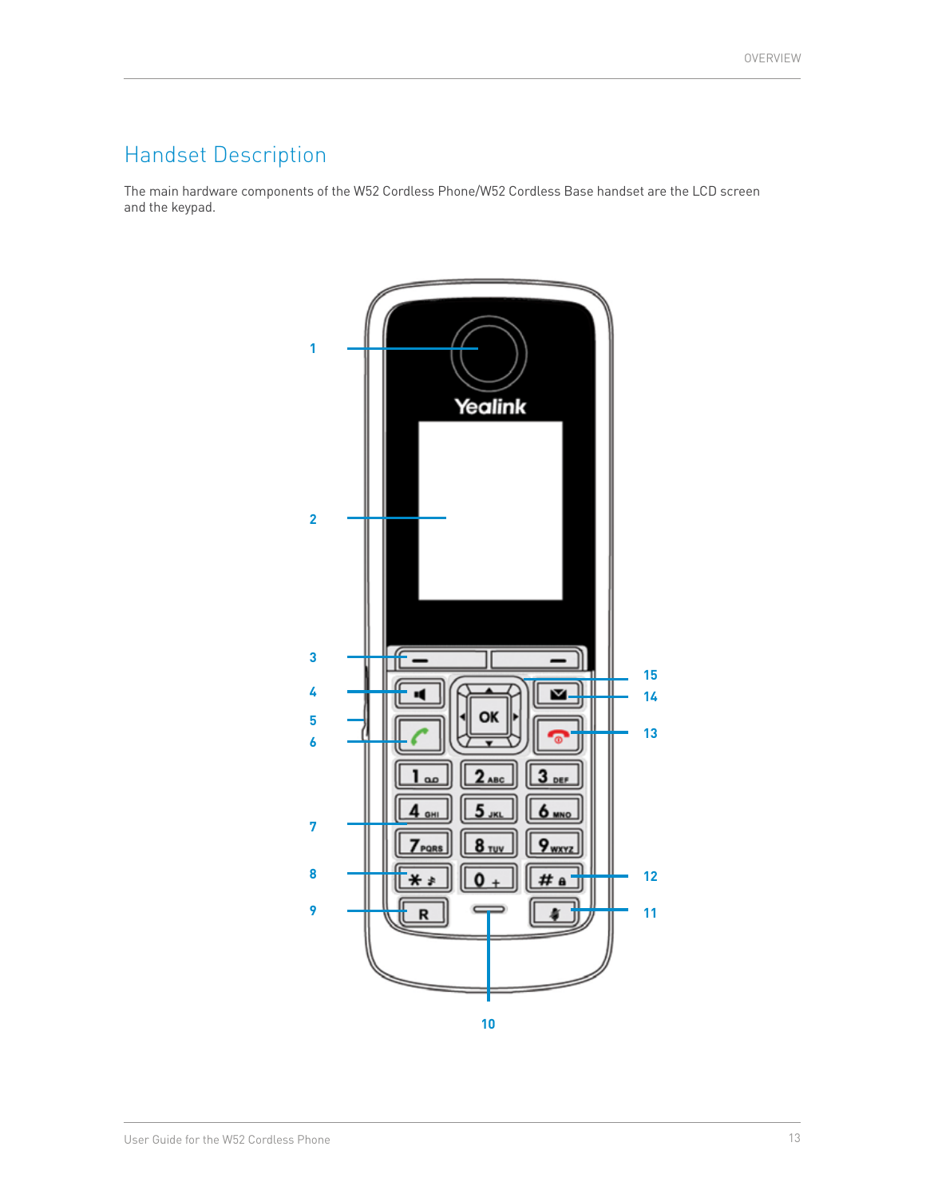## Handset Description

The main hardware components of the W52 Cordless Phone/W52 Cordless Base handset are the LCD screen and the keypad.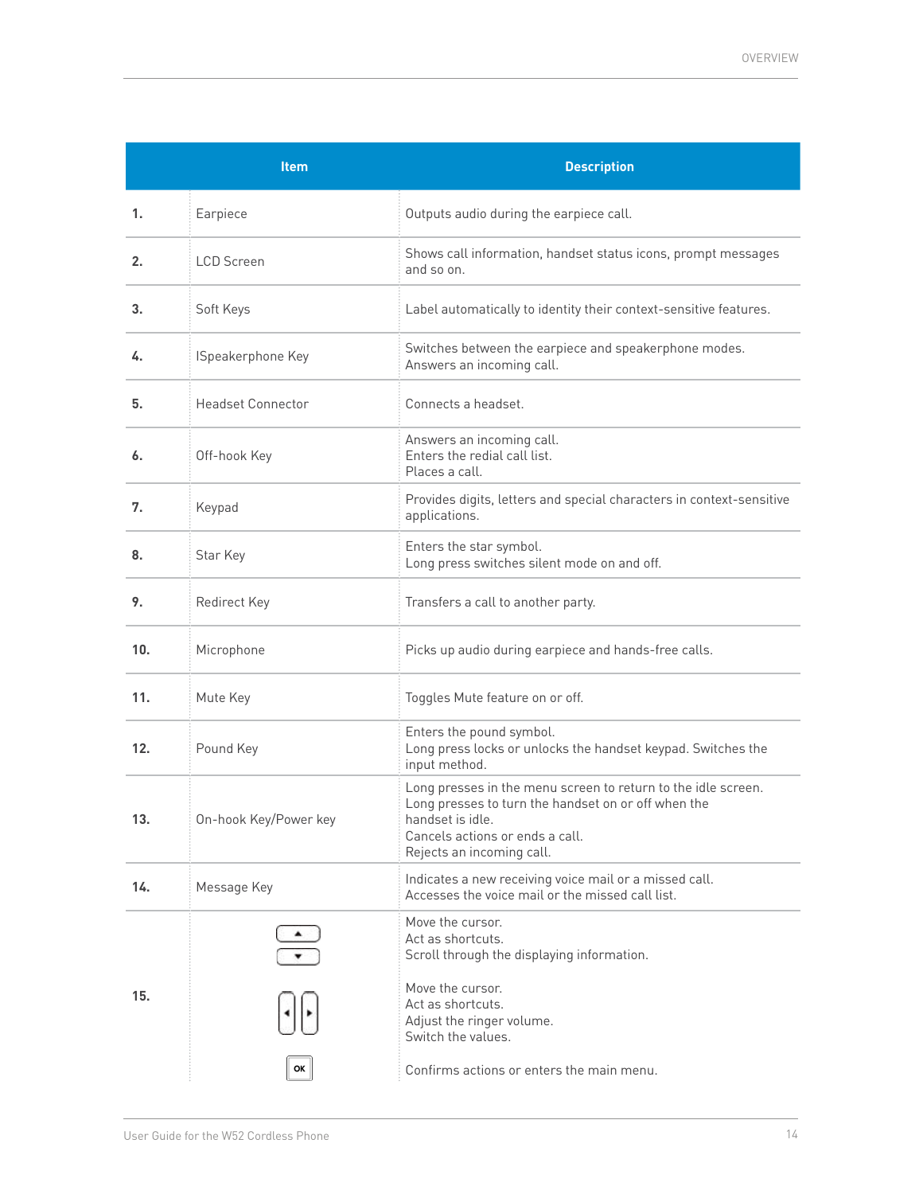| Item | | Description |
| --- | --- | --- |
| **1.** | Earpiece | Outputs audio during the earpiece call. |
| **2.** | LCD Screen | Shows call information, handset status icons, prompt messages and so on. |
| **3.** | Soft Keys | Label automatically to identity their context-sensitive features. |
| **4.** | lSpeakerphone Key | Switches between the earpiece and speakerphone modes.<br>Answers an incoming call. |
| **5.** | Headset Connector | Connects a headset. |
| **6.** | Off-hook Key | Answers an incoming call.<br>Enters the redial call list.<br>Places a call. |
| **7.** | Keypad | Provides digits, letters and special characters in context-sensitive applications. |
| **8.** | Star Key | Enters the star symbol.<br>Long press switches silent mode on and off. |
| **9.** | Redirect Key | Transfers a call to another party. |
| **10.** | Microphone | Picks up audio during earpiece and hands-free calls. |
| **11.** | Mute Key | Toggles Mute feature on or off. |
| **12.** | Pound Key | Enters the pound symbol.<br>Long press locks or unlocks the handset keypad. Switches the input method. |
| **13.** | On-hook Key/Power key | Long presses in the menu screen to return to the idle screen.<br>Long presses to turn the handset on or off when the handset is idle.<br>Cancels actions or ends a call.<br>Rejects an incoming call. |
| **14.** | Message Key | Indicates a new receiving voice mail or a missed call.<br>Accesses the voice mail or the missed call list. |
| **15.** | ▲ ▼ | Move the cursor.<br>Act as shortcuts.<br>Scroll through the displaying information. |
| | ◀ ▶ | Move the cursor.<br>Act as shortcuts.<br>Adjust the ringer volume.<br>Switch the values. |
| | OK | Confirms actions or enters the main menu. |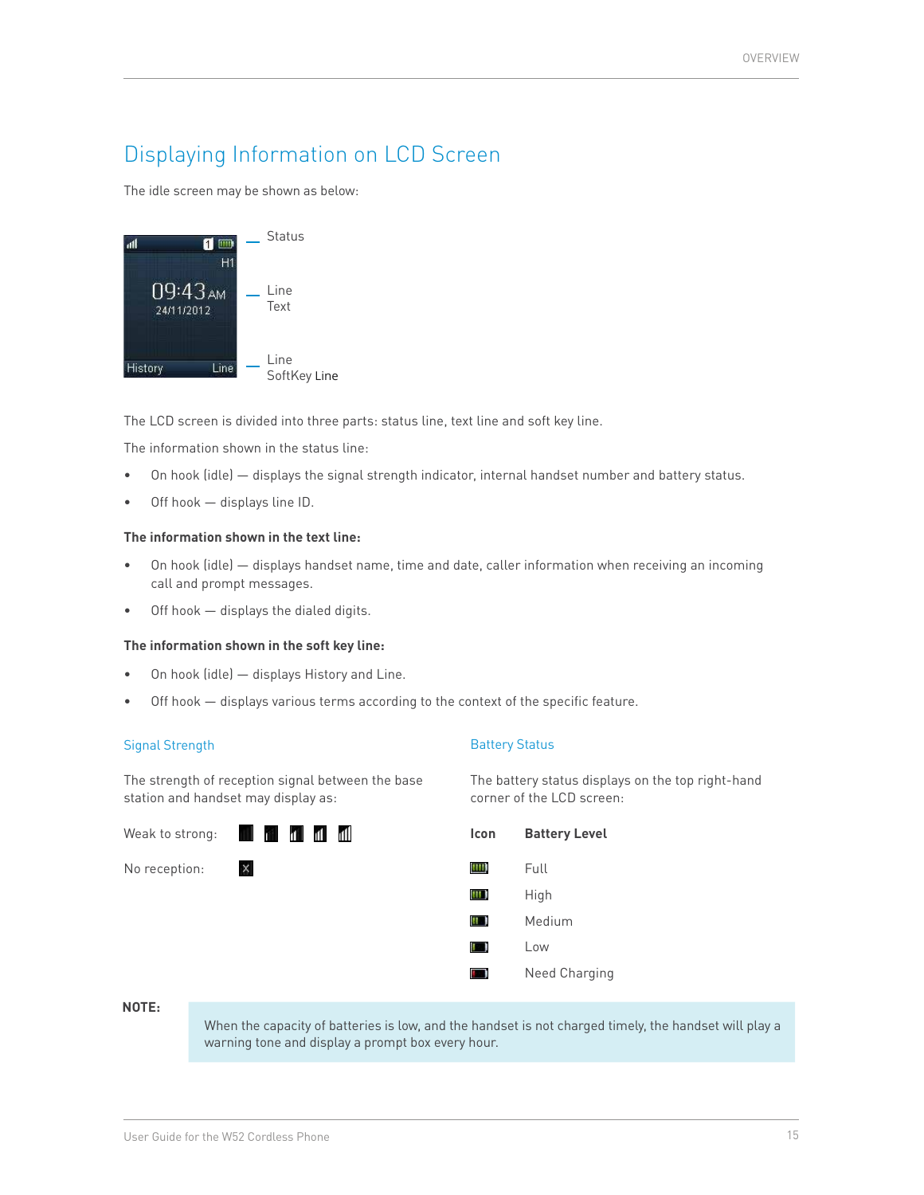# Displaying Information on LCD Screen

The idle screen may be shown as below:

Status

Line Text

Line SoftKey Line

The LCD screen is divided into three parts: status line, text line and soft key line.

The information shown in the status line:

- On hook (idle) — displays the signal strength indicator, internal handset number and battery status.
- Off hook — displays line ID.

**The information shown in the text line:**

- On hook (idle) — displays handset name, time and date, caller information when receiving an incoming call and prompt messages.
- Off hook — displays the dialed digits.

**The information shown in the soft key line:**

- On hook (idle) — displays History and Line.
- Off hook — displays various terms according to the context of the specific feature.

## Signal Strength

The strength of reception signal between the base station and handset may display as:

Weak to strong:

No reception:

## Battery Status

The battery status displays on the top right-hand corner of the LCD screen:

| Icon | Battery Level |
| --- | --- |
| | Full |
| | High |
| | Medium |
| | Low |
| | Need Charging |

**NOTE:**

When the capacity of batteries is low, and the handset is not charged timely, the handset will play a warning tone and display a prompt box every hour.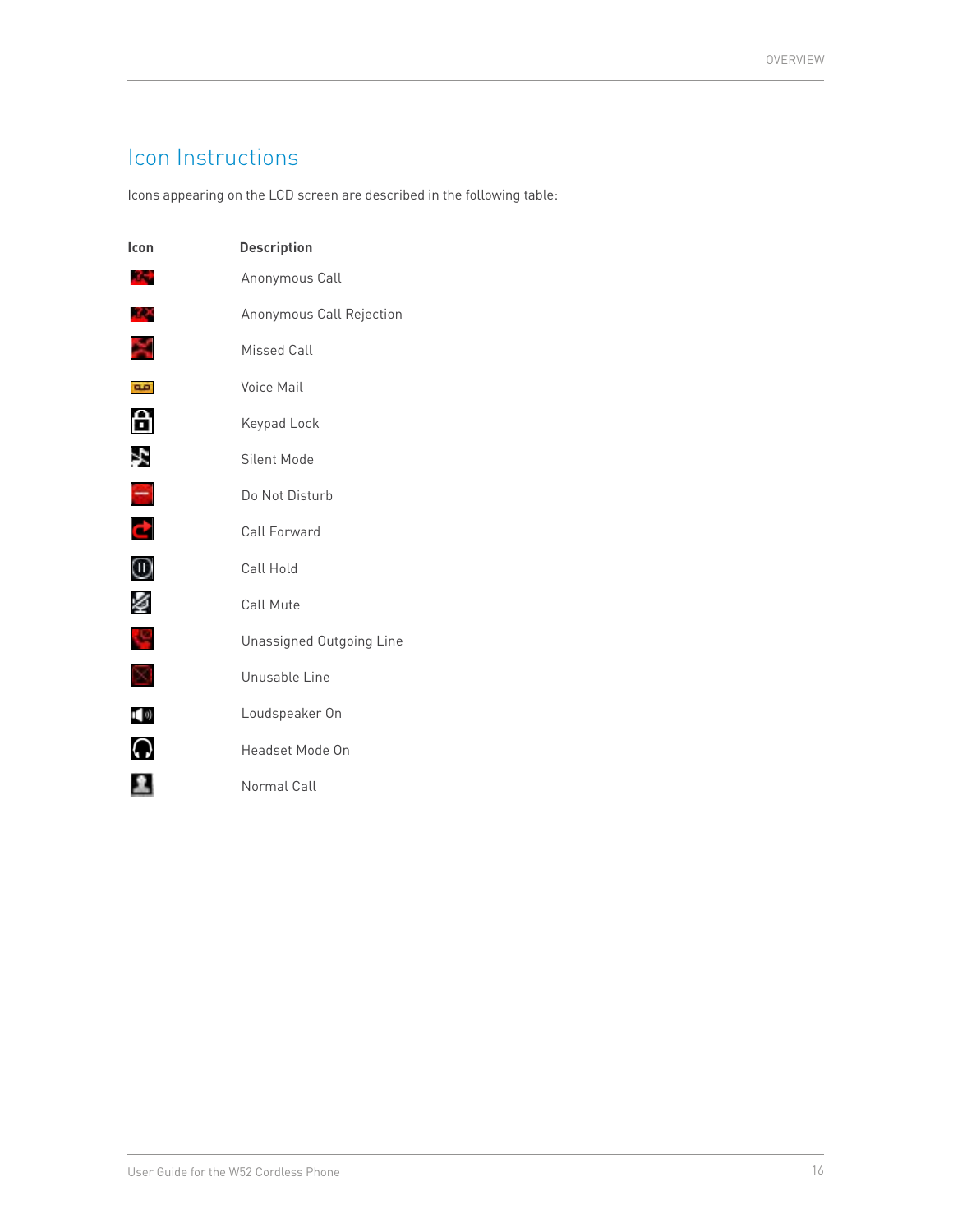## Icon Instructions

Icons appearing on the LCD screen are described in the following table:

| Icon | Description |
|---|---|
| | Anonymous Call |
| | Anonymous Call Rejection |
| | Missed Call |
| | Voice Mail |
| | Keypad Lock |
| | Silent Mode |
| | Do Not Disturb |
| | Call Forward |
| | Call Hold |
| | Call Mute |
| | Unassigned Outgoing Line |
| | Unusable Line |
| | Loudspeaker On |
| | Headset Mode On |
| | Normal Call |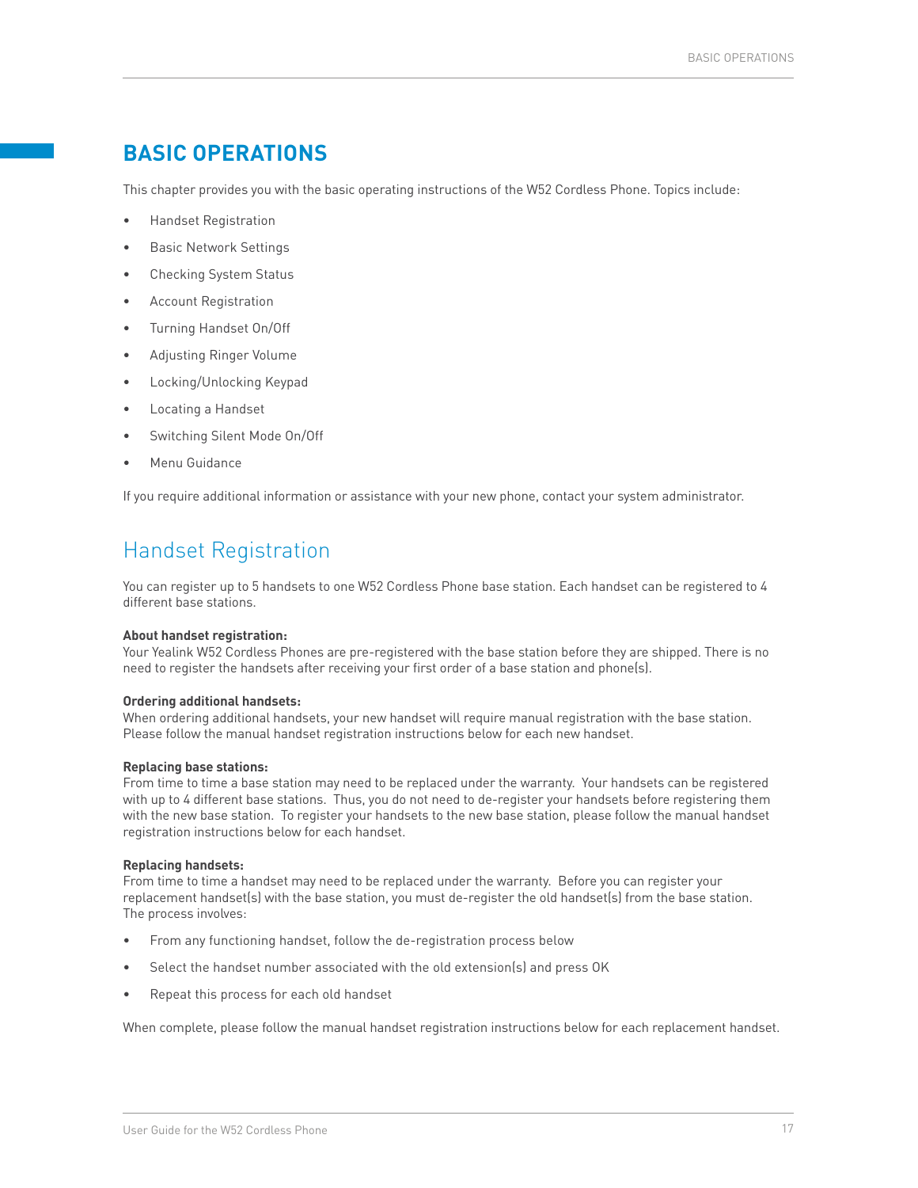# BASIC OPERATIONS

This chapter provides you with the basic operating instructions of the W52 Cordless Phone. Topics include:

- Handset Registration
- Basic Network Settings
- Checking System Status
- Account Registration
- Turning Handset On/Off
- Adjusting Ringer Volume
- Locking/Unlocking Keypad
- Locating a Handset
- Switching Silent Mode On/Off
- Menu Guidance

If you require additional information or assistance with your new phone, contact your system administrator.

## Handset Registration

You can register up to 5 handsets to one W52 Cordless Phone base station. Each handset can be registered to 4 different base stations.

**About handset registration:**
Your Yealink W52 Cordless Phones are pre-registered with the base station before they are shipped. There is no need to register the handsets after receiving your first order of a base station and phone(s).

**Ordering additional handsets:**
When ordering additional handsets, your new handset will require manual registration with the base station. Please follow the manual handset registration instructions below for each new handset.

**Replacing base stations:**
From time to time a base station may need to be replaced under the warranty. Your handsets can be registered with up to 4 different base stations. Thus, you do not need to de-register your handsets before registering them with the new base station. To register your handsets to the new base station, please follow the manual handset registration instructions below for each handset.

**Replacing handsets:**
From time to time a handset may need to be replaced under the warranty. Before you can register your replacement handset(s) with the base station, you must de-register the old handset(s) from the base station. The process involves:

- From any functioning handset, follow the de-registration process below
- Select the handset number associated with the old extension(s) and press OK
- Repeat this process for each old handset

When complete, please follow the manual handset registration instructions below for each replacement handset.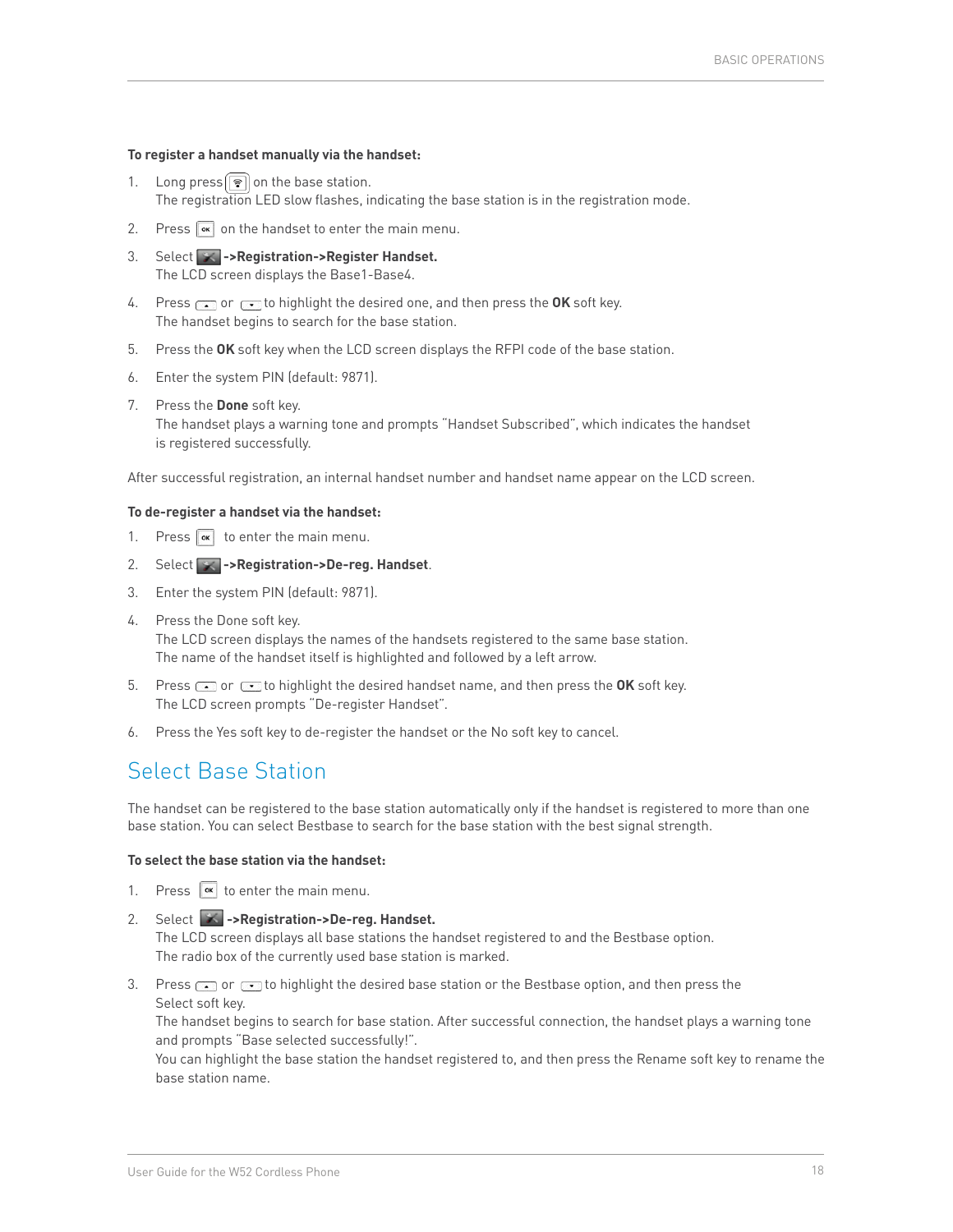**To register a handset manually via the handset:**

1. Long press on the base station.
   The registration LED slow flashes, indicating the base station is in the registration mode.
2. Press on the handset to enter the main menu.
3. Select **->Registration->Register Handset.**
   The LCD screen displays the Base1-Base4.
4. Press or to highlight the desired one, and then press the **OK** soft key.
   The handset begins to search for the base station.
5. Press the **OK** soft key when the LCD screen displays the RFPI code of the base station.
6. Enter the system PIN (default: 9871).
7. Press the **Done** soft key.
   The handset plays a warning tone and prompts "Handset Subscribed", which indicates the handset is registered successfully.

After successful registration, an internal handset number and handset name appear on the LCD screen.

**To de-register a handset via the handset:**

1. Press to enter the main menu.
2. Select **->Registration->De-reg. Handset**.
3. Enter the system PIN (default: 9871).
4. Press the Done soft key.
   The LCD screen displays the names of the handsets registered to the same base station.
   The name of the handset itself is highlighted and followed by a left arrow.
5. Press or to highlight the desired handset name, and then press the **OK** soft key.
   The LCD screen prompts "De-register Handset".
6. Press the Yes soft key to de-register the handset or the No soft key to cancel.

# Select Base Station

The handset can be registered to the base station automatically only if the handset is registered to more than one base station. You can select Bestbase to search for the base station with the best signal strength.

**To select the base station via the handset:**

1. Press to enter the main menu.
2. Select **->Registration->De-reg. Handset.**
   The LCD screen displays all base stations the handset registered to and the Bestbase option.
   The radio box of the currently used base station is marked.
3. Press or to highlight the desired base station or the Bestbase option, and then press the Select soft key.
   The handset begins to search for base station. After successful connection, the handset plays a warning tone and prompts "Base selected successfully!".
   You can highlight the base station the handset registered to, and then press the Rename soft key to rename the base station name.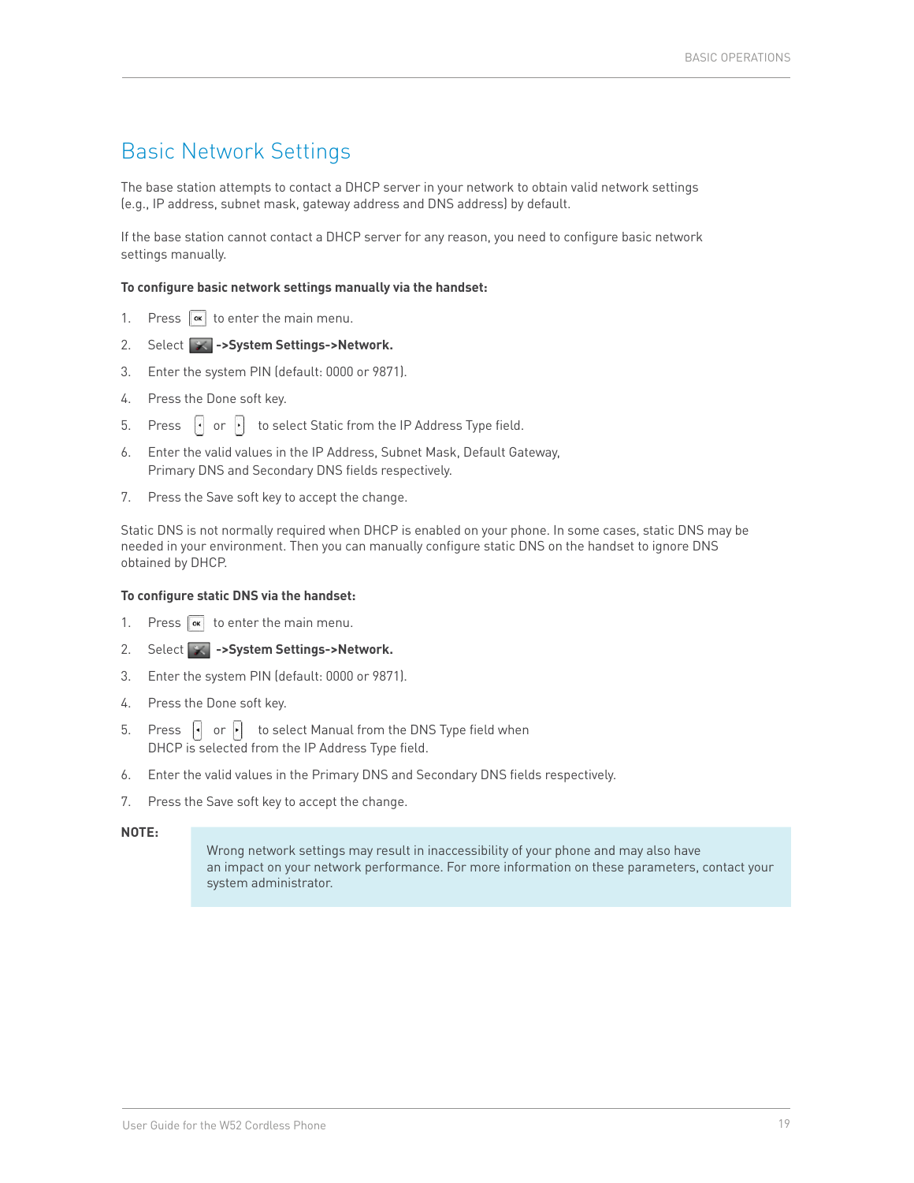## Basic Network Settings

The base station attempts to contact a DHCP server in your network to obtain valid network settings (e.g., IP address, subnet mask, gateway address and DNS address) by default.

If the base station cannot contact a DHCP server for any reason, you need to configure basic network settings manually.

**To configure basic network settings manually via the handset:**

1. Press OK to enter the main menu.
2. Select **->System Settings->Network.**
3. Enter the system PIN (default: 0000 or 9871).
4. Press the Done soft key.
5. Press or to select Static from the IP Address Type field.
6. Enter the valid values in the IP Address, Subnet Mask, Default Gateway, Primary DNS and Secondary DNS fields respectively.
7. Press the Save soft key to accept the change.

Static DNS is not normally required when DHCP is enabled on your phone. In some cases, static DNS may be needed in your environment. Then you can manually configure static DNS on the handset to ignore DNS obtained by DHCP.

**To configure static DNS via the handset:**

1. Press OK to enter the main menu.
2. Select **->System Settings->Network.**
3. Enter the system PIN (default: 0000 or 9871).
4. Press the Done soft key.
5. Press or to select Manual from the DNS Type field when DHCP is selected from the IP Address Type field.
6. Enter the valid values in the Primary DNS and Secondary DNS fields respectively.
7. Press the Save soft key to accept the change.

**NOTE:**

Wrong network settings may result in inaccessibility of your phone and may also have an impact on your network performance. For more information on these parameters, contact your system administrator.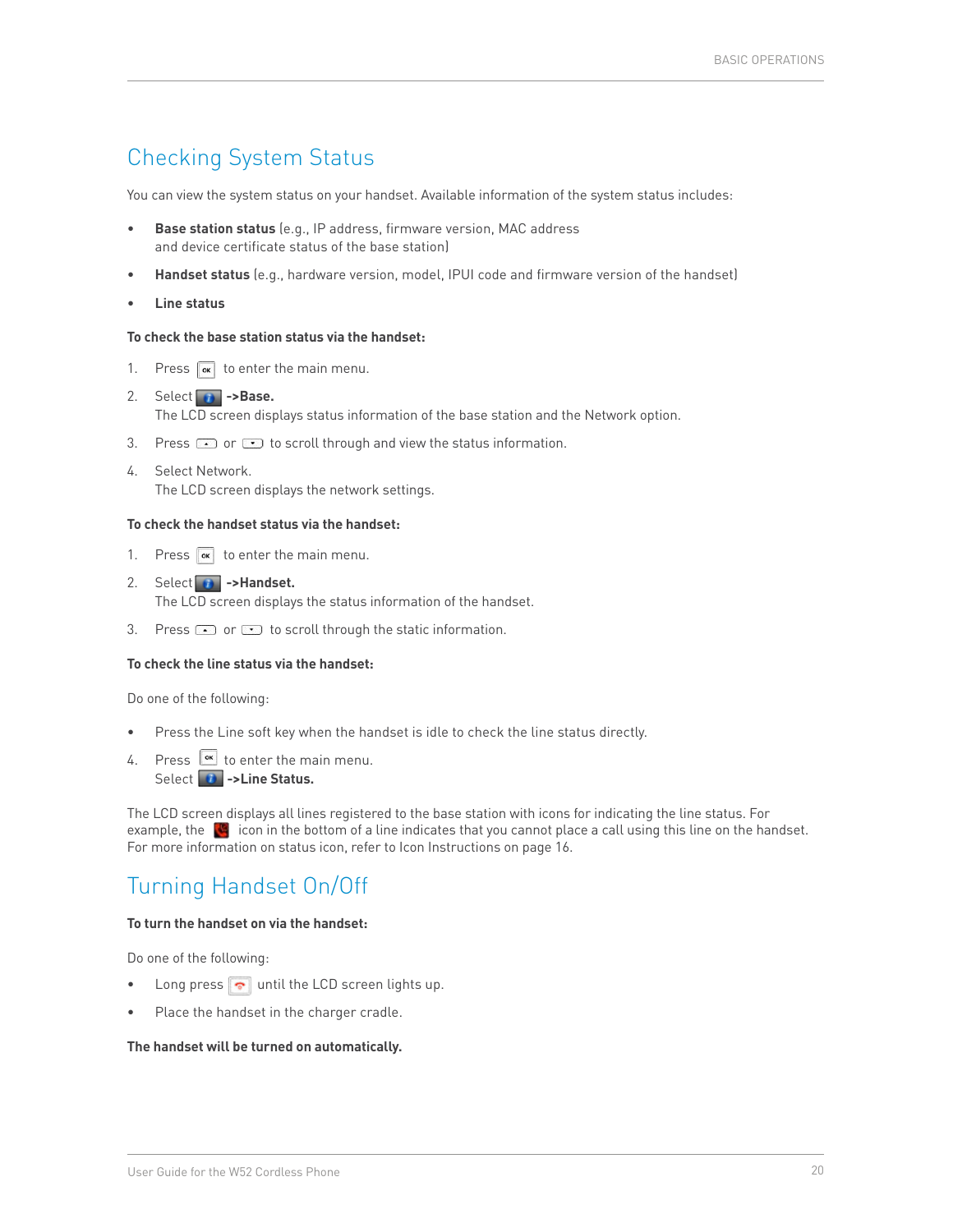# Checking System Status

You can view the system status on your handset. Available information of the system status includes:

- **Base station status** (e.g., IP address, firmware version, MAC address and device certificate status of the base station)
- **Handset status** (e.g., hardware version, model, IPUI code and firmware version of the handset)
- **Line status**

**To check the base station status via the handset:**

1. Press  to enter the main menu.
2. Select  **->Base.**
   The LCD screen displays status information of the base station and the Network option.
3. Press  or  to scroll through and view the status information.
4. Select Network.
   The LCD screen displays the network settings.

**To check the handset status via the handset:**

1. Press  to enter the main menu.
2. Select  **->Handset.**
   The LCD screen displays the status information of the handset.
3. Press  or  to scroll through the static information.

**To check the line status via the handset:**

Do one of the following:

- Press the Line soft key when the handset is idle to check the line status directly.

4. Press  to enter the main menu.
   Select  **->Line Status.**

The LCD screen displays all lines registered to the base station with icons for indicating the line status. For example, the  icon in the bottom of a line indicates that you cannot place a call using this line on the handset. For more information on status icon, refer to Icon Instructions on page 16.

# Turning Handset On/Off

**To turn the handset on via the handset:**

Do one of the following:

- Long press  until the LCD screen lights up.
- Place the handset in the charger cradle.

**The handset will be turned on automatically.**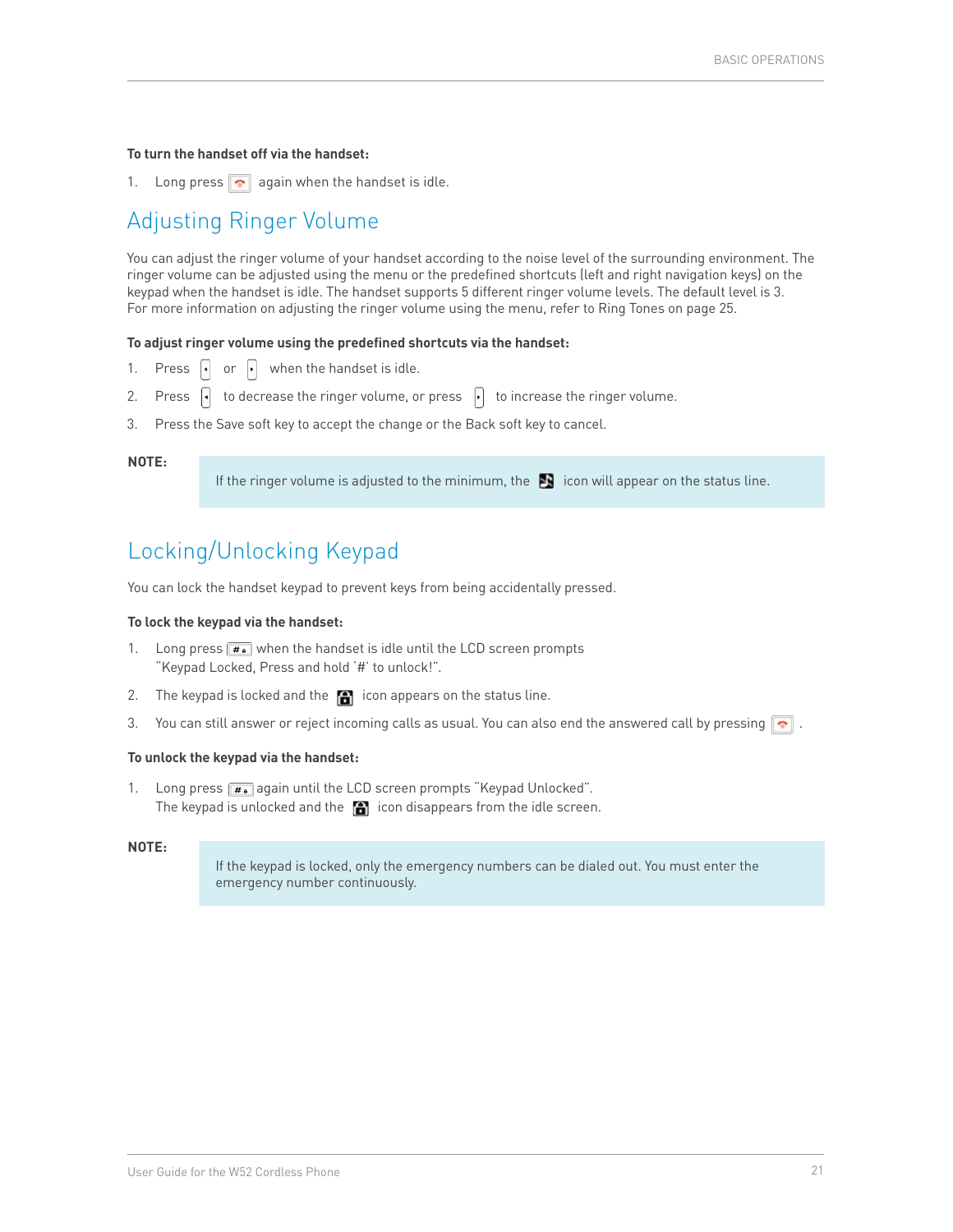**To turn the handset off via the handset:**

1. Long press again when the handset is idle.

## Adjusting Ringer Volume

You can adjust the ringer volume of your handset according to the noise level of the surrounding environment. The ringer volume can be adjusted using the menu or the predefined shortcuts (left and right navigation keys) on the keypad when the handset is idle. The handset supports 5 different ringer volume levels. The default level is 3. For more information on adjusting the ringer volume using the menu, refer to Ring Tones on page 25.

**To adjust ringer volume using the predefined shortcuts via the handset:**

1. Press or when the handset is idle.
2. Press to decrease the ringer volume, or press to increase the ringer volume.
3. Press the Save soft key to accept the change or the Back soft key to cancel.

**NOTE:**

If the ringer volume is adjusted to the minimum, the icon will appear on the status line.

## Locking/Unlocking Keypad

You can lock the handset keypad to prevent keys from being accidentally pressed.

**To lock the keypad via the handset:**

1. Long press when the handset is idle until the LCD screen prompts "Keypad Locked, Press and hold '#' to unlock!".
2. The keypad is locked and the icon appears on the status line.
3. You can still answer or reject incoming calls as usual. You can also end the answered call by pressing .

**To unlock the keypad via the handset:**

1. Long press again until the LCD screen prompts "Keypad Unlocked". The keypad is unlocked and the icon disappears from the idle screen.

**NOTE:**

If the keypad is locked, only the emergency numbers can be dialed out. You must enter the emergency number continuously.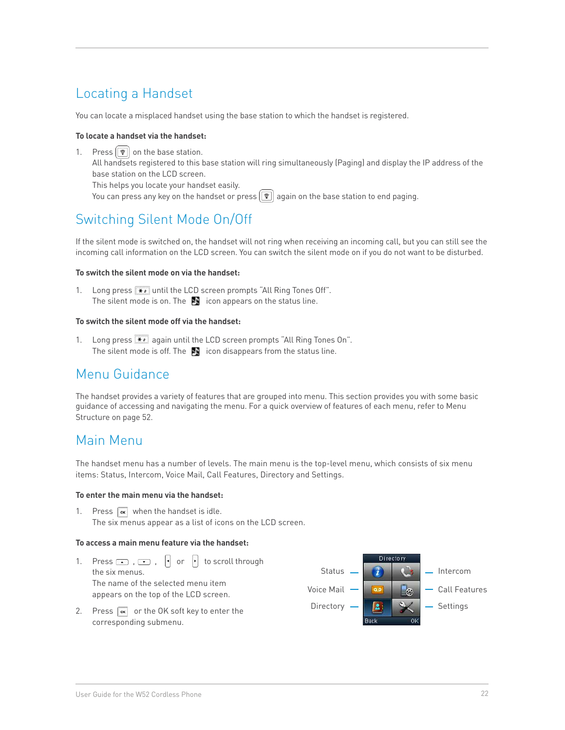## Locating a Handset

You can locate a misplaced handset using the base station to which the handset is registered.

**To locate a handset via the handset:**

1. Press on the base station.
   All handsets registered to this base station will ring simultaneously (Paging) and display the IP address of the base station on the LCD screen.
   This helps you locate your handset easily.
   You can press any key on the handset or press again on the base station to end paging.

## Switching Silent Mode On/Off

If the silent mode is switched on, the handset will not ring when receiving an incoming call, but you can still see the incoming call information on the LCD screen. You can switch the silent mode on if you do not want to be disturbed.

**To switch the silent mode on via the handset:**

1. Long press until the LCD screen prompts "All Ring Tones Off".
   The silent mode is on. The icon appears on the status line.

**To switch the silent mode off via the handset:**

1. Long press again until the LCD screen prompts "All Ring Tones On".
   The silent mode is off. The icon disappears from the status line.

## Menu Guidance

The handset provides a variety of features that are grouped into menu. This section provides you with some basic guidance of accessing and navigating the menu. For a quick overview of features of each menu, refer to Menu Structure on page 52.

## Main Menu

The handset menu has a number of levels. The main menu is the top-level menu, which consists of six menu items: Status, Intercom, Voice Mail, Call Features, Directory and Settings.

**To enter the main menu via the handset:**

1. Press when the handset is idle.
   The six menus appear as a list of icons on the LCD screen.

**To access a main menu feature via the handset:**

1. Press , , or to scroll through the six menus.
   The name of the selected menu item appears on the top of the LCD screen.
2. Press or the OK soft key to enter the corresponding submenu.

Status — Intercom
Voice Mail — Call Features
Directory — Settings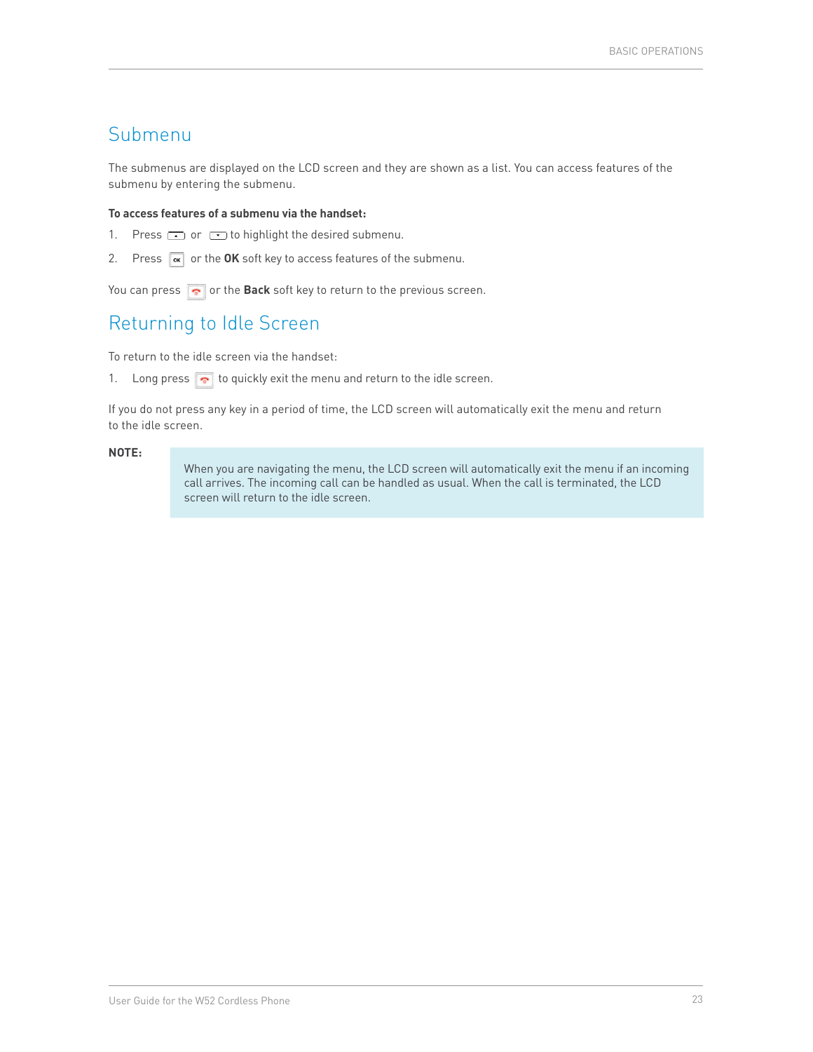## Submenu

The submenus are displayed on the LCD screen and they are shown as a list. You can access features of the submenu by entering the submenu.

**To access features of a submenu via the handset:**

1. Press or to highlight the desired submenu.
2. Press or the **OK** soft key to access features of the submenu.

You can press or the **Back** soft key to return to the previous screen.

## Returning to Idle Screen

To return to the idle screen via the handset:

1. Long press to quickly exit the menu and return to the idle screen.

If you do not press any key in a period of time, the LCD screen will automatically exit the menu and return to the idle screen.

**NOTE:**

> When you are navigating the menu, the LCD screen will automatically exit the menu if an incoming call arrives. The incoming call can be handled as usual. When the call is terminated, the LCD screen will return to the idle screen.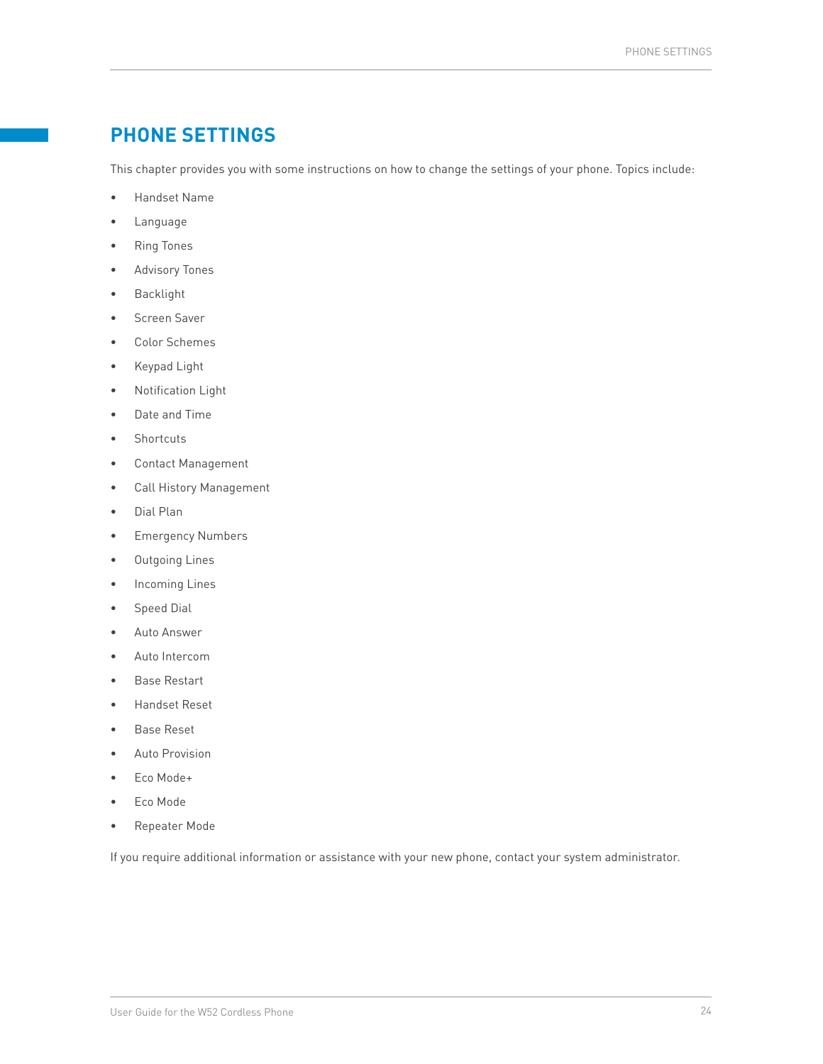# PHONE SETTINGS

This chapter provides you with some instructions on how to change the settings of your phone. Topics include:

- Handset Name
- Language
- Ring Tones
- Advisory Tones
- Backlight
- Screen Saver
- Color Schemes
- Keypad Light
- Notification Light
- Date and Time
- Shortcuts
- Contact Management
- Call History Management
- Dial Plan
- Emergency Numbers
- Outgoing Lines
- Incoming Lines
- Speed Dial
- Auto Answer
- Auto Intercom
- Base Restart
- Handset Reset
- Base Reset
- Auto Provision
- Eco Mode+
- Eco Mode
- Repeater Mode

If you require additional information or assistance with your new phone, contact your system administrator.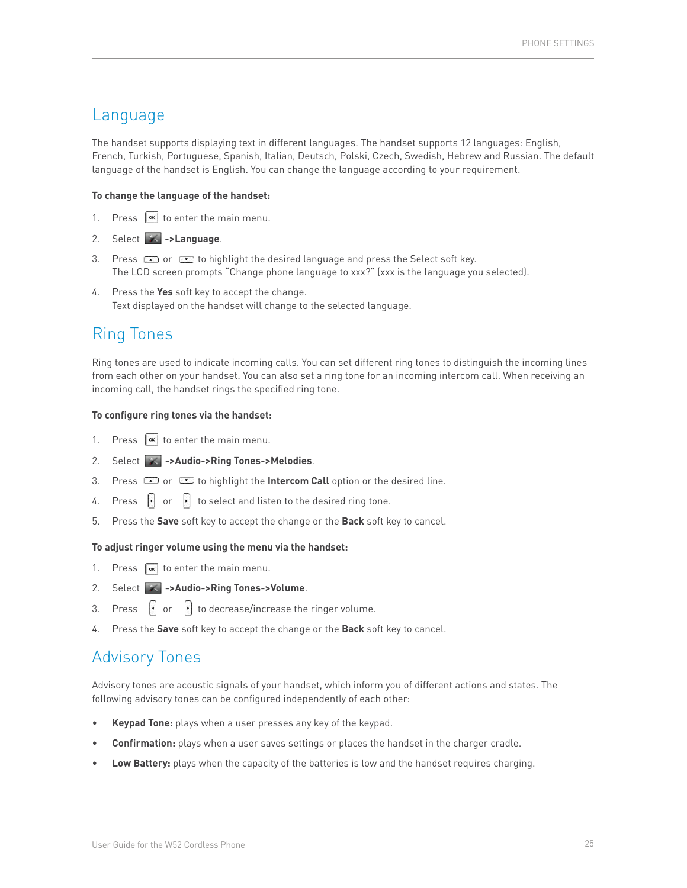## Language

The handset supports displaying text in different languages. The handset supports 12 languages: English, French, Turkish, Portuguese, Spanish, Italian, Deutsch, Polski, Czech, Swedish, Hebrew and Russian. The default language of the handset is English. You can change the language according to your requirement.

**To change the language of the handset:**

1. Press to enter the main menu.
2. Select **->Language**.
3. Press or to highlight the desired language and press the Select soft key. The LCD screen prompts "Change phone language to xxx?" (xxx is the language you selected).
4. Press the **Yes** soft key to accept the change. Text displayed on the handset will change to the selected language.

## Ring Tones

Ring tones are used to indicate incoming calls. You can set different ring tones to distinguish the incoming lines from each other on your handset. You can also set a ring tone for an incoming intercom call. When receiving an incoming call, the handset rings the specified ring tone.

**To configure ring tones via the handset:**

1. Press to enter the main menu.
2. Select **->Audio->Ring Tones->Melodies**.
3. Press or to highlight the **Intercom Call** option or the desired line.
4. Press or to select and listen to the desired ring tone.
5. Press the **Save** soft key to accept the change or the **Back** soft key to cancel.

**To adjust ringer volume using the menu via the handset:**

1. Press to enter the main menu.
2. Select **->Audio->Ring Tones->Volume**.
3. Press or to decrease/increase the ringer volume.
4. Press the **Save** soft key to accept the change or the **Back** soft key to cancel.

## Advisory Tones

Advisory tones are acoustic signals of your handset, which inform you of different actions and states. The following advisory tones can be configured independently of each other:

- **Keypad Tone:** plays when a user presses any key of the keypad.
- **Confirmation:** plays when a user saves settings or places the handset in the charger cradle.
- **Low Battery:** plays when the capacity of the batteries is low and the handset requires charging.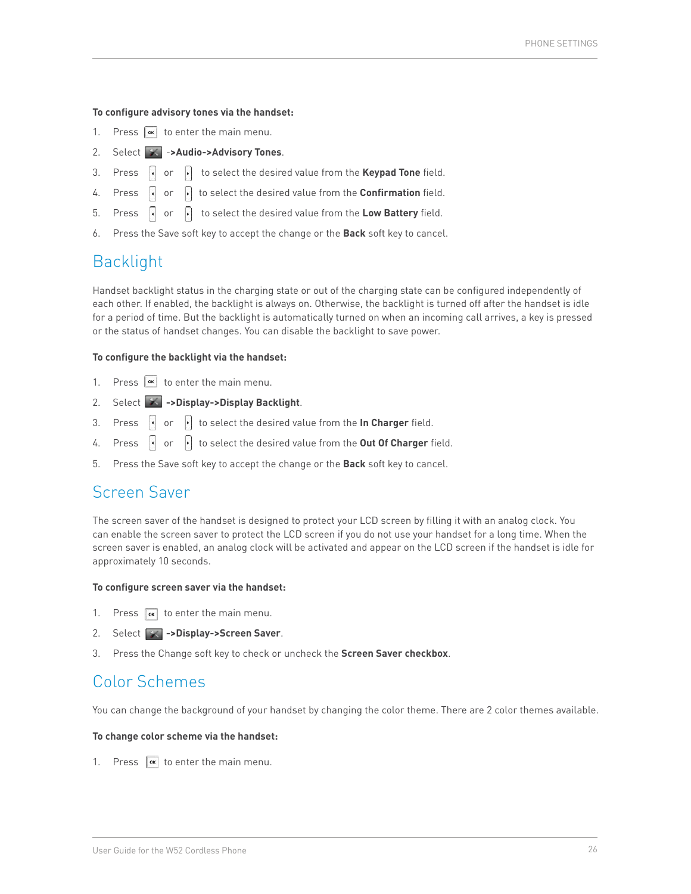**To configure advisory tones via the handset:**

1. Press OK to enter the main menu.
2. Select **->Audio->Advisory Tones**.
3. Press ◄ or ► to select the desired value from the **Keypad Tone** field.
4. Press ◄ or ► to select the desired value from the **Confirmation** field.
5. Press ◄ or ► to select the desired value from the **Low Battery** field.
6. Press the Save soft key to accept the change or the **Back** soft key to cancel.

# Backlight

Handset backlight status in the charging state or out of the charging state can be configured independently of each other. If enabled, the backlight is always on. Otherwise, the backlight is turned off after the handset is idle for a period of time. But the backlight is automatically turned on when an incoming call arrives, a key is pressed or the status of handset changes. You can disable the backlight to save power.

**To configure the backlight via the handset:**

1. Press OK to enter the main menu.
2. Select **->Display->Display Backlight**.
3. Press ◄ or ► to select the desired value from the **In Charger** field.
4. Press ◄ or ► to select the desired value from the **Out Of Charger** field.
5. Press the Save soft key to accept the change or the **Back** soft key to cancel.

# Screen Saver

The screen saver of the handset is designed to protect your LCD screen by filling it with an analog clock. You can enable the screen saver to protect the LCD screen if you do not use your handset for a long time. When the screen saver is enabled, an analog clock will be activated and appear on the LCD screen if the handset is idle for approximately 10 seconds.

**To configure screen saver via the handset:**

1. Press OK to enter the main menu.
2. Select **->Display->Screen Saver**.
3. Press the Change soft key to check or uncheck the **Screen Saver checkbox**.

# Color Schemes

You can change the background of your handset by changing the color theme. There are 2 color themes available.

**To change color scheme via the handset:**

1. Press OK to enter the main menu.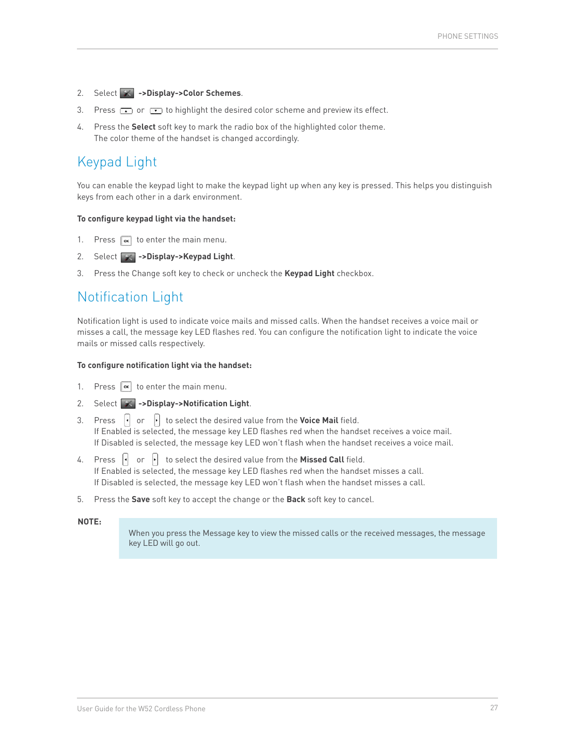2. Select  **->Display->Color Schemes**.
3. Press  or  to highlight the desired color scheme and preview its effect.
4. Press the **Select** soft key to mark the radio box of the highlighted color theme.
   The color theme of the handset is changed accordingly.

## Keypad Light

You can enable the keypad light to make the keypad light up when any key is pressed. This helps you distinguish keys from each other in a dark environment.

**To configure keypad light via the handset:**

1. Press  to enter the main menu.
2. Select  **->Display->Keypad Light**.
3. Press the Change soft key to check or uncheck the **Keypad Light** checkbox.

## Notification Light

Notification light is used to indicate voice mails and missed calls. When the handset receives a voice mail or misses a call, the message key LED flashes red. You can configure the notification light to indicate the voice mails or missed calls respectively.

**To configure notification light via the handset:**

1. Press  to enter the main menu.
2. Select  **->Display->Notification Light**.
3. Press  or  to select the desired value from the **Voice Mail** field.
   If Enabled is selected, the message key LED flashes red when the handset receives a voice mail.
   If Disabled is selected, the message key LED won't flash when the handset receives a voice mail.
4. Press  or  to select the desired value from the **Missed Call** field.
   If Enabled is selected, the message key LED flashes red when the handset misses a call.
   If Disabled is selected, the message key LED won't flash when the handset misses a call.
5. Press the **Save** soft key to accept the change or the **Back** soft key to cancel.

**NOTE:**

> When you press the Message key to view the missed calls or the received messages, the message key LED will go out.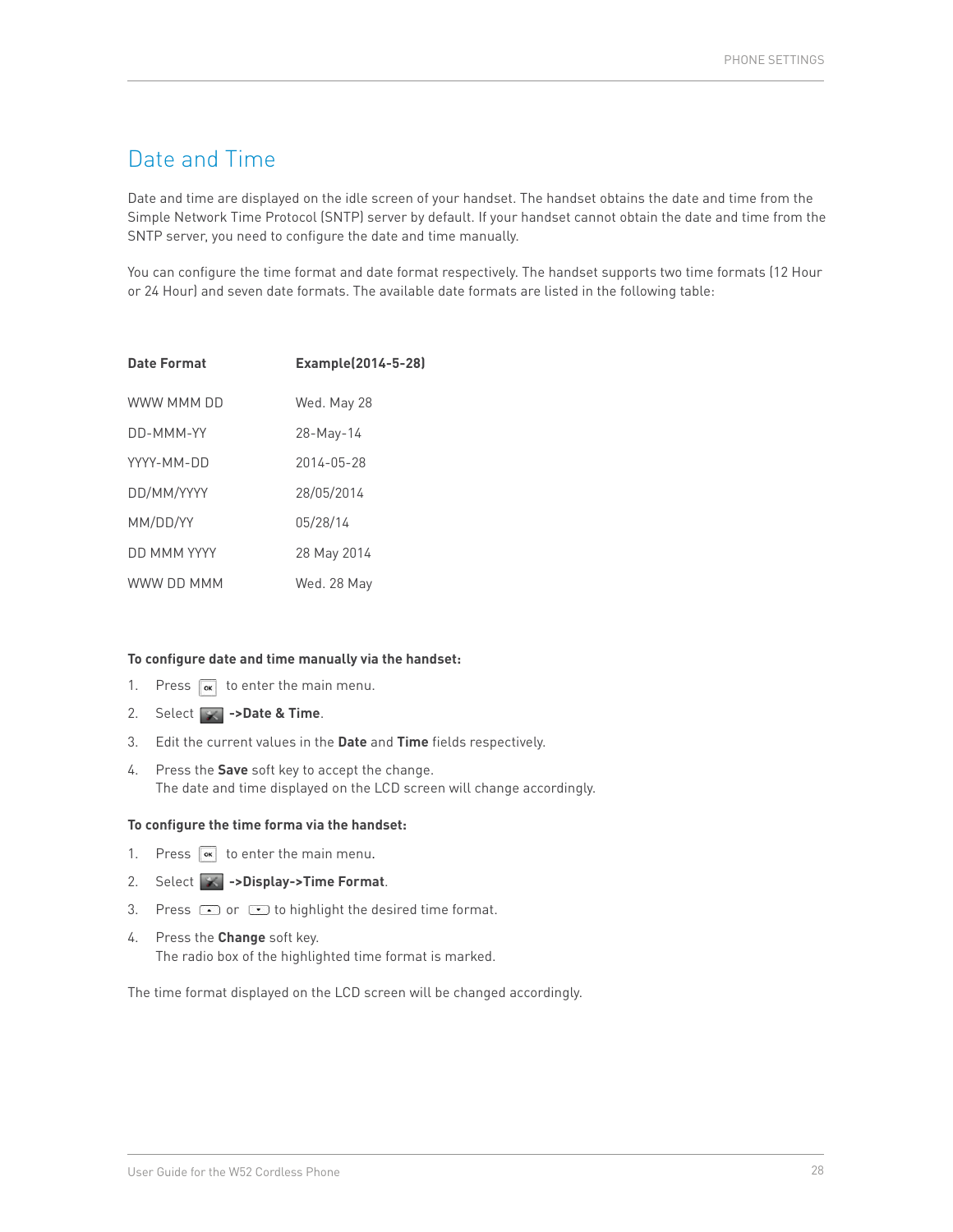## Date and Time

Date and time are displayed on the idle screen of your handset. The handset obtains the date and time from the Simple Network Time Protocol (SNTP) server by default. If your handset cannot obtain the date and time from the SNTP server, you need to configure the date and time manually.

You can configure the time format and date format respectively. The handset supports two time formats (12 Hour or 24 Hour) and seven date formats. The available date formats are listed in the following table:

| Date Format | Example(2014-5-28) |
|---|---|
| WWW MMM DD | Wed. May 28 |
| DD-MMM-YY | 28-May-14 |
| YYYY-MM-DD | 2014-05-28 |
| DD/MM/YYYY | 28/05/2014 |
| MM/DD/YY | 05/28/14 |
| DD MMM YYYY | 28 May 2014 |
| WWW DD MMM | Wed. 28 May |

**To configure date and time manually via the handset:**

1. Press OK to enter the main menu.
2. Select **->Date & Time**.
3. Edit the current values in the **Date** and **Time** fields respectively.
4. Press the **Save** soft key to accept the change.
   The date and time displayed on the LCD screen will change accordingly.

**To configure the time forma via the handset:**

1. Press OK to enter the main menu.
2. Select **->Display->Time Format**.
3. Press or to highlight the desired time format.
4. Press the **Change** soft key.
   The radio box of the highlighted time format is marked.

The time format displayed on the LCD screen will be changed accordingly.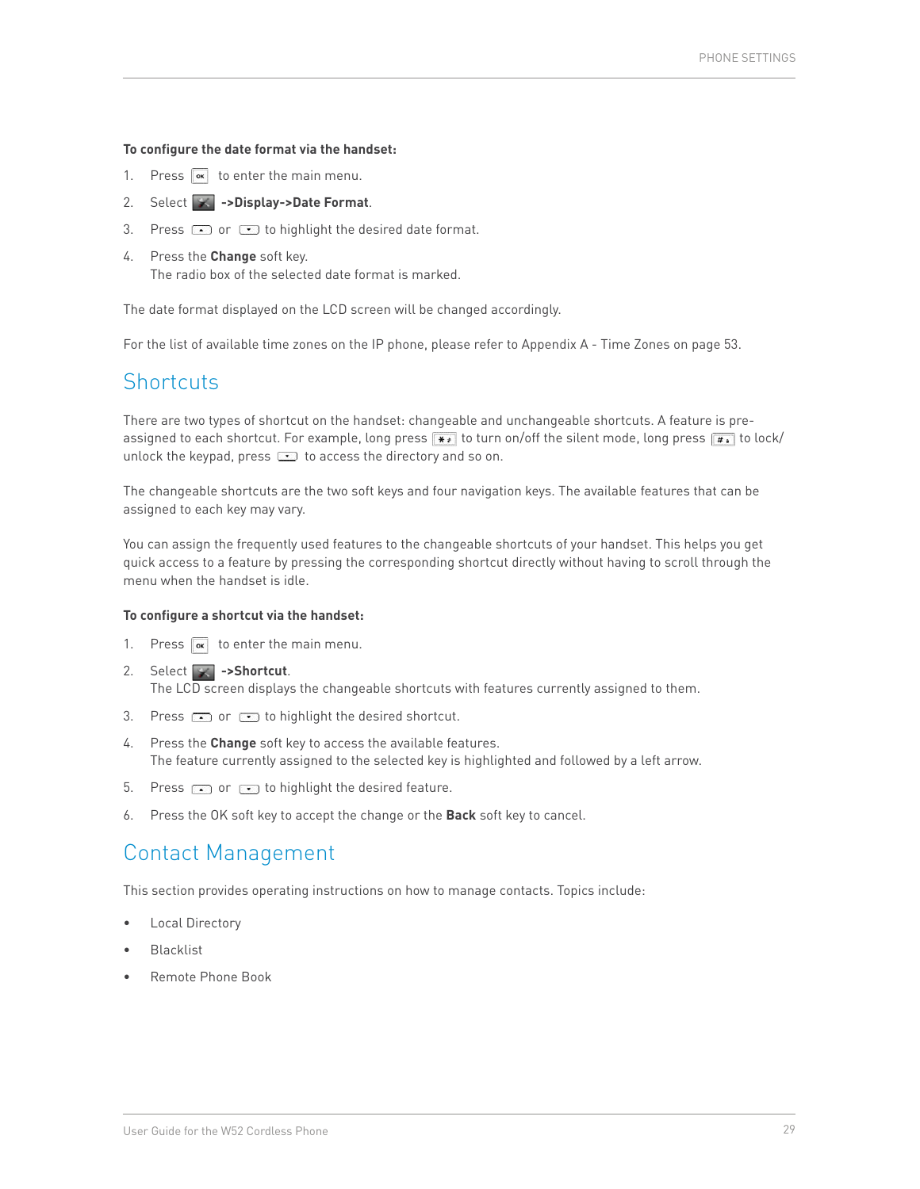**To configure the date format via the handset:**

1. Press [OK] to enter the main menu.
2. Select  **->Display->Date Format**.
3. Press  or  to highlight the desired date format.
4. Press the **Change** soft key.
   The radio box of the selected date format is marked.

The date format displayed on the LCD screen will be changed accordingly.

For the list of available time zones on the IP phone, please refer to Appendix A - Time Zones on page 53.

## Shortcuts

There are two types of shortcut on the handset: changeable and unchangeable shortcuts. A feature is pre-assigned to each shortcut. For example, long press [*] to turn on/off the silent mode, long press [#] to lock/unlock the keypad, press  to access the directory and so on.

The changeable shortcuts are the two soft keys and four navigation keys. The available features that can be assigned to each key may vary.

You can assign the frequently used features to the changeable shortcuts of your handset. This helps you get quick access to a feature by pressing the corresponding shortcut directly without having to scroll through the menu when the handset is idle.

**To configure a shortcut via the handset:**

1. Press [OK] to enter the main menu.
2. Select  **->Shortcut**.
   The LCD screen displays the changeable shortcuts with features currently assigned to them.
3. Press  or  to highlight the desired shortcut.
4. Press the **Change** soft key to access the available features.
   The feature currently assigned to the selected key is highlighted and followed by a left arrow.
5. Press  or  to highlight the desired feature.
6. Press the OK soft key to accept the change or the **Back** soft key to cancel.

## Contact Management

This section provides operating instructions on how to manage contacts. Topics include:

- Local Directory
- Blacklist
- Remote Phone Book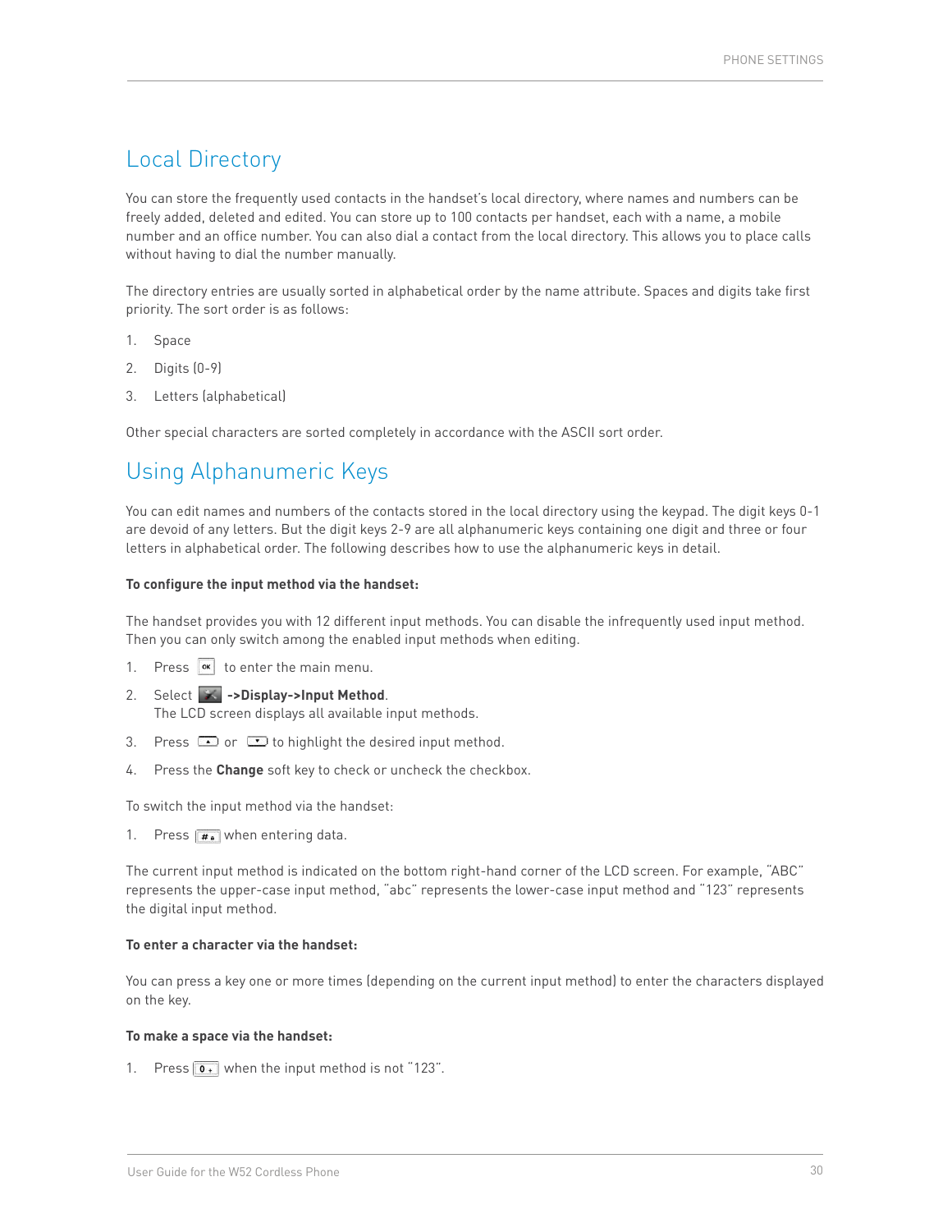## Local Directory

You can store the frequently used contacts in the handset's local directory, where names and numbers can be freely added, deleted and edited. You can store up to 100 contacts per handset, each with a name, a mobile number and an office number. You can also dial a contact from the local directory. This allows you to place calls without having to dial the number manually.

The directory entries are usually sorted in alphabetical order by the name attribute. Spaces and digits take first priority. The sort order is as follows:

1. Space
2. Digits (0-9)
3. Letters (alphabetical)

Other special characters are sorted completely in accordance with the ASCII sort order.

## Using Alphanumeric Keys

You can edit names and numbers of the contacts stored in the local directory using the keypad. The digit keys 0-1 are devoid of any letters. But the digit keys 2-9 are all alphanumeric keys containing one digit and three or four letters in alphabetical order. The following describes how to use the alphanumeric keys in detail.

**To configure the input method via the handset:**

The handset provides you with 12 different input methods. You can disable the infrequently used input method. Then you can only switch among the enabled input methods when editing.

1. Press OK to enter the main menu.
2. Select **->Display->Input Method**.
   The LCD screen displays all available input methods.
3. Press ▲ or ▼ to highlight the desired input method.
4. Press the **Change** soft key to check or uncheck the checkbox.

To switch the input method via the handset:

1. Press # when entering data.

The current input method is indicated on the bottom right-hand corner of the LCD screen. For example, "ABC" represents the upper-case input method, "abc" represents the lower-case input method and "123" represents the digital input method.

**To enter a character via the handset:**

You can press a key one or more times (depending on the current input method) to enter the characters displayed on the key.

**To make a space via the handset:**

1. Press 0 when the input method is not "123".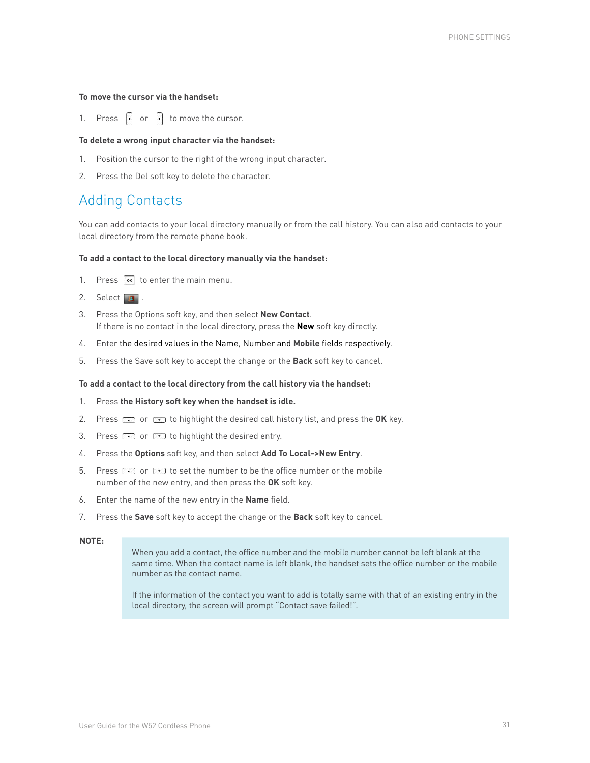**To move the cursor via the handset:**

1. Press or to move the cursor.

**To delete a wrong input character via the handset:**

1. Position the cursor to the right of the wrong input character.
2. Press the Del soft key to delete the character.

## Adding Contacts

You can add contacts to your local directory manually or from the call history. You can also add contacts to your local directory from the remote phone book.

**To add a contact to the local directory manually via the handset:**

1. Press to enter the main menu.
2. Select .
3. Press the Options soft key, and then select **New Contact**.
   If there is no contact in the local directory, press the **New** soft key directly.
4. Enter the desired values in the Name, Number and **Mobile** fields respectively.
5. Press the Save soft key to accept the change or the **Back** soft key to cancel.

**To add a contact to the local directory from the call history via the handset:**

1. Press **the History soft key when the handset is idle.**
2. Press or to highlight the desired call history list, and press the **OK** key.
3. Press or to highlight the desired entry.
4. Press the **Options** soft key, and then select **Add To Local->New Entry**.
5. Press or to set the number to be the office number or the mobile number of the new entry, and then press the **OK** soft key.
6. Enter the name of the new entry in the **Name** field.
7. Press the **Save** soft key to accept the change or the **Back** soft key to cancel.

**NOTE:**

When you add a contact, the office number and the mobile number cannot be left blank at the same time. When the contact name is left blank, the handset sets the office number or the mobile number as the contact name.

If the information of the contact you want to add is totally same with that of an existing entry in the local directory, the screen will prompt "Contact save failed!".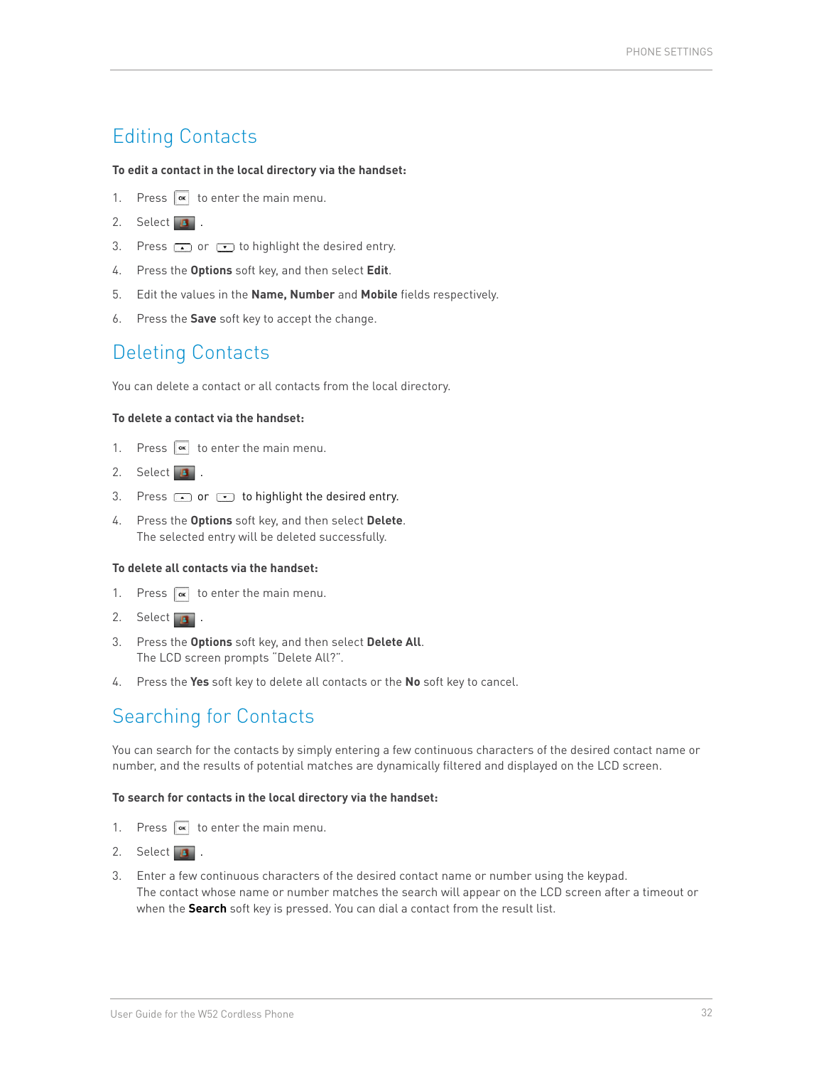## Editing Contacts

**To edit a contact in the local directory via the handset:**

1. Press OK to enter the main menu.
2. Select .
3. Press or to highlight the desired entry.
4. Press the **Options** soft key, and then select **Edit**.
5. Edit the values in the **Name, Number** and **Mobile** fields respectively.
6. Press the **Save** soft key to accept the change.

## Deleting Contacts

You can delete a contact or all contacts from the local directory.

**To delete a contact via the handset:**

1. Press OK to enter the main menu.
2. Select .
3. Press or to highlight the desired entry.
4. Press the **Options** soft key, and then select **Delete**.
   The selected entry will be deleted successfully.

**To delete all contacts via the handset:**

1. Press OK to enter the main menu.
2. Select .
3. Press the **Options** soft key, and then select **Delete All**.
   The LCD screen prompts "Delete All?".
4. Press the **Yes** soft key to delete all contacts or the **No** soft key to cancel.

## Searching for Contacts

You can search for the contacts by simply entering a few continuous characters of the desired contact name or number, and the results of potential matches are dynamically filtered and displayed on the LCD screen.

**To search for contacts in the local directory via the handset:**

1. Press OK to enter the main menu.
2. Select .
3. Enter a few continuous characters of the desired contact name or number using the keypad.
   The contact whose name or number matches the search will appear on the LCD screen after a timeout or when the **Search** soft key is pressed. You can dial a contact from the result list.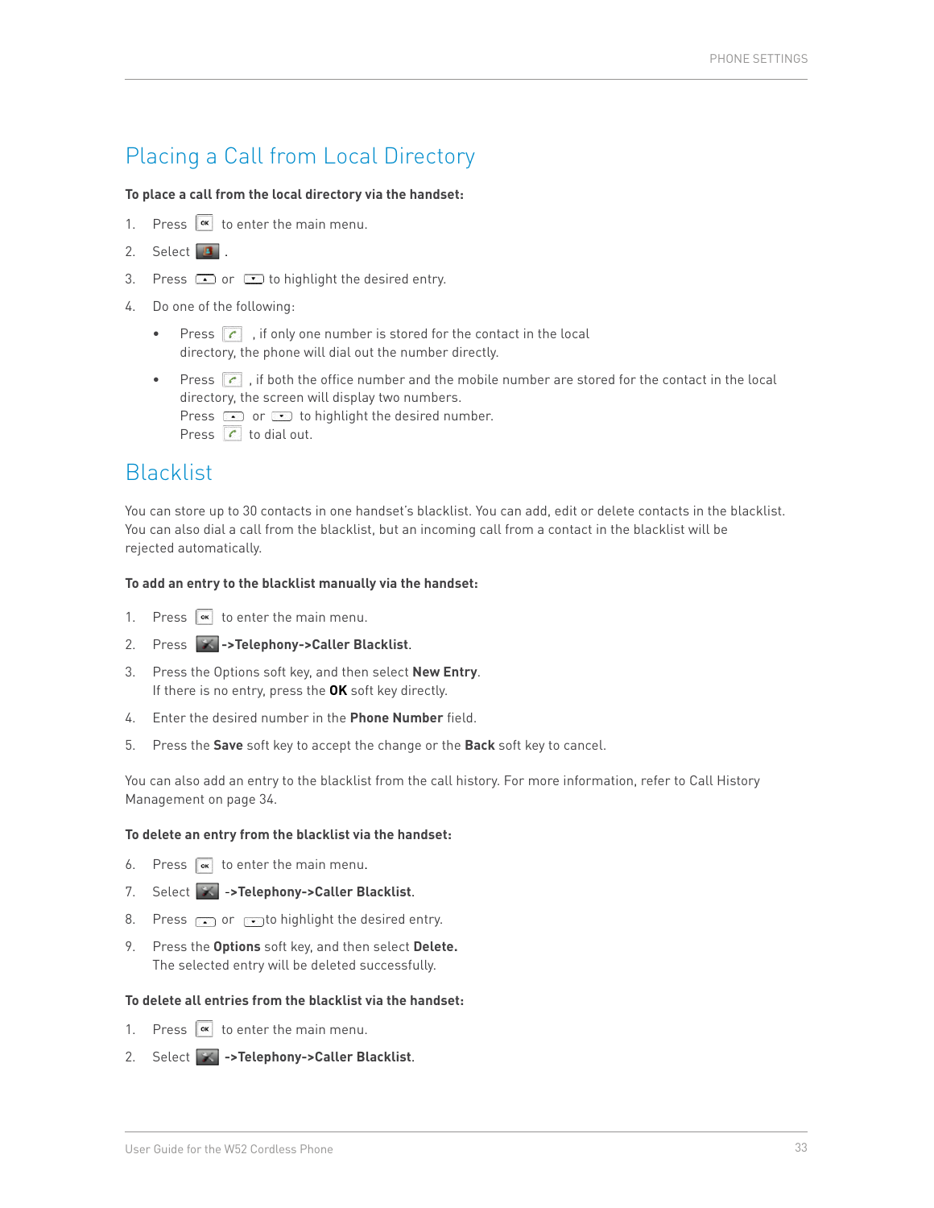## Placing a Call from Local Directory

**To place a call from the local directory via the handset:**

1. Press to enter the main menu.
2. Select .
3. Press or to highlight the desired entry.
4. Do one of the following:
   - Press , if only one number is stored for the contact in the local directory, the phone will dial out the number directly.
   - Press , if both the office number and the mobile number are stored for the contact in the local directory, the screen will display two numbers.
     Press or to highlight the desired number.
     Press to dial out.

## Blacklist

You can store up to 30 contacts in one handset's blacklist. You can add, edit or delete contacts in the blacklist. You can also dial a call from the blacklist, but an incoming call from a contact in the blacklist will be rejected automatically.

**To add an entry to the blacklist manually via the handset:**

1. Press to enter the main menu.
2. Press **->Telephony->Caller Blacklist**.
3. Press the Options soft key, and then select **New Entry**.
   If there is no entry, press the **OK** soft key directly.
4. Enter the desired number in the **Phone Number** field.
5. Press the **Save** soft key to accept the change or the **Back** soft key to cancel.

You can also add an entry to the blacklist from the call history. For more information, refer to Call History Management on page 34.

**To delete an entry from the blacklist via the handset:**

6. Press to enter the main menu.
7. Select **->Telephony->Caller Blacklist**.
8. Press or to highlight the desired entry.
9. Press the **Options** soft key, and then select **Delete.**
   The selected entry will be deleted successfully.

**To delete all entries from the blacklist via the handset:**

1. Press to enter the main menu.
2. Select **->Telephony->Caller Blacklist**.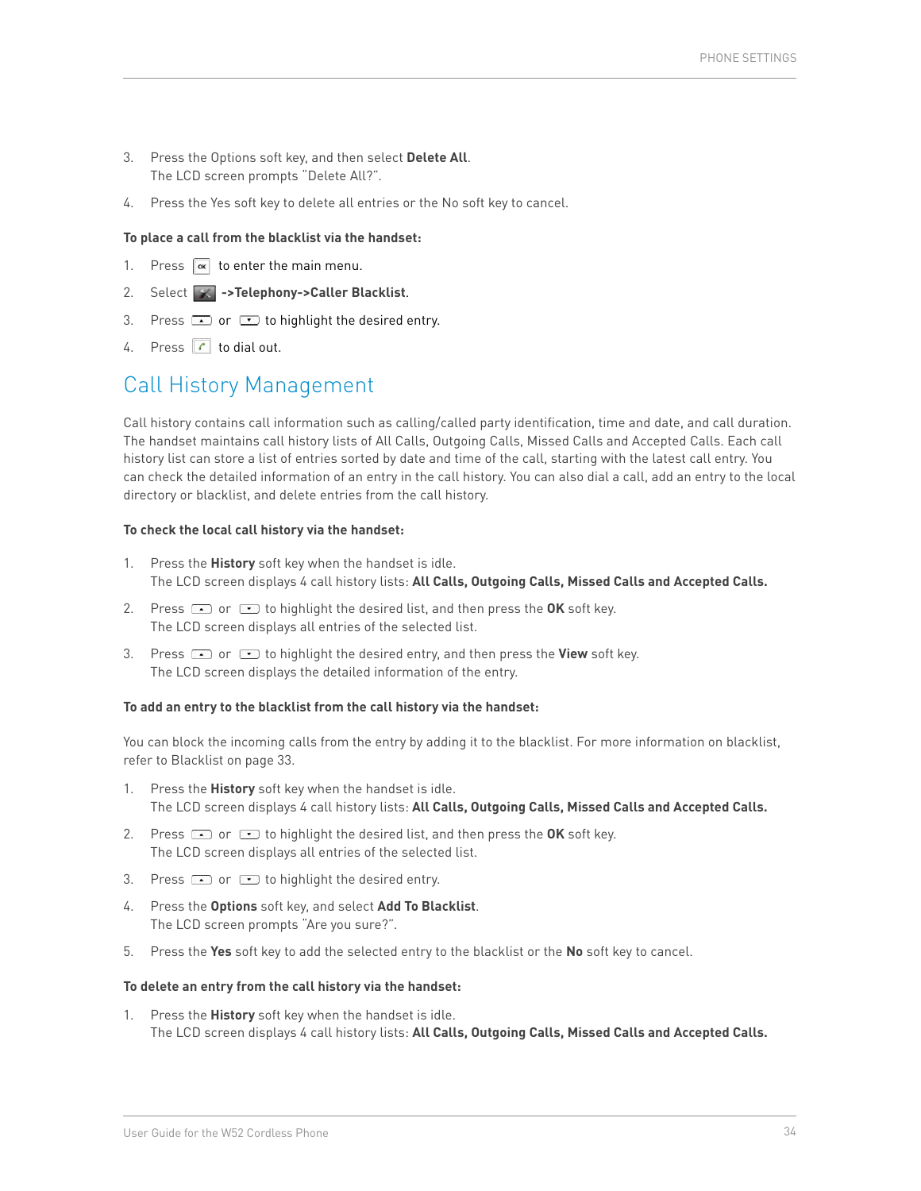3. Press the Options soft key, and then select **Delete All**.
   The LCD screen prompts "Delete All?".

4. Press the Yes soft key to delete all entries or the No soft key to cancel.

**To place a call from the blacklist via the handset:**

1. Press OK to enter the main menu.
2. Select **->Telephony->Caller Blacklist**.
3. Press or to highlight the desired entry.
4. Press to dial out.

## Call History Management

Call history contains call information such as calling/called party identification, time and date, and call duration. The handset maintains call history lists of All Calls, Outgoing Calls, Missed Calls and Accepted Calls. Each call history list can store a list of entries sorted by date and time of the call, starting with the latest call entry. You can check the detailed information of an entry in the call history. You can also dial a call, add an entry to the local directory or blacklist, and delete entries from the call history.

**To check the local call history via the handset:**

1. Press the **History** soft key when the handset is idle.
   The LCD screen displays 4 call history lists: **All Calls, Outgoing Calls, Missed Calls and Accepted Calls.**
2. Press or to highlight the desired list, and then press the **OK** soft key.
   The LCD screen displays all entries of the selected list.
3. Press or to highlight the desired entry, and then press the **View** soft key.
   The LCD screen displays the detailed information of the entry.

**To add an entry to the blacklist from the call history via the handset:**

You can block the incoming calls from the entry by adding it to the blacklist. For more information on blacklist, refer to Blacklist on page 33.

1. Press the **History** soft key when the handset is idle.
   The LCD screen displays 4 call history lists: **All Calls, Outgoing Calls, Missed Calls and Accepted Calls.**
2. Press or to highlight the desired list, and then press the **OK** soft key.
   The LCD screen displays all entries of the selected list.
3. Press or to highlight the desired entry.
4. Press the **Options** soft key, and select **Add To Blacklist**.
   The LCD screen prompts "Are you sure?".
5. Press the **Yes** soft key to add the selected entry to the blacklist or the **No** soft key to cancel.

**To delete an entry from the call history via the handset:**

1. Press the **History** soft key when the handset is idle.
   The LCD screen displays 4 call history lists: **All Calls, Outgoing Calls, Missed Calls and Accepted Calls.**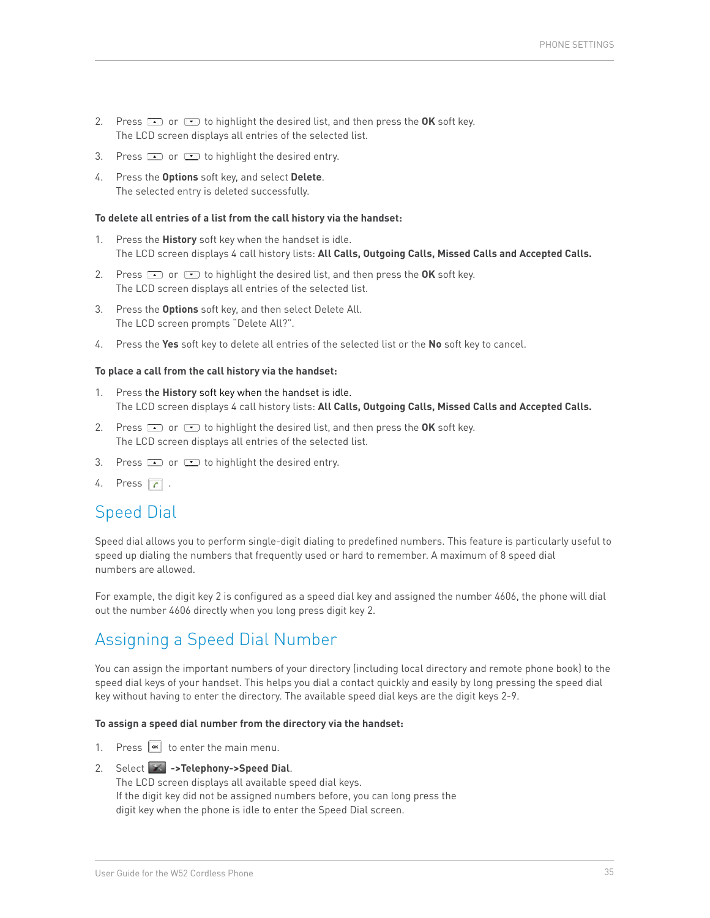2. Press [up] or [down] to highlight the desired list, and then press the **OK** soft key.
   The LCD screen displays all entries of the selected list.

3. Press [up] or [down] to highlight the desired entry.

4. Press the **Options** soft key, and select **Delete**.
   The selected entry is deleted successfully.

**To delete all entries of a list from the call history via the handset:**

1. Press the **History** soft key when the handset is idle.
   The LCD screen displays 4 call history lists: **All Calls, Outgoing Calls, Missed Calls and Accepted Calls.**

2. Press [up] or [down] to highlight the desired list, and then press the **OK** soft key.
   The LCD screen displays all entries of the selected list.

3. Press the **Options** soft key, and then select Delete All.
   The LCD screen prompts "Delete All?".

4. Press the **Yes** soft key to delete all entries of the selected list or the **No** soft key to cancel.

**To place a call from the call history via the handset:**

1. Press the **History** soft key when the handset is idle.
   The LCD screen displays 4 call history lists: **All Calls, Outgoing Calls, Missed Calls and Accepted Calls.**

2. Press [up] or [down] to highlight the desired list, and then press the **OK** soft key.
   The LCD screen displays all entries of the selected list.

3. Press [up] or [down] to highlight the desired entry.

4. Press [call key].

# Speed Dial

Speed dial allows you to perform single-digit dialing to predefined numbers. This feature is particularly useful to speed up dialing the numbers that frequently used or hard to remember. A maximum of 8 speed dial numbers are allowed.

For example, the digit key 2 is configured as a speed dial key and assigned the number 4606, the phone will dial out the number 4606 directly when you long press digit key 2.

# Assigning a Speed Dial Number

You can assign the important numbers of your directory (including local directory and remote phone book) to the speed dial keys of your handset. This helps you dial a contact quickly and easily by long pressing the speed dial key without having to enter the directory. The available speed dial keys are the digit keys 2-9.

**To assign a speed dial number from the directory via the handset:**

1. Press [OK] to enter the main menu.

2. Select [Settings icon] **->Telephony->Speed Dial**.
   The LCD screen displays all available speed dial keys.
   If the digit key did not be assigned numbers before, you can long press the digit key when the phone is idle to enter the Speed Dial screen.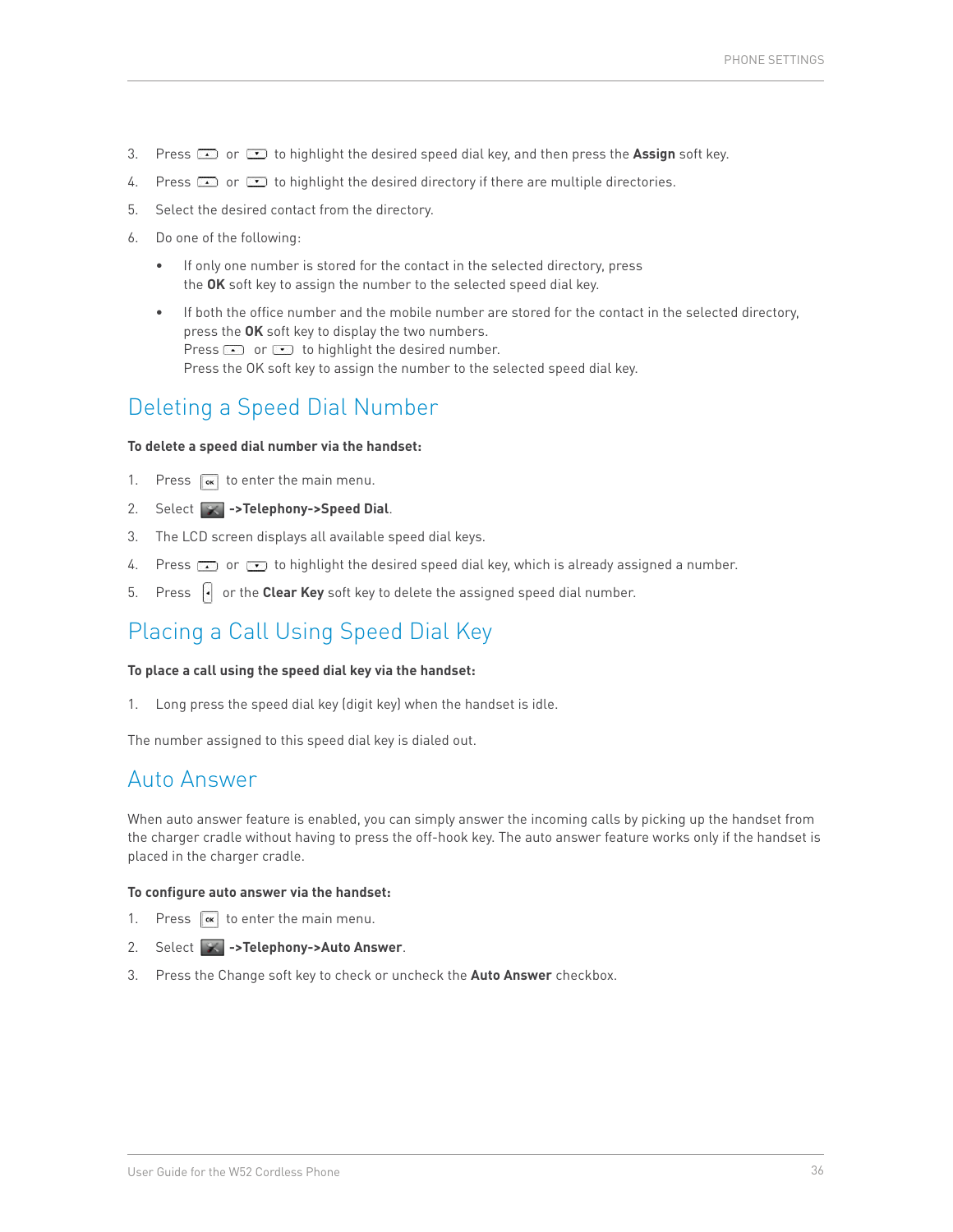3. Press or to highlight the desired speed dial key, and then press the **Assign** soft key.
4. Press or to highlight the desired directory if there are multiple directories.
5. Select the desired contact from the directory.
6. Do one of the following:
   - If only one number is stored for the contact in the selected directory, press the **OK** soft key to assign the number to the selected speed dial key.
   - If both the office number and the mobile number are stored for the contact in the selected directory, press the **OK** soft key to display the two numbers.
     Press or to highlight the desired number.
     Press the OK soft key to assign the number to the selected speed dial key.

## Deleting a Speed Dial Number

**To delete a speed dial number via the handset:**

1. Press to enter the main menu.
2. Select **->Telephony->Speed Dial**.
3. The LCD screen displays all available speed dial keys.
4. Press or to highlight the desired speed dial key, which is already assigned a number.
5. Press or the **Clear Key** soft key to delete the assigned speed dial number.

## Placing a Call Using Speed Dial Key

**To place a call using the speed dial key via the handset:**

1. Long press the speed dial key (digit key) when the handset is idle.

The number assigned to this speed dial key is dialed out.

## Auto Answer

When auto answer feature is enabled, you can simply answer the incoming calls by picking up the handset from the charger cradle without having to press the off-hook key. The auto answer feature works only if the handset is placed in the charger cradle.

**To configure auto answer via the handset:**

1. Press to enter the main menu.
2. Select **->Telephony->Auto Answer**.
3. Press the Change soft key to check or uncheck the **Auto Answer** checkbox.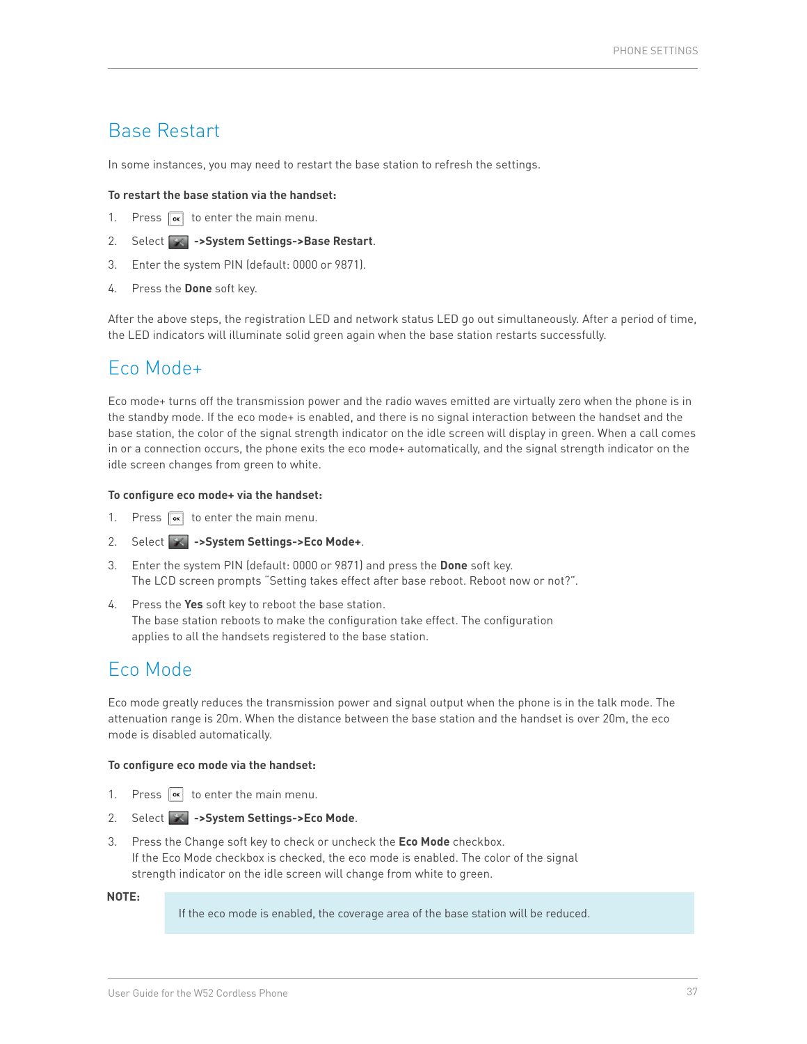# Base Restart

In some instances, you may need to restart the base station to refresh the settings.

**To restart the base station via the handset:**

1. Press [OK] to enter the main menu.
2. Select **->System Settings->Base Restart**.
3. Enter the system PIN (default: 0000 or 9871).
4. Press the **Done** soft key.

After the above steps, the registration LED and network status LED go out simultaneously. After a period of time, the LED indicators will illuminate solid green again when the base station restarts successfully.

# Eco Mode+

Eco mode+ turns off the transmission power and the radio waves emitted are virtually zero when the phone is in the standby mode. If the eco mode+ is enabled, and there is no signal interaction between the handset and the base station, the color of the signal strength indicator on the idle screen will display in green. When a call comes in or a connection occurs, the phone exits the eco mode+ automatically, and the signal strength indicator on the idle screen changes from green to white.

**To configure eco mode+ via the handset:**

1. Press [OK] to enter the main menu.
2. Select **->System Settings->Eco Mode+**.
3. Enter the system PIN (default: 0000 or 9871) and press the **Done** soft key.
   The LCD screen prompts "Setting takes effect after base reboot. Reboot now or not?".
4. Press the **Yes** soft key to reboot the base station.
   The base station reboots to make the configuration take effect. The configuration applies to all the handsets registered to the base station.

# Eco Mode

Eco mode greatly reduces the transmission power and signal output when the phone is in the talk mode. The attenuation range is 20m. When the distance between the base station and the handset is over 20m, the eco mode is disabled automatically.

**To configure eco mode via the handset:**

1. Press [OK] to enter the main menu.
2. Select **->System Settings->Eco Mode**.
3. Press the Change soft key to check or uncheck the **Eco Mode** checkbox.
   If the Eco Mode checkbox is checked, the eco mode is enabled. The color of the signal strength indicator on the idle screen will change from white to green.

**NOTE:**

If the eco mode is enabled, the coverage area of the base station will be reduced.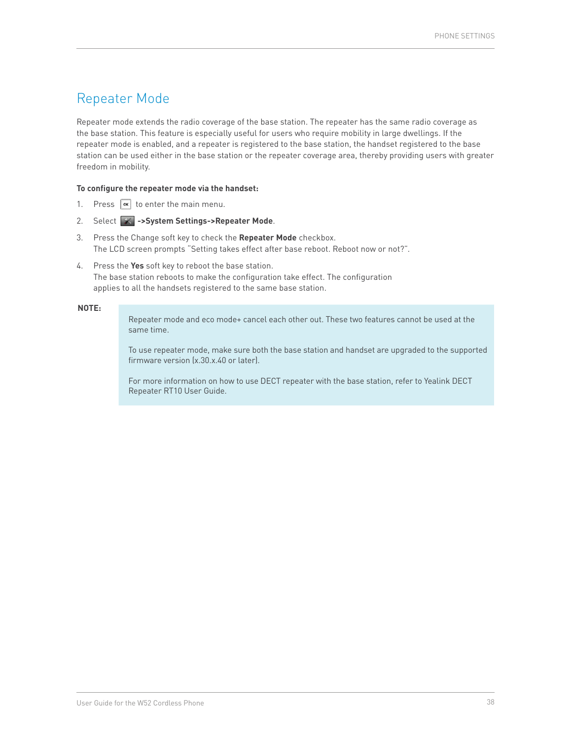# Repeater Mode

Repeater mode extends the radio coverage of the base station. The repeater has the same radio coverage as the base station. This feature is especially useful for users who require mobility in large dwellings. If the repeater mode is enabled, and a repeater is registered to the base station, the handset registered to the base station can be used either in the base station or the repeater coverage area, thereby providing users with greater freedom in mobility.

**To configure the repeater mode via the handset:**

1. Press OK to enter the main menu.
2. Select **->System Settings->Repeater Mode**.
3. Press the Change soft key to check the **Repeater Mode** checkbox.
   The LCD screen prompts "Setting takes effect after base reboot. Reboot now or not?".
4. Press the **Yes** soft key to reboot the base station.
   The base station reboots to make the configuration take effect. The configuration applies to all the handsets registered to the same base station.

**NOTE:**

> Repeater mode and eco mode+ cancel each other out. These two features cannot be used at the same time.
>
> To use repeater mode, make sure both the base station and handset are upgraded to the supported firmware version (x.30.x.40 or later).
>
> For more information on how to use DECT repeater with the base station, refer to Yealink DECT Repeater RT10 User Guide.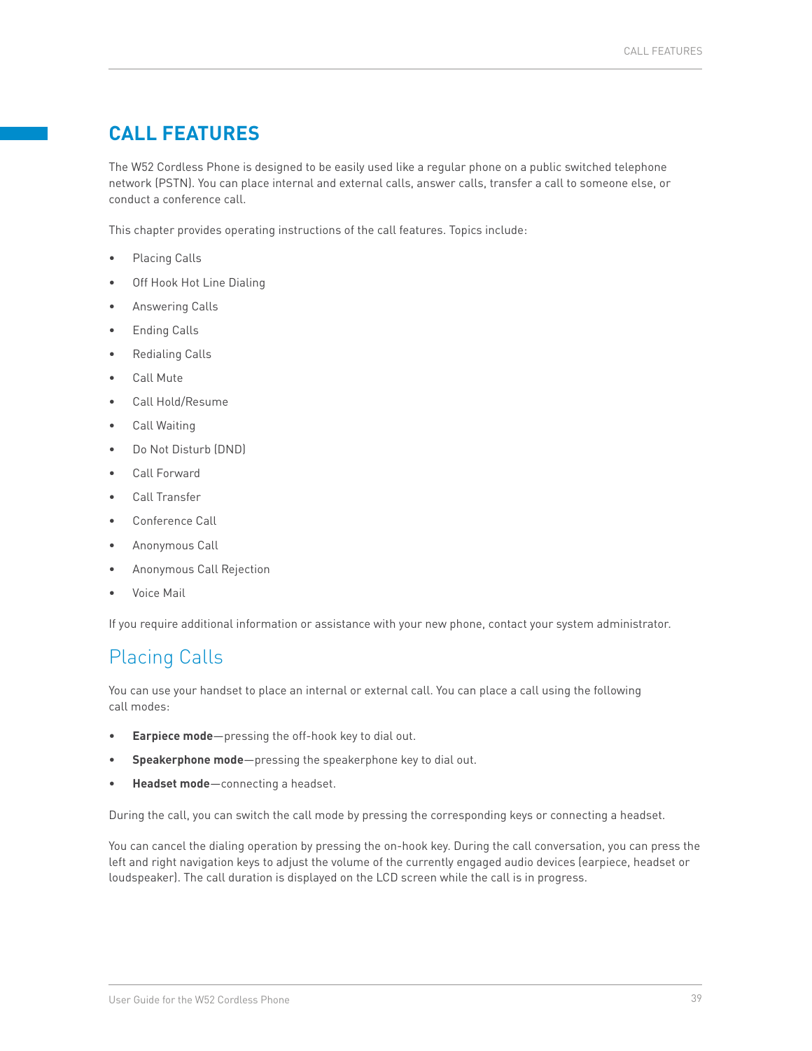# CALL FEATURES

The W52 Cordless Phone is designed to be easily used like a regular phone on a public switched telephone network (PSTN). You can place internal and external calls, answer calls, transfer a call to someone else, or conduct a conference call.

This chapter provides operating instructions of the call features. Topics include:

- Placing Calls
- Off Hook Hot Line Dialing
- Answering Calls
- Ending Calls
- Redialing Calls
- Call Mute
- Call Hold/Resume
- Call Waiting
- Do Not Disturb (DND)
- Call Forward
- Call Transfer
- Conference Call
- Anonymous Call
- Anonymous Call Rejection
- Voice Mail

If you require additional information or assistance with your new phone, contact your system administrator.

## Placing Calls

You can use your handset to place an internal or external call. You can place a call using the following call modes:

- **Earpiece mode**—pressing the off-hook key to dial out.
- **Speakerphone mode**—pressing the speakerphone key to dial out.
- **Headset mode**—connecting a headset.

During the call, you can switch the call mode by pressing the corresponding keys or connecting a headset.

You can cancel the dialing operation by pressing the on-hook key. During the call conversation, you can press the left and right navigation keys to adjust the volume of the currently engaged audio devices (earpiece, headset or loudspeaker). The call duration is displayed on the LCD screen while the call is in progress.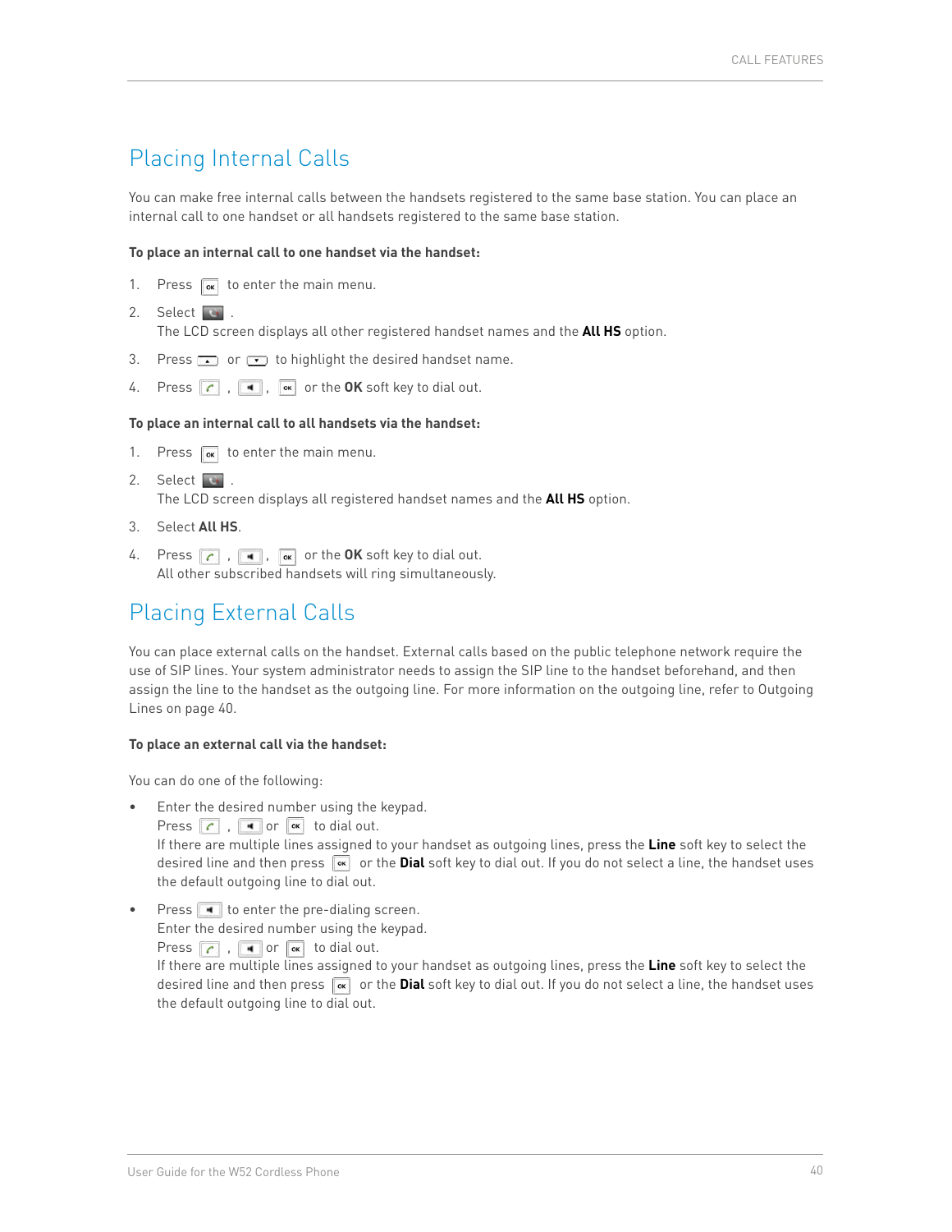# Placing Internal Calls

You can make free internal calls between the handsets registered to the same base station. You can place an internal call to one handset or all handsets registered to the same base station.

**To place an internal call to one handset via the handset:**

1. Press  to enter the main menu.
2. Select  .
   The LCD screen displays all other registered handset names and the **All HS** option.
3. Press  or  to highlight the desired handset name.
4. Press  ,  ,  or the **OK** soft key to dial out.

**To place an internal call to all handsets via the handset:**

1. Press  to enter the main menu.
2. Select  .
   The LCD screen displays all registered handset names and the **All HS** option.
3. Select **All HS**.
4. Press  ,  ,  or the **OK** soft key to dial out.
   All other subscribed handsets will ring simultaneously.

# Placing External Calls

You can place external calls on the handset. External calls based on the public telephone network require the use of SIP lines. Your system administrator needs to assign the SIP line to the handset beforehand, and then assign the line to the handset as the outgoing line. For more information on the outgoing line, refer to Outgoing Lines on page 40.

**To place an external call via the handset:**

You can do one of the following:

- Enter the desired number using the keypad.
  Press  ,  or  to dial out.
  If there are multiple lines assigned to your handset as outgoing lines, press the **Line** soft key to select the desired line and then press  or the **Dial** soft key to dial out. If you do not select a line, the handset uses the default outgoing line to dial out.
- Press  to enter the pre-dialing screen.
  Enter the desired number using the keypad.
  Press  ,  or  to dial out.
  If there are multiple lines assigned to your handset as outgoing lines, press the **Line** soft key to select the desired line and then press  or the **Dial** soft key to dial out. If you do not select a line, the handset uses the default outgoing line to dial out.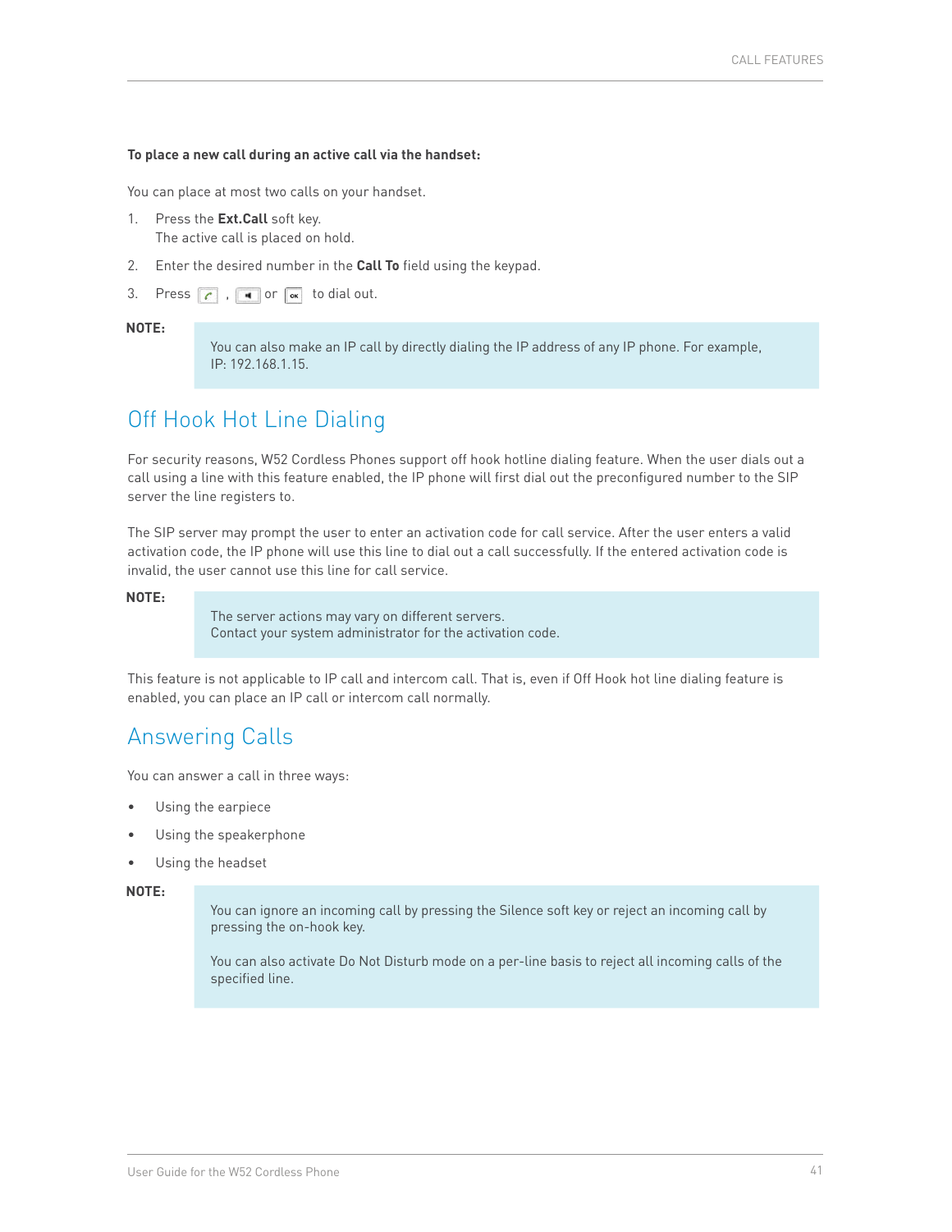**To place a new call during an active call via the handset:**

You can place at most two calls on your handset.

1. Press the **Ext.Call** soft key.
   The active call is placed on hold.
2. Enter the desired number in the **Call To** field using the keypad.
3. Press , or to dial out.

**NOTE:**

> You can also make an IP call by directly dialing the IP address of any IP phone. For example, IP: 192.168.1.15.

## Off Hook Hot Line Dialing

For security reasons, W52 Cordless Phones support off hook hotline dialing feature. When the user dials out a call using a line with this feature enabled, the IP phone will first dial out the preconfigured number to the SIP server the line registers to.

The SIP server may prompt the user to enter an activation code for call service. After the user enters a valid activation code, the IP phone will use this line to dial out a call successfully. If the entered activation code is invalid, the user cannot use this line for call service.

**NOTE:**

> The server actions may vary on different servers.
> Contact your system administrator for the activation code.

This feature is not applicable to IP call and intercom call. That is, even if Off Hook hot line dialing feature is enabled, you can place an IP call or intercom call normally.

## Answering Calls

You can answer a call in three ways:

- Using the earpiece
- Using the speakerphone
- Using the headset

**NOTE:**

> You can ignore an incoming call by pressing the Silence soft key or reject an incoming call by pressing the on-hook key.
>
> You can also activate Do Not Disturb mode on a per-line basis to reject all incoming calls of the specified line.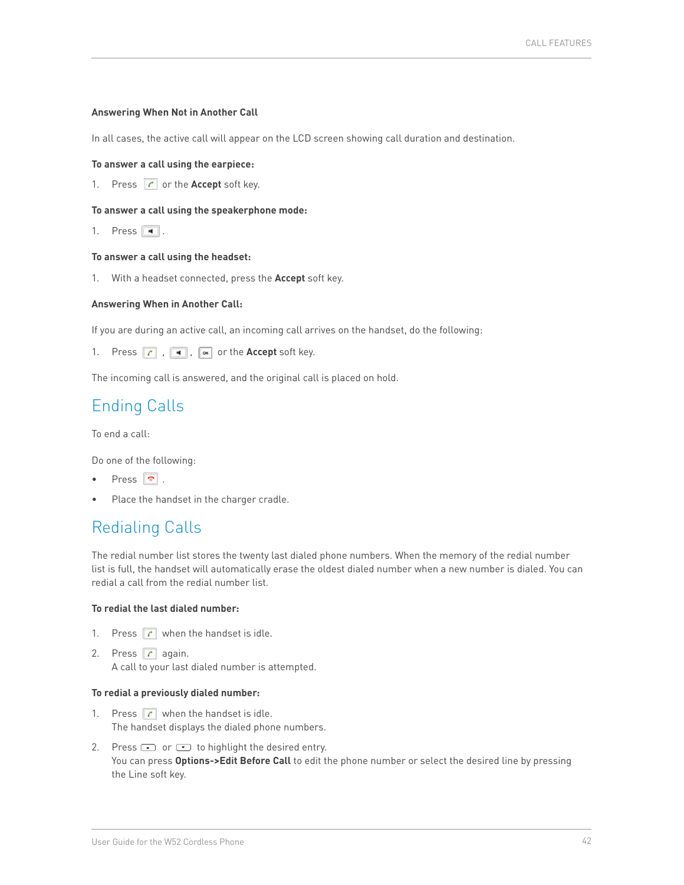#### Answering When Not in Another Call

In all cases, the active call will appear on the LCD screen showing call duration and destination.

**To answer a call using the earpiece:**

1. Press  or the **Accept** soft key.

**To answer a call using the speakerphone mode:**

1. Press  .

**To answer a call using the headset:**

1. With a headset connected, press the **Accept** soft key.

#### Answering When in Another Call:

If you are during an active call, an incoming call arrives on the handset, do the following:

1. Press  ,  ,  or the **Accept** soft key.

The incoming call is answered, and the original call is placed on hold.

## Ending Calls

To end a call:

Do one of the following:

- Press  .
- Place the handset in the charger cradle.

## Redialing Calls

The redial number list stores the twenty last dialed phone numbers. When the memory of the redial number list is full, the handset will automatically erase the oldest dialed number when a new number is dialed. You can redial a call from the redial number list.

**To redial the last dialed number:**

1. Press  when the handset is idle.
2. Press  again.
   A call to your last dialed number is attempted.

**To redial a previously dialed number:**

1. Press  when the handset is idle.
   The handset displays the dialed phone numbers.
2. Press  or  to highlight the desired entry.
   You can press **Options->Edit Before Call** to edit the phone number or select the desired line by pressing the Line soft key.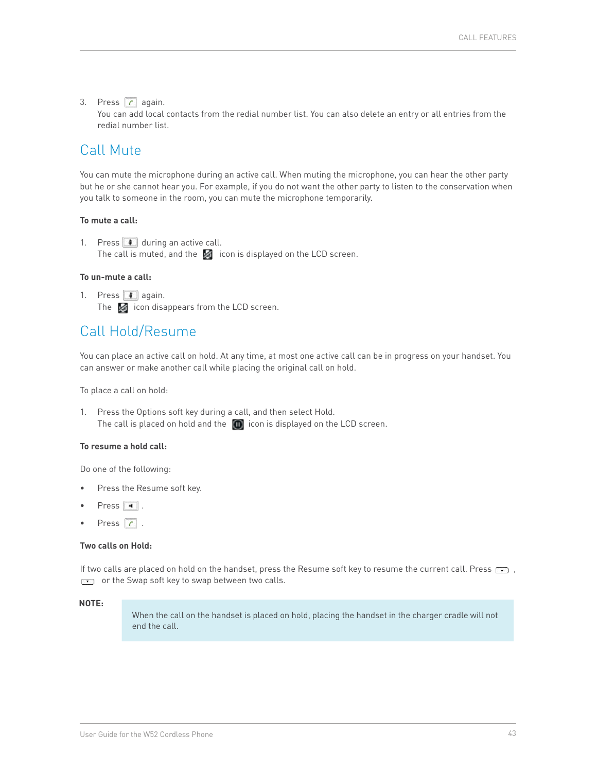3. Press again.
   You can add local contacts from the redial number list. You can also delete an entry or all entries from the redial number list.

## Call Mute

You can mute the microphone during an active call. When muting the microphone, you can hear the other party but he or she cannot hear you. For example, if you do not want the other party to listen to the conservation when you talk to someone in the room, you can mute the microphone temporarily.

**To mute a call:**

1. Press during an active call.
   The call is muted, and the icon is displayed on the LCD screen.

**To un-mute a call:**

1. Press again.
   The icon disappears from the LCD screen.

## Call Hold/Resume

You can place an active call on hold. At any time, at most one active call can be in progress on your handset. You can answer or make another call while placing the original call on hold.

To place a call on hold:

1. Press the Options soft key during a call, and then select Hold.
   The call is placed on hold and the icon is displayed on the LCD screen.

**To resume a hold call:**

Do one of the following:

- Press the Resume soft key.
- Press .
- Press .

**Two calls on Hold:**

If two calls are placed on hold on the handset, press the Resume soft key to resume the current call. Press , or the Swap soft key to swap between two calls.

**NOTE:**

> When the call on the handset is placed on hold, placing the handset in the charger cradle will not end the call.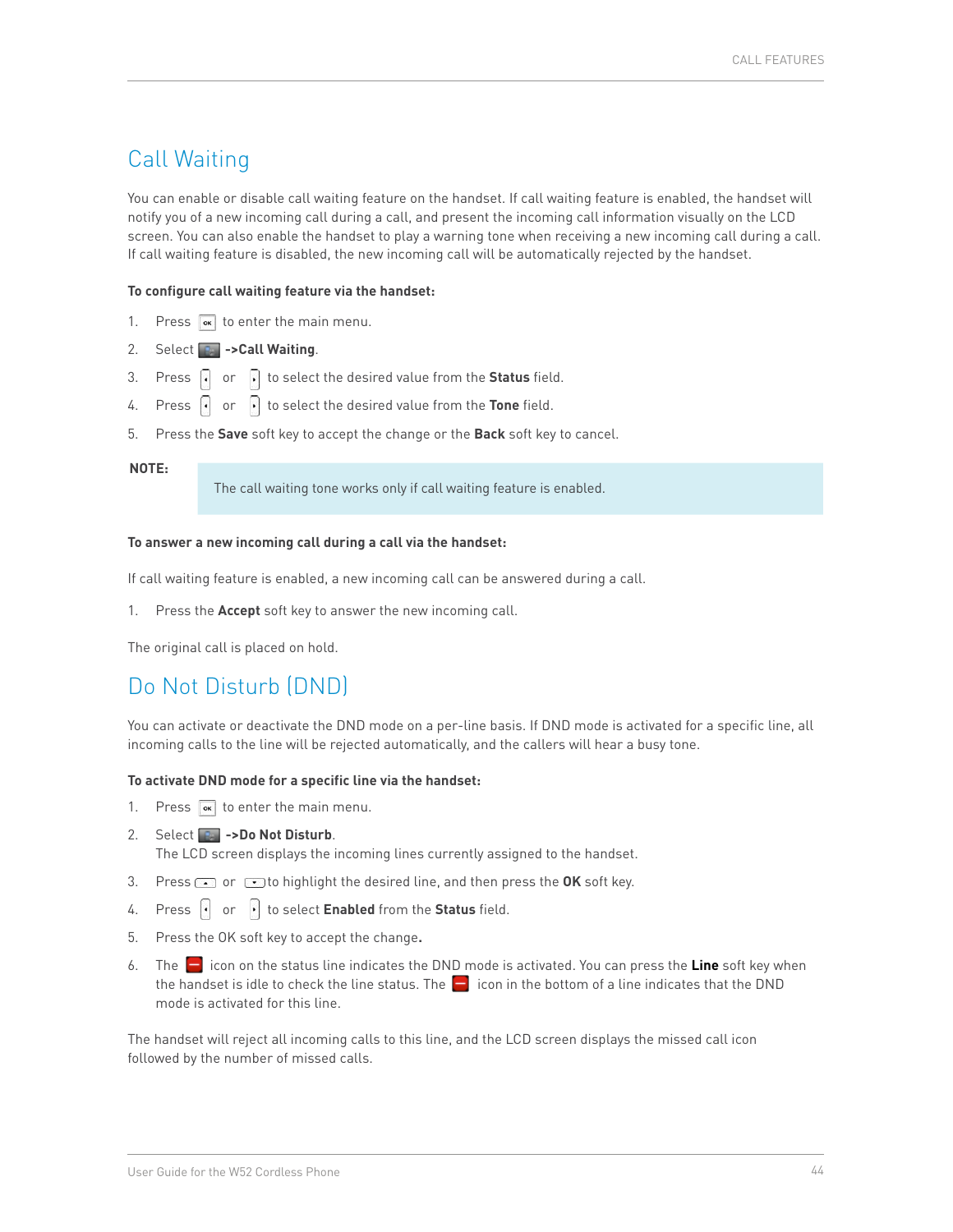## Call Waiting

You can enable or disable call waiting feature on the handset. If call waiting feature is enabled, the handset will notify you of a new incoming call during a call, and present the incoming call information visually on the LCD screen. You can also enable the handset to play a warning tone when receiving a new incoming call during a call. If call waiting feature is disabled, the new incoming call will be automatically rejected by the handset.

**To configure call waiting feature via the handset:**

1. Press OK to enter the main menu.
2. Select **->Call Waiting**.
3. Press or to select the desired value from the **Status** field.
4. Press or to select the desired value from the **Tone** field.
5. Press the **Save** soft key to accept the change or the **Back** soft key to cancel.

**NOTE:**

> The call waiting tone works only if call waiting feature is enabled.

**To answer a new incoming call during a call via the handset:**

If call waiting feature is enabled, a new incoming call can be answered during a call.

1. Press the **Accept** soft key to answer the new incoming call.

The original call is placed on hold.

## Do Not Disturb (DND)

You can activate or deactivate the DND mode on a per-line basis. If DND mode is activated for a specific line, all incoming calls to the line will be rejected automatically, and the callers will hear a busy tone.

**To activate DND mode for a specific line via the handset:**

1. Press OK to enter the main menu.
2. Select **->Do Not Disturb**.
   The LCD screen displays the incoming lines currently assigned to the handset.
3. Press or to highlight the desired line, and then press the **OK** soft key.
4. Press or to select **Enabled** from the **Status** field.
5. Press the OK soft key to accept the change**.**
6. The icon on the status line indicates the DND mode is activated. You can press the **Line** soft key when the handset is idle to check the line status. The icon in the bottom of a line indicates that the DND mode is activated for this line.

The handset will reject all incoming calls to this line, and the LCD screen displays the missed call icon followed by the number of missed calls.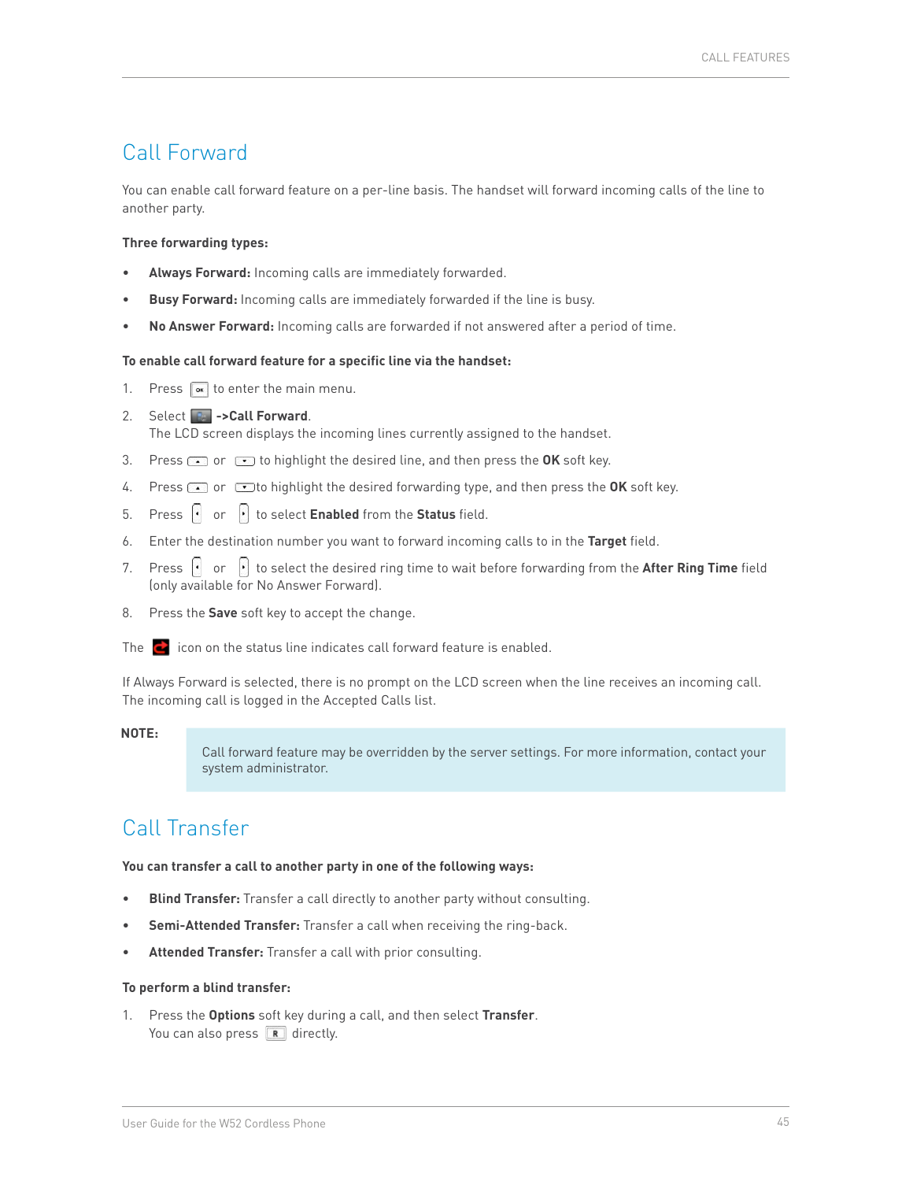## Call Forward

You can enable call forward feature on a per-line basis. The handset will forward incoming calls of the line to another party.

**Three forwarding types:**

- **Always Forward:** Incoming calls are immediately forwarded.
- **Busy Forward:** Incoming calls are immediately forwarded if the line is busy.
- **No Answer Forward:** Incoming calls are forwarded if not answered after a period of time.

**To enable call forward feature for a specific line via the handset:**

1. Press  to enter the main menu.
2. Select  **->Call Forward**.
   The LCD screen displays the incoming lines currently assigned to the handset.
3. Press  or  to highlight the desired line, and then press the **OK** soft key.
4. Press  or  to highlight the desired forwarding type, and then press the **OK** soft key.
5. Press  or  to select **Enabled** from the **Status** field.
6. Enter the destination number you want to forward incoming calls to in the **Target** field.
7. Press  or  to select the desired ring time to wait before forwarding from the **After Ring Time** field (only available for No Answer Forward).
8. Press the **Save** soft key to accept the change.

The  icon on the status line indicates call forward feature is enabled.

If Always Forward is selected, there is no prompt on the LCD screen when the line receives an incoming call. The incoming call is logged in the Accepted Calls list.

**NOTE:**

> Call forward feature may be overridden by the server settings. For more information, contact your system administrator.

## Call Transfer

**You can transfer a call to another party in one of the following ways:**

- **Blind Transfer:** Transfer a call directly to another party without consulting.
- **Semi-Attended Transfer:** Transfer a call when receiving the ring-back.
- **Attended Transfer:** Transfer a call with prior consulting.

**To perform a blind transfer:**

1. Press the **Options** soft key during a call, and then select **Transfer**.
   You can also press  directly.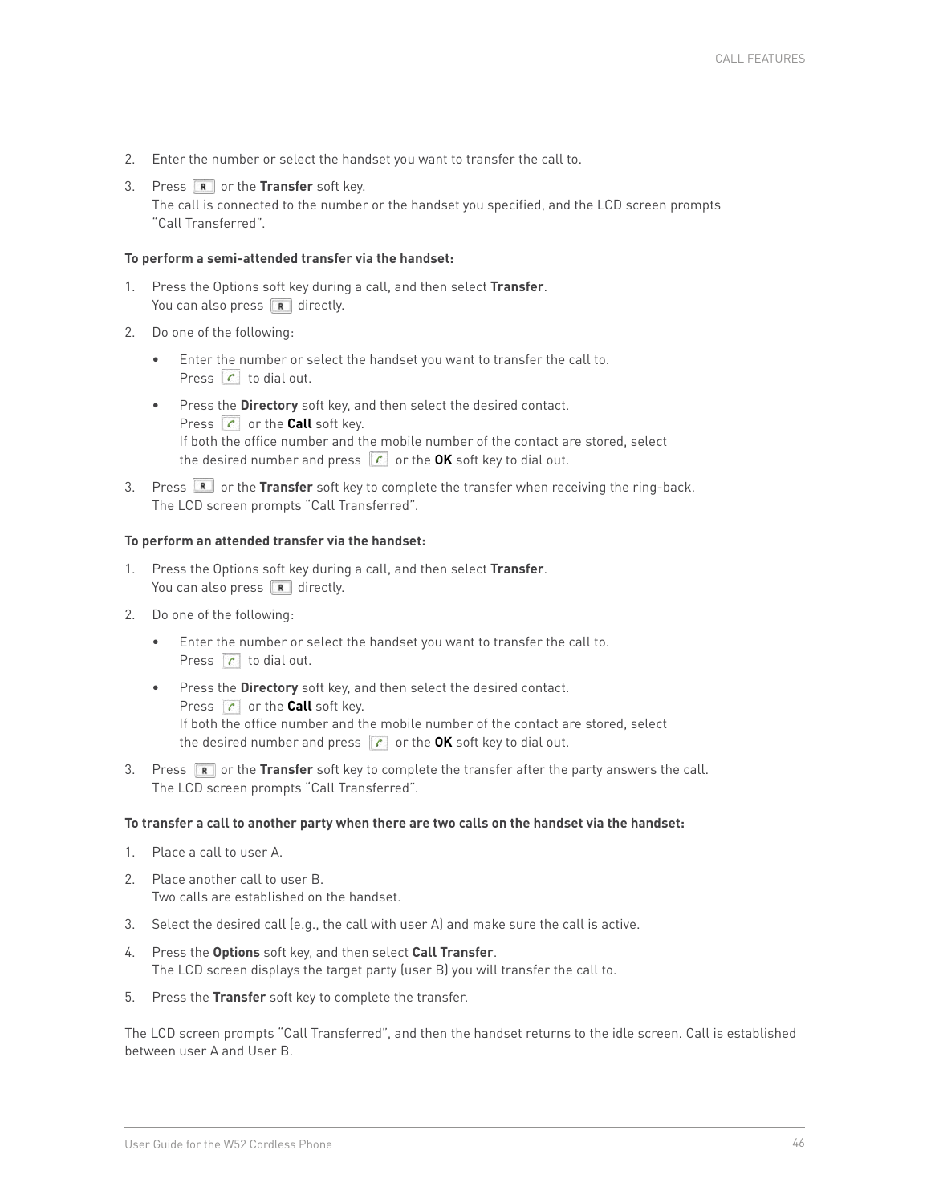2. Enter the number or select the handset you want to transfer the call to.
3. Press R or the **Transfer** soft key.
   The call is connected to the number or the handset you specified, and the LCD screen prompts "Call Transferred".

**To perform a semi-attended transfer via the handset:**

1. Press the Options soft key during a call, and then select **Transfer**.
   You can also press R directly.
2. Do one of the following:
   - Enter the number or select the handset you want to transfer the call to.
     Press the off-hook key to dial out.
   - Press the **Directory** soft key, and then select the desired contact.
     Press the off-hook key or the **Call** soft key.
     If both the office number and the mobile number of the contact are stored, select the desired number and press the off-hook key or the **OK** soft key to dial out.
3. Press R or the **Transfer** soft key to complete the transfer when receiving the ring-back.
   The LCD screen prompts "Call Transferred".

**To perform an attended transfer via the handset:**

1. Press the Options soft key during a call, and then select **Transfer**.
   You can also press R directly.
2. Do one of the following:
   - Enter the number or select the handset you want to transfer the call to.
     Press the off-hook key to dial out.
   - Press the **Directory** soft key, and then select the desired contact.
     Press the off-hook key or the **Call** soft key.
     If both the office number and the mobile number of the contact are stored, select the desired number and press the off-hook key or the **OK** soft key to dial out.
3. Press R or the **Transfer** soft key to complete the transfer after the party answers the call.
   The LCD screen prompts "Call Transferred".

**To transfer a call to another party when there are two calls on the handset via the handset:**

1. Place a call to user A.
2. Place another call to user B.
   Two calls are established on the handset.
3. Select the desired call (e.g., the call with user A) and make sure the call is active.
4. Press the **Options** soft key, and then select **Call Transfer**.
   The LCD screen displays the target party (user B) you will transfer the call to.
5. Press the **Transfer** soft key to complete the transfer.

The LCD screen prompts "Call Transferred", and then the handset returns to the idle screen. Call is established between user A and User B.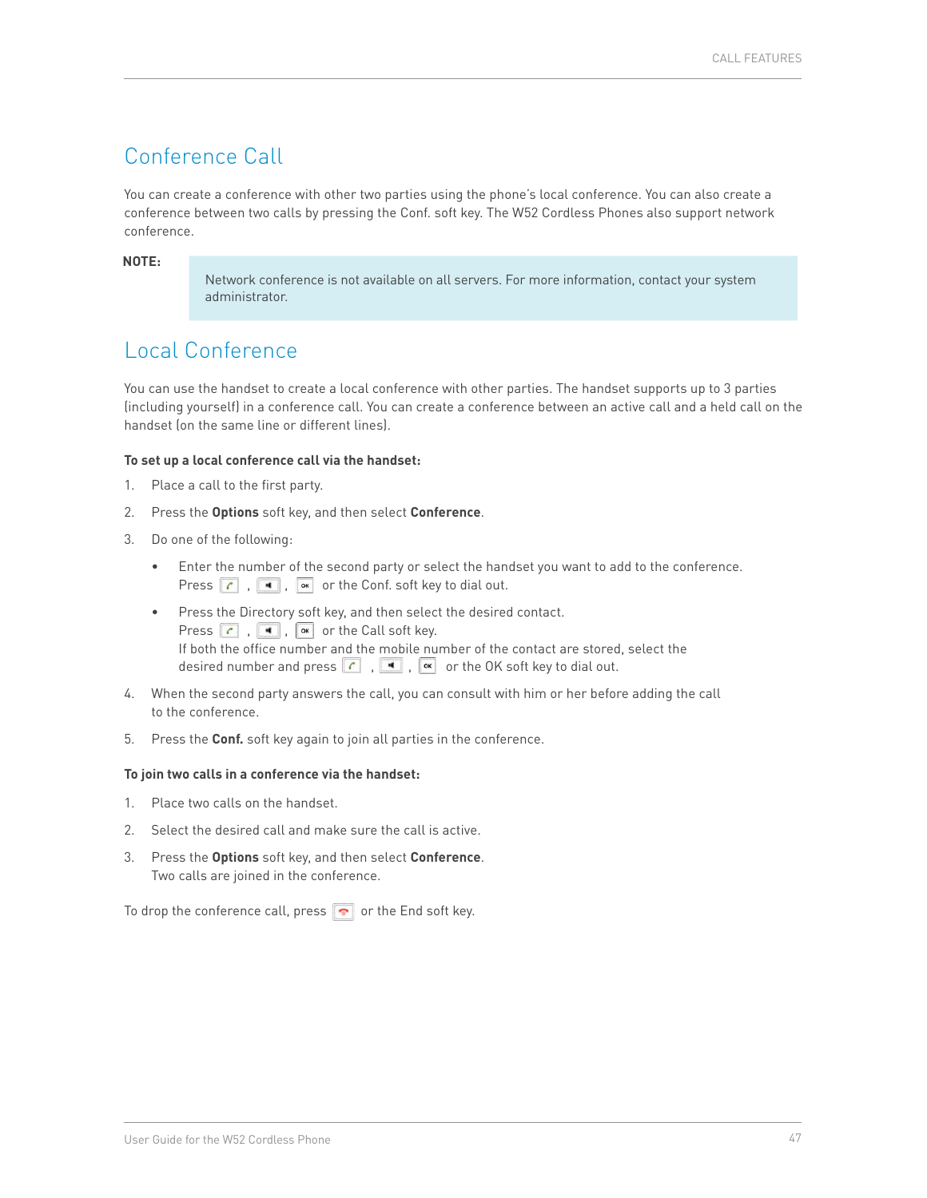# Conference Call

You can create a conference with other two parties using the phone's local conference. You can also create a conference between two calls by pressing the Conf. soft key. The W52 Cordless Phones also support network conference.

**NOTE:**

> Network conference is not available on all servers. For more information, contact your system administrator.

## Local Conference

You can use the handset to create a local conference with other parties. The handset supports up to 3 parties (including yourself) in a conference call. You can create a conference between an active call and a held call on the handset (on the same line or different lines).

**To set up a local conference call via the handset:**

1. Place a call to the first party.
2. Press the **Options** soft key, and then select **Conference**.
3. Do one of the following:
   - Enter the number of the second party or select the handset you want to add to the conference.
     Press , , or the Conf. soft key to dial out.
   - Press the Directory soft key, and then select the desired contact.
     Press , , or the Call soft key.
     If both the office number and the mobile number of the contact are stored, select the desired number and press , , or the OK soft key to dial out.
4. When the second party answers the call, you can consult with him or her before adding the call to the conference.
5. Press the **Conf.** soft key again to join all parties in the conference.

**To join two calls in a conference via the handset:**

1. Place two calls on the handset.
2. Select the desired call and make sure the call is active.
3. Press the **Options** soft key, and then select **Conference**.
   Two calls are joined in the conference.

To drop the conference call, press or the End soft key.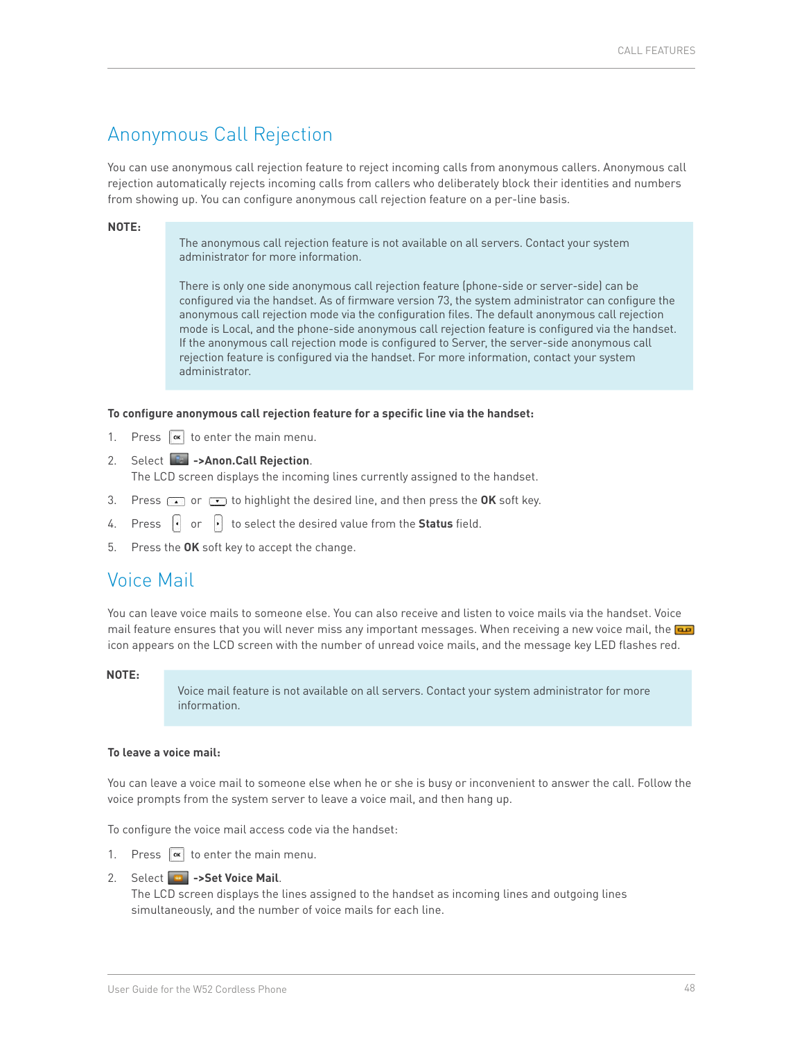## Anonymous Call Rejection

You can use anonymous call rejection feature to reject incoming calls from anonymous callers. Anonymous call rejection automatically rejects incoming calls from callers who deliberately block their identities and numbers from showing up. You can configure anonymous call rejection feature on a per-line basis.

**NOTE:**

> The anonymous call rejection feature is not available on all servers. Contact your system administrator for more information.
>
> There is only one side anonymous call rejection feature (phone-side or server-side) can be configured via the handset. As of firmware version 73, the system administrator can configure the anonymous call rejection mode via the configuration files. The default anonymous call rejection mode is Local, and the phone-side anonymous call rejection feature is configured via the handset. If the anonymous call rejection mode is configured to Server, the server-side anonymous call rejection feature is configured via the handset. For more information, contact your system administrator.

**To configure anonymous call rejection feature for a specific line via the handset:**

1. Press OK to enter the main menu.
2. Select **->Anon.Call Rejection**.
   The LCD screen displays the incoming lines currently assigned to the handset.
3. Press ▲ or ▼ to highlight the desired line, and then press the **OK** soft key.
4. Press ◄ or ► to select the desired value from the **Status** field.
5. Press the **OK** soft key to accept the change.

## Voice Mail

You can leave voice mails to someone else. You can also receive and listen to voice mails via the handset. Voice mail feature ensures that you will never miss any important messages. When receiving a new voice mail, the icon appears on the LCD screen with the number of unread voice mails, and the message key LED flashes red.

**NOTE:**

> Voice mail feature is not available on all servers. Contact your system administrator for more information.

**To leave a voice mail:**

You can leave a voice mail to someone else when he or she is busy or inconvenient to answer the call. Follow the voice prompts from the system server to leave a voice mail, and then hang up.

To configure the voice mail access code via the handset:

1. Press OK to enter the main menu.
2. Select **->Set Voice Mail**.
   The LCD screen displays the lines assigned to the handset as incoming lines and outgoing lines simultaneously, and the number of voice mails for each line.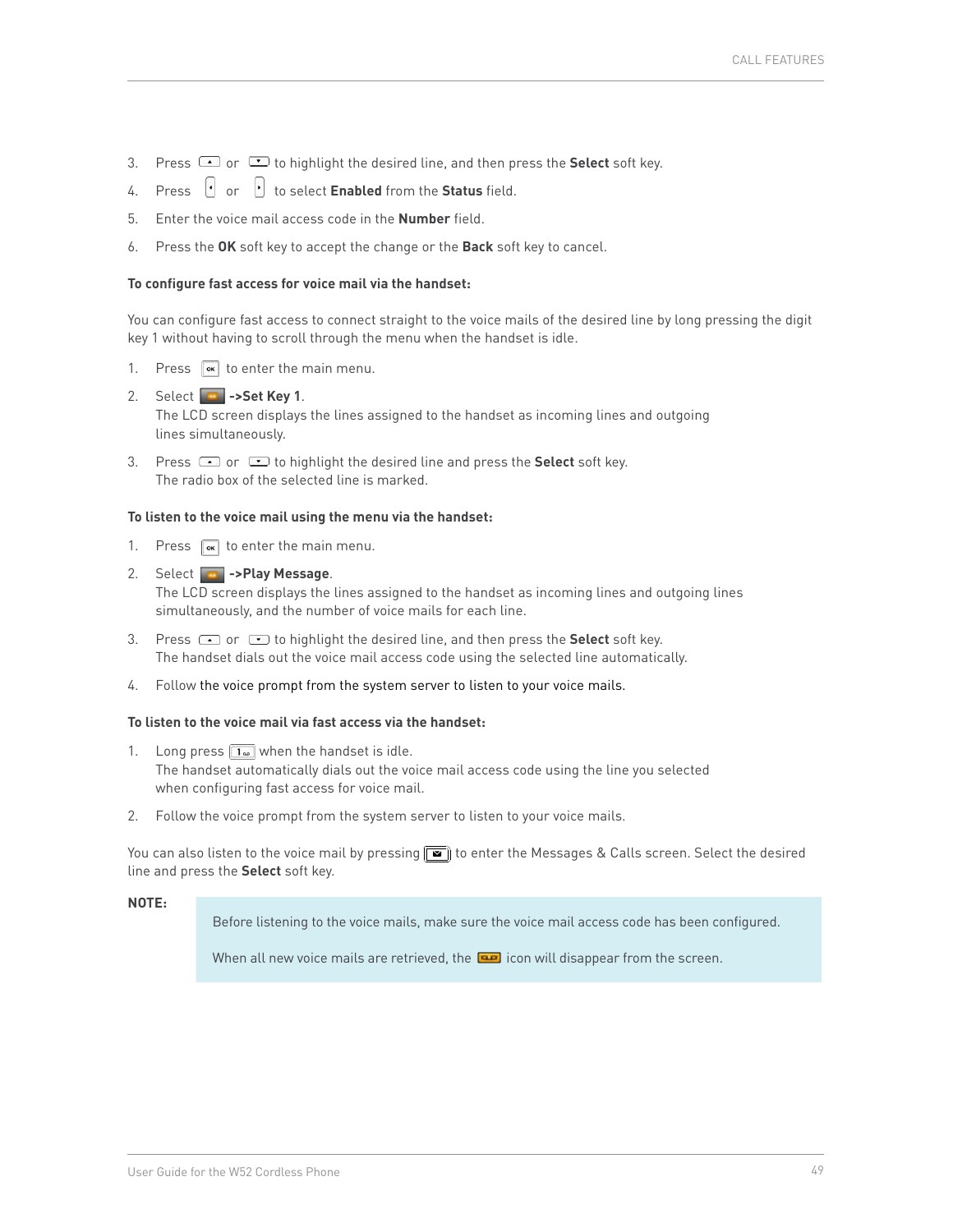3. Press  or  to highlight the desired line, and then press the **Select** soft key.
4. Press  or  to select **Enabled** from the **Status** field.
5. Enter the voice mail access code in the **Number** field.
6. Press the **OK** soft key to accept the change or the **Back** soft key to cancel.

**To configure fast access for voice mail via the handset:**

You can configure fast access to connect straight to the voice mails of the desired line by long pressing the digit key 1 without having to scroll through the menu when the handset is idle.

1. Press  to enter the main menu.
2. Select  **->Set Key 1**.
   The LCD screen displays the lines assigned to the handset as incoming lines and outgoing lines simultaneously.
3. Press  or  to highlight the desired line and press the **Select** soft key.
   The radio box of the selected line is marked.

**To listen to the voice mail using the menu via the handset:**

1. Press  to enter the main menu.
2. Select  **->Play Message**.
   The LCD screen displays the lines assigned to the handset as incoming lines and outgoing lines simultaneously, and the number of voice mails for each line.
3. Press  or  to highlight the desired line, and then press the **Select** soft key.
   The handset dials out the voice mail access code using the selected line automatically.
4. Follow the voice prompt from the system server to listen to your voice mails.

**To listen to the voice mail via fast access via the handset:**

1. Long press  when the handset is idle.
   The handset automatically dials out the voice mail access code using the line you selected when configuring fast access for voice mail.
2. Follow the voice prompt from the system server to listen to your voice mails.

You can also listen to the voice mail by pressing  to enter the Messages & Calls screen. Select the desired line and press the **Select** soft key.

**NOTE:**

> Before listening to the voice mails, make sure the voice mail access code has been configured.
>
> When all new voice mails are retrieved, the  icon will disappear from the screen.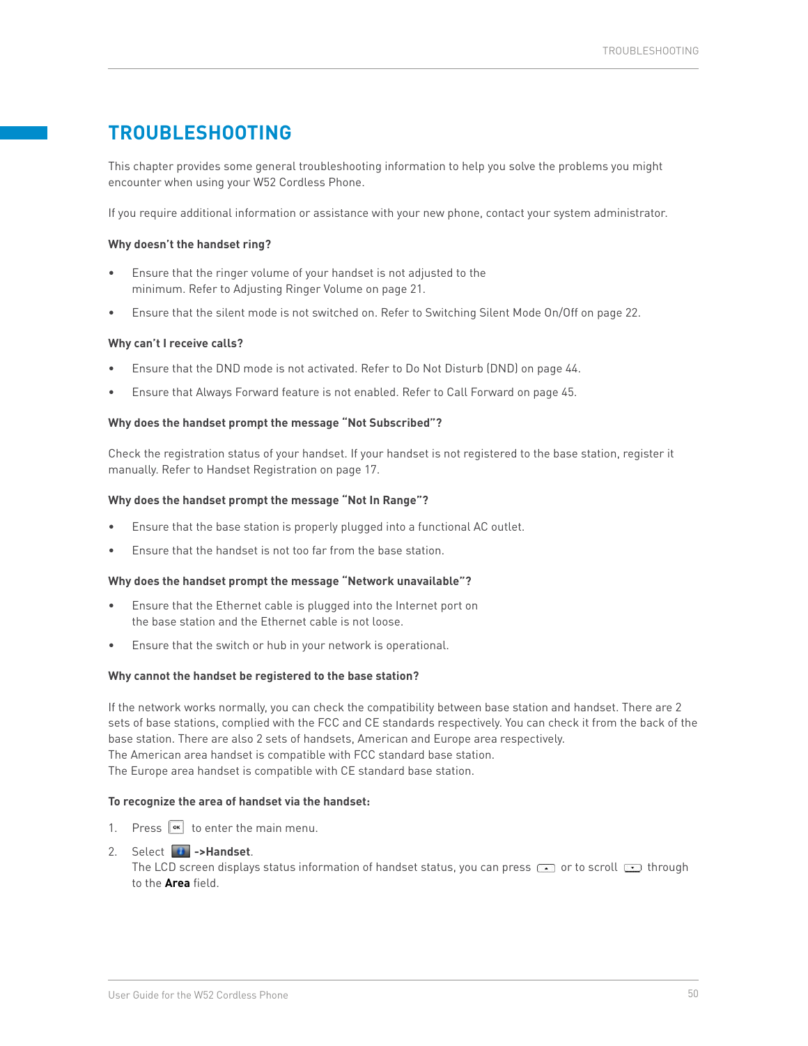# TROUBLESHOOTING

This chapter provides some general troubleshooting information to help you solve the problems you might encounter when using your W52 Cordless Phone.

If you require additional information or assistance with your new phone, contact your system administrator.

**Why doesn't the handset ring?**

- Ensure that the ringer volume of your handset is not adjusted to the minimum. Refer to Adjusting Ringer Volume on page 21.
- Ensure that the silent mode is not switched on. Refer to Switching Silent Mode On/Off on page 22.

**Why can't I receive calls?**

- Ensure that the DND mode is not activated. Refer to Do Not Disturb (DND) on page 44.
- Ensure that Always Forward feature is not enabled. Refer to Call Forward on page 45.

**Why does the handset prompt the message "Not Subscribed"?**

Check the registration status of your handset. If your handset is not registered to the base station, register it manually. Refer to Handset Registration on page 17.

**Why does the handset prompt the message "Not In Range"?**

- Ensure that the base station is properly plugged into a functional AC outlet.
- Ensure that the handset is not too far from the base station.

**Why does the handset prompt the message "Network unavailable"?**

- Ensure that the Ethernet cable is plugged into the Internet port on the base station and the Ethernet cable is not loose.
- Ensure that the switch or hub in your network is operational.

**Why cannot the handset be registered to the base station?**

If the network works normally, you can check the compatibility between base station and handset. There are 2 sets of base stations, complied with the FCC and CE standards respectively. You can check it from the back of the base station. There are also 2 sets of handsets, American and Europe area respectively.
The American area handset is compatible with FCC standard base station.
The Europe area handset is compatible with CE standard base station.

**To recognize the area of handset via the handset:**

1. Press OK to enter the main menu.
2. Select **->Handset**.
   The LCD screen displays status information of handset status, you can press or to scroll through to the **Area** field.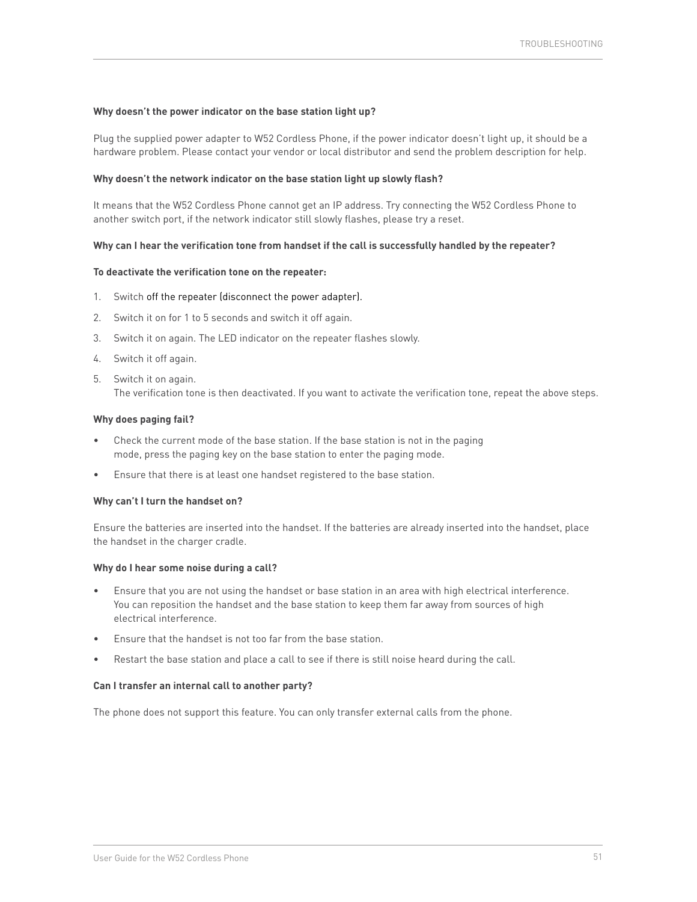**Why doesn’t the power indicator on the base station light up?**

Plug the supplied power adapter to W52 Cordless Phone, if the power indicator doesn’t light up, it should be a hardware problem. Please contact your vendor or local distributor and send the problem description for help.

**Why doesn’t the network indicator on the base station light up slowly flash?**

It means that the W52 Cordless Phone cannot get an IP address. Try connecting the W52 Cordless Phone to another switch port, if the network indicator still slowly flashes, please try a reset.

**Why can I hear the verification tone from handset if the call is successfully handled by the repeater?**

**To deactivate the verification tone on the repeater:**

1. Switch off the repeater (disconnect the power adapter).
2. Switch it on for 1 to 5 seconds and switch it off again.
3. Switch it on again. The LED indicator on the repeater flashes slowly.
4. Switch it off again.
5. Switch it on again.
   The verification tone is then deactivated. If you want to activate the verification tone, repeat the above steps.

**Why does paging fail?**

- Check the current mode of the base station. If the base station is not in the paging mode, press the paging key on the base station to enter the paging mode.
- Ensure that there is at least one handset registered to the base station.

**Why can’t I turn the handset on?**

Ensure the batteries are inserted into the handset. If the batteries are already inserted into the handset, place the handset in the charger cradle.

**Why do I hear some noise during a call?**

- Ensure that you are not using the handset or base station in an area with high electrical interference. You can reposition the handset and the base station to keep them far away from sources of high electrical interference.
- Ensure that the handset is not too far from the base station.
- Restart the base station and place a call to see if there is still noise heard during the call.

**Can I transfer an internal call to another party?**

The phone does not support this feature. You can only transfer external calls from the phone.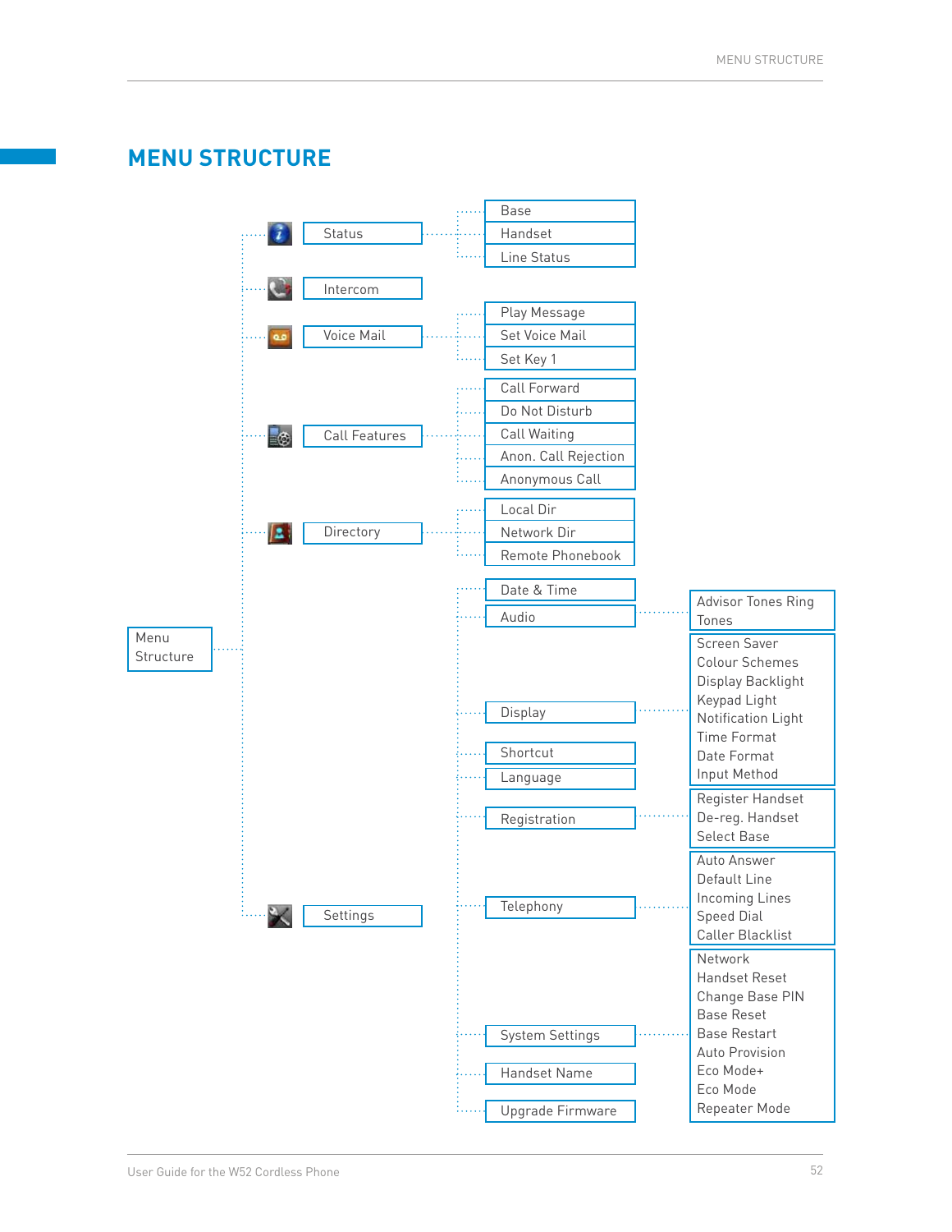# MENU STRUCTURE

- Menu Structure
  - Status
    - Base
    - Handset
    - Line Status
  - Intercom
  - Voice Mail
    - Play Message
    - Set Voice Mail
    - Set Key 1
  - Call Features
    - Call Forward
    - Do Not Disturb
    - Call Waiting
    - Anon. Call Rejection
    - Anonymous Call
  - Directory
    - Local Dir
    - Network Dir
    - Remote Phonebook
  - Settings
    - Date & Time
    - Audio
      - Advisor Tones Ring Tones
    - Display
      - Screen Saver
      - Colour Schemes
      - Display Backlight
      - Keypad Light
      - Notification Light
      - Time Format
      - Date Format
      - Input Method
    - Shortcut
    - Language
    - Registration
      - Register Handset
      - De-reg. Handset
      - Select Base
    - Telephony
      - Auto Answer
      - Default Line
      - Incoming Lines
      - Speed Dial
      - Caller Blacklist
    - System Settings
      - Network
      - Handset Reset
      - Change Base PIN
      - Base Reset
      - Base Restart
      - Auto Provision
      - Eco Mode+
      - Eco Mode
      - Repeater Mode
    - Handset Name
    - Upgrade Firmware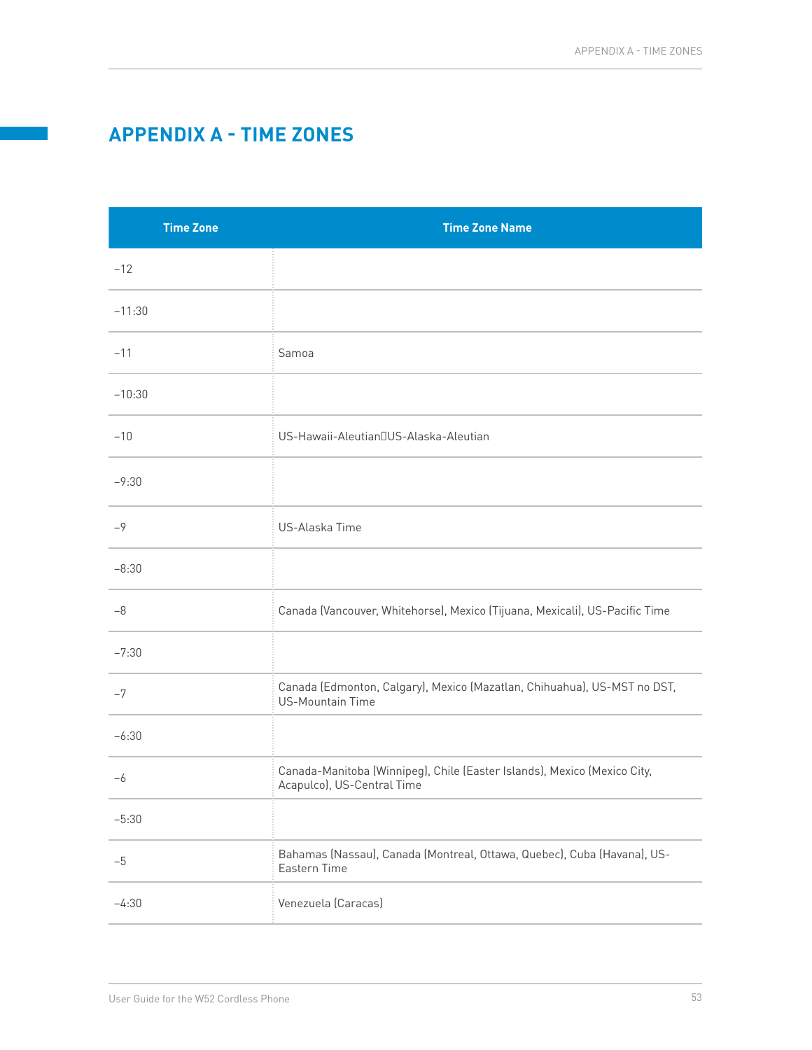# APPENDIX A - TIME ZONES

| Time Zone | Time Zone Name |
|---|---|
| −12 | |
| −11:30 | |
| −11 | Samoa |
| −10:30 | |
| −10 | US-Hawaii-Aleutian US-Alaska-Aleutian |
| −9:30 | |
| −9 | US-Alaska Time |
| −8:30 | |
| −8 | Canada (Vancouver, Whitehorse), Mexico (Tijuana, Mexicali), US-Pacific Time |
| −7:30 | |
| −7 | Canada (Edmonton, Calgary), Mexico (Mazatlan, Chihuahua), US-MST no DST, US-Mountain Time |
| −6:30 | |
| −6 | Canada-Manitoba (Winnipeg), Chile (Easter Islands), Mexico (Mexico City, Acapulco), US-Central Time |
| −5:30 | |
| −5 | Bahamas (Nassau), Canada (Montreal, Ottawa, Quebec), Cuba (Havana), US-Eastern Time |
| −4:30 | Venezuela (Caracas) |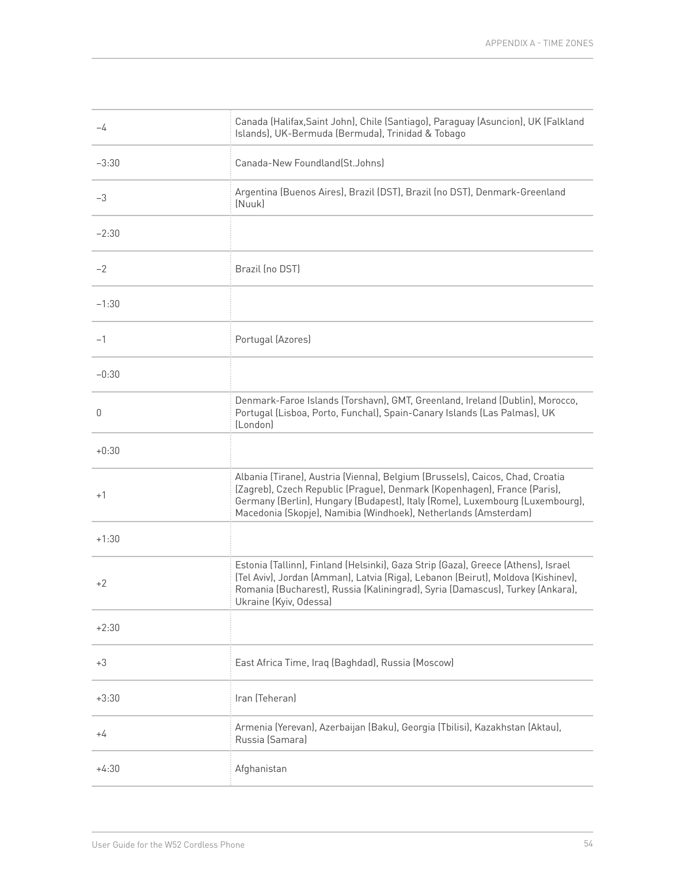| | |
|---|---|
| −4 | Canada (Halifax,Saint John), Chile (Santiago), Paraguay (Asuncion), UK (Falkland Islands), UK-Bermuda (Bermuda), Trinidad & Tobago |
| −3:30 | Canada-New Foundland(St.Johns) |
| −3 | Argentina (Buenos Aires), Brazil (DST), Brazil (no DST), Denmark-Greenland (Nuuk) |
| −2:30 | |
| −2 | Brazil (no DST) |
| −1:30 | |
| −1 | Portugal (Azores) |
| −0:30 | |
| 0 | Denmark-Faroe Islands (Torshavn), GMT, Greenland, Ireland (Dublin), Morocco, Portugal (Lisboa, Porto, Funchal), Spain-Canary Islands (Las Palmas), UK (London) |
| +0:30 | |
| +1 | Albania (Tirane), Austria (Vienna), Belgium (Brussels), Caicos, Chad, Croatia (Zagreb), Czech Republic (Prague), Denmark (Kopenhagen), France (Paris), Germany (Berlin), Hungary (Budapest), Italy (Rome), Luxembourg (Luxembourg), Macedonia (Skopje), Namibia (Windhoek), Netherlands (Amsterdam) |
| +1:30 | |
| +2 | Estonia (Tallinn), Finland (Helsinki), Gaza Strip (Gaza), Greece (Athens), Israel (Tel Aviv), Jordan (Amman), Latvia (Riga), Lebanon (Beirut), Moldova (Kishinev), Romania (Bucharest), Russia (Kaliningrad), Syria (Damascus), Turkey (Ankara), Ukraine (Kyiv, Odessa) |
| +2:30 | |
| +3 | East Africa Time, Iraq (Baghdad), Russia (Moscow) |
| +3:30 | Iran (Teheran) |
| +4 | Armenia (Yerevan), Azerbaijan (Baku), Georgia (Tbilisi), Kazakhstan (Aktau), Russia (Samara) |
| +4:30 | Afghanistan |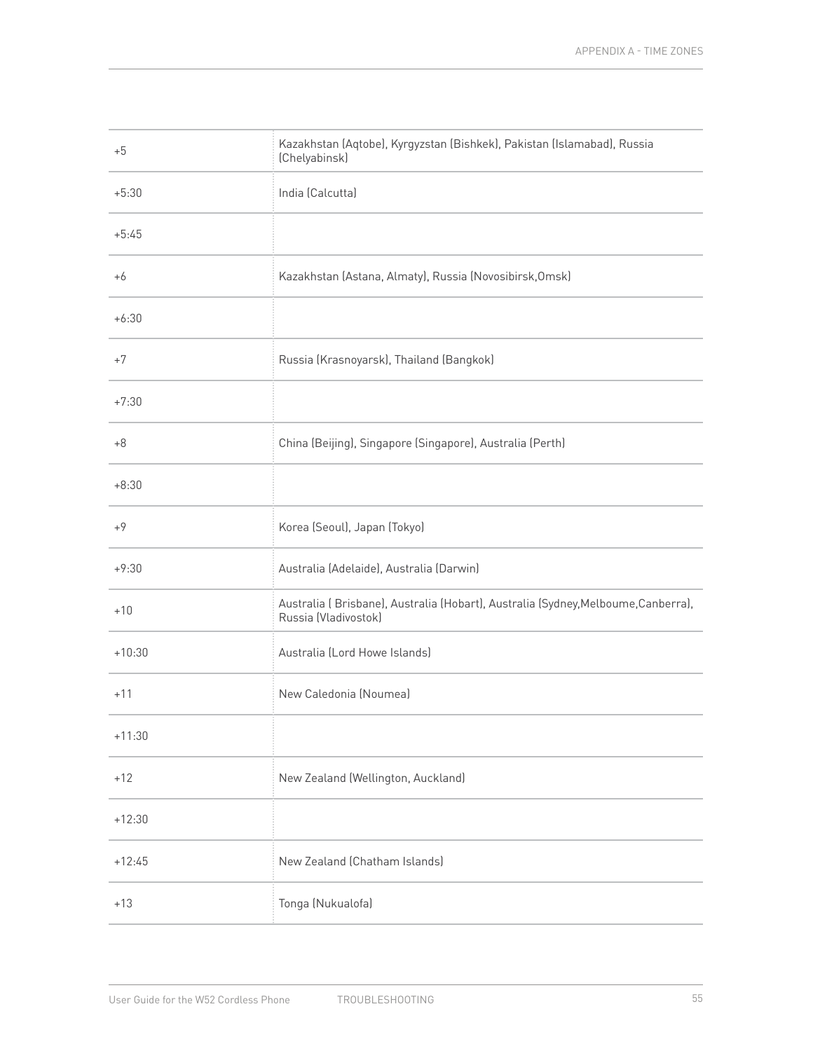| | |
|---|---|
| +5 | Kazakhstan (Aqtobe), Kyrgyzstan (Bishkek), Pakistan (Islamabad), Russia (Chelyabinsk) |
| +5:30 | India (Calcutta) |
| +5:45 | |
| +6 | Kazakhstan (Astana, Almaty), Russia (Novosibirsk,Omsk) |
| +6:30 | |
| +7 | Russia (Krasnoyarsk), Thailand (Bangkok) |
| +7:30 | |
| +8 | China (Beijing), Singapore (Singapore), Australia (Perth) |
| +8:30 | |
| +9 | Korea (Seoul), Japan (Tokyo) |
| +9:30 | Australia (Adelaide), Australia (Darwin) |
| +10 | Australia ( Brisbane), Australia (Hobart), Australia (Sydney,Melboume,Canberra), Russia (Vladivostok) |
| +10:30 | Australia (Lord Howe Islands) |
| +11 | New Caledonia (Noumea) |
| +11:30 | |
| +12 | New Zealand (Wellington, Auckland) |
| +12:30 | |
| +12:45 | New Zealand (Chatham Islands) |
| +13 | Tonga (Nukualofa) |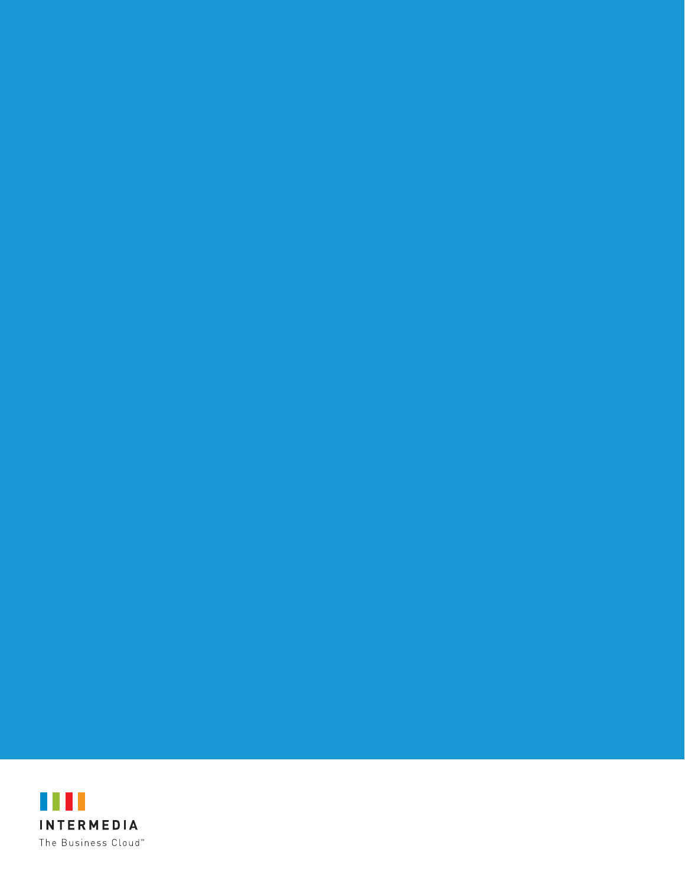INTERMEDIA

The Business Cloud™